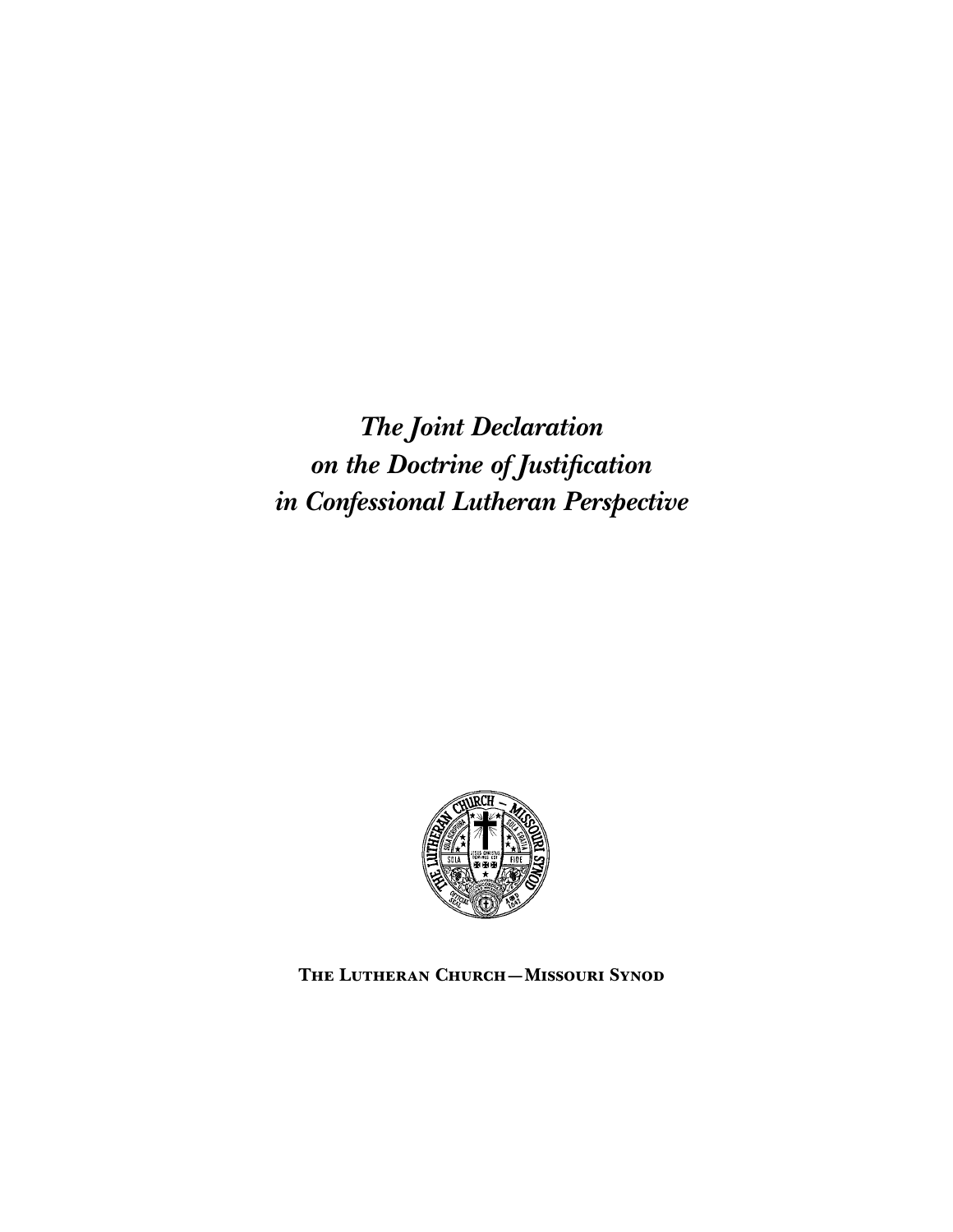# *The Joint Declaration on the Doctrine of Justification in Confessional Lutheran Perspective*

**The Lutheran Church—Missouri Synod**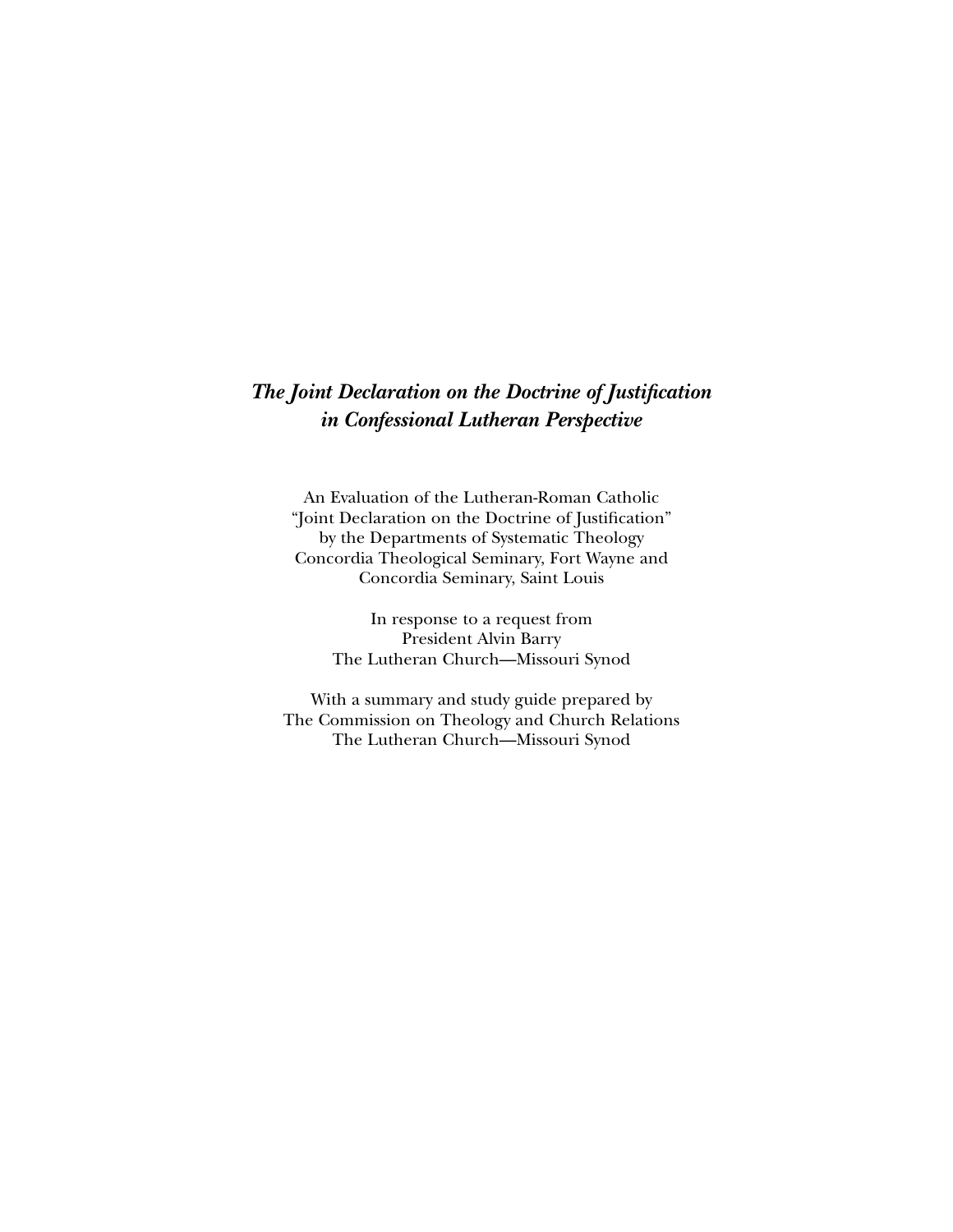# *The Joint Declaration on the Doctrine of Justification in Confessional Lutheran Perspective*

An Evaluation of the Lutheran-Roman Catholic
"Joint Declaration on the Doctrine of Justification"
by the Departments of Systematic Theology
Concordia Theological Seminary, Fort Wayne and
Concordia Seminary, Saint Louis

In response to a request from
President Alvin Barry
The Lutheran Church—Missouri Synod

With a summary and study guide prepared by
The Commission on Theology and Church Relations
The Lutheran Church—Missouri Synod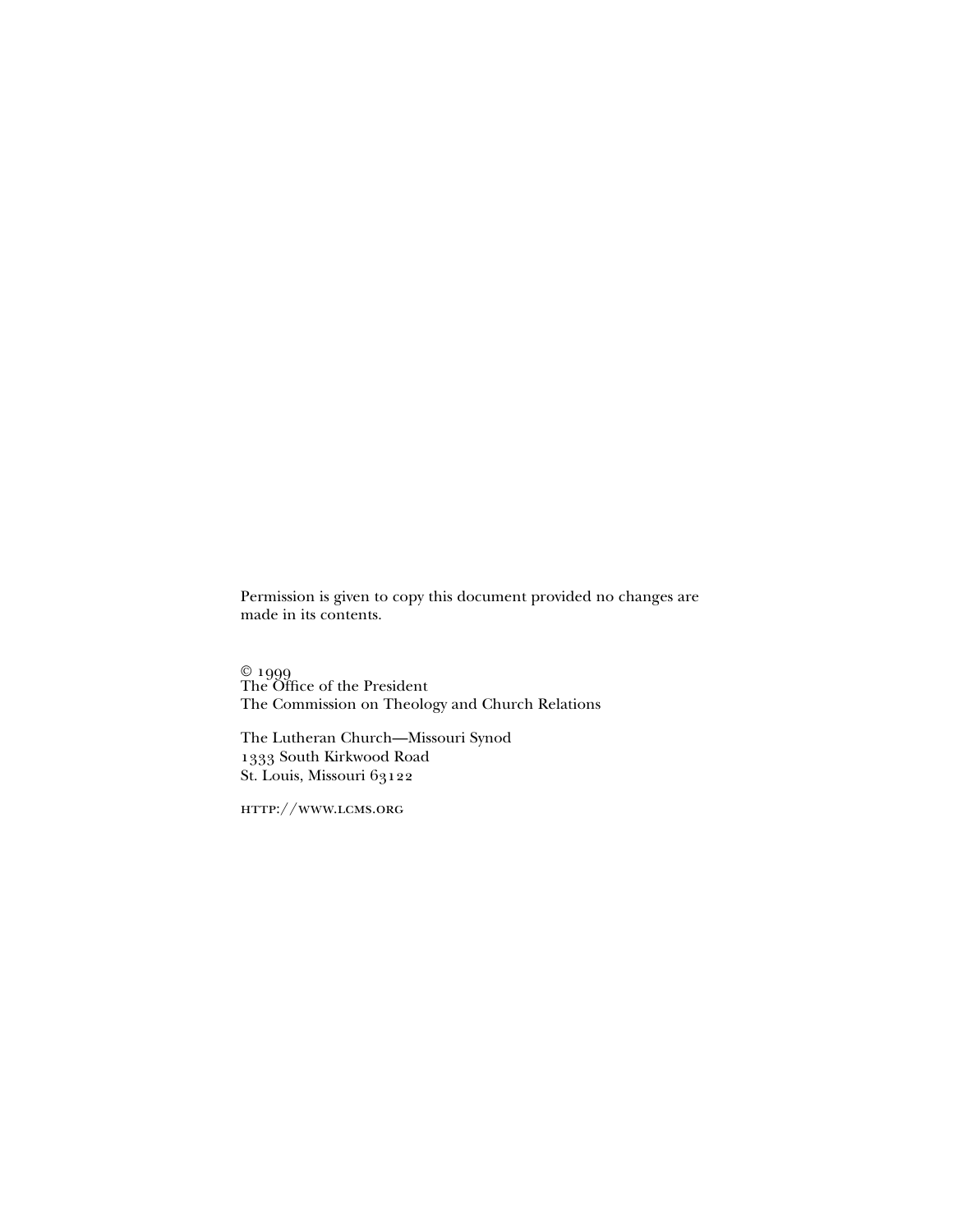Permission is given to copy this document provided no changes are made in its contents.

© 1999
The Office of the President
The Commission on Theology and Church Relations

The Lutheran Church—Missouri Synod
1333 South Kirkwood Road
St. Louis, Missouri 63122

HTTP://WWW.LCMS.ORG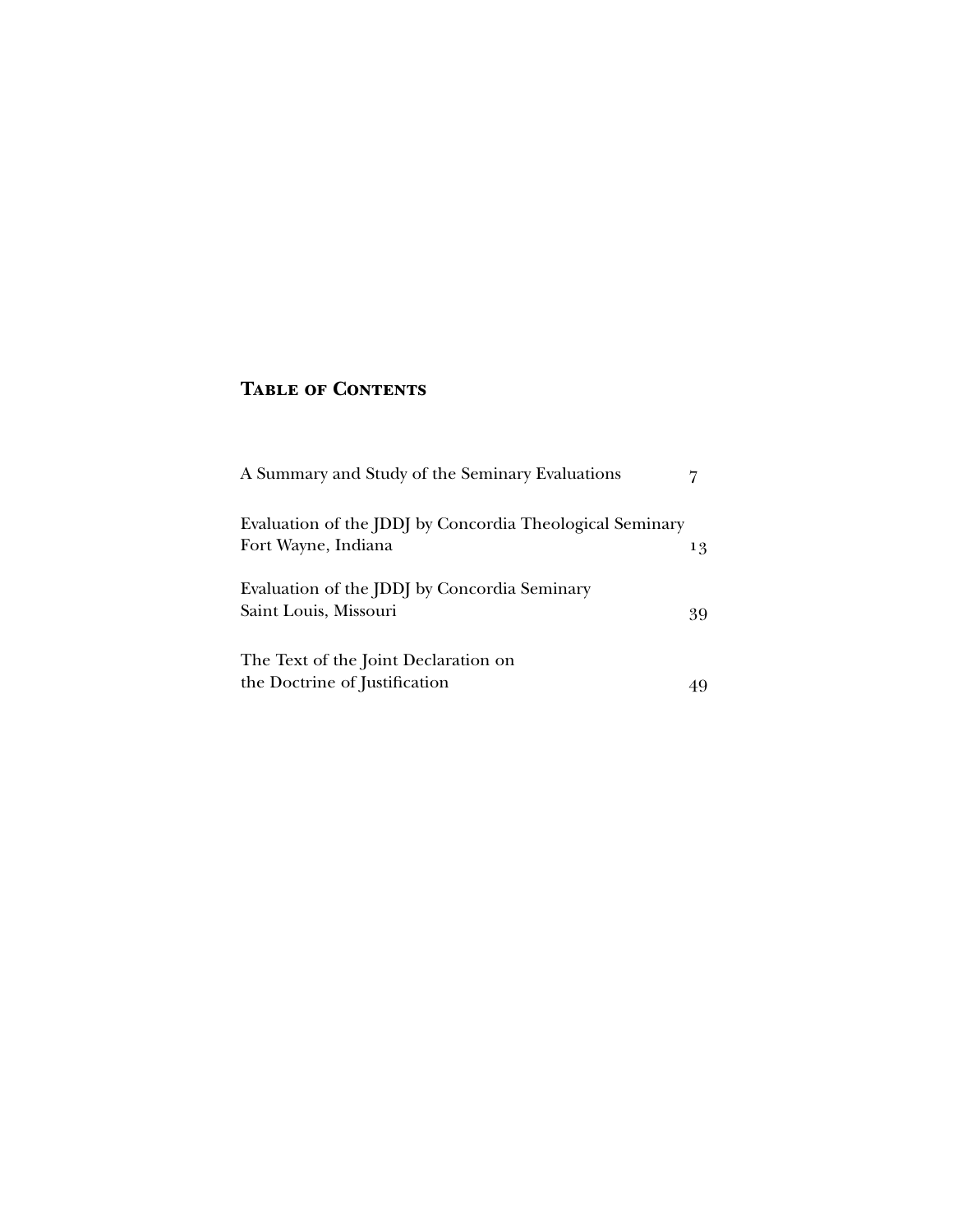## Table of Contents

| | |
|---|---|
| A Summary and Study of the Seminary Evaluations | 7 |
| Evaluation of the JDDJ by Concordia Theological Seminary Fort Wayne, Indiana | 13 |
| Evaluation of the JDDJ by Concordia Seminary Saint Louis, Missouri | 39 |
| The Text of the Joint Declaration on the Doctrine of Justification | 49 |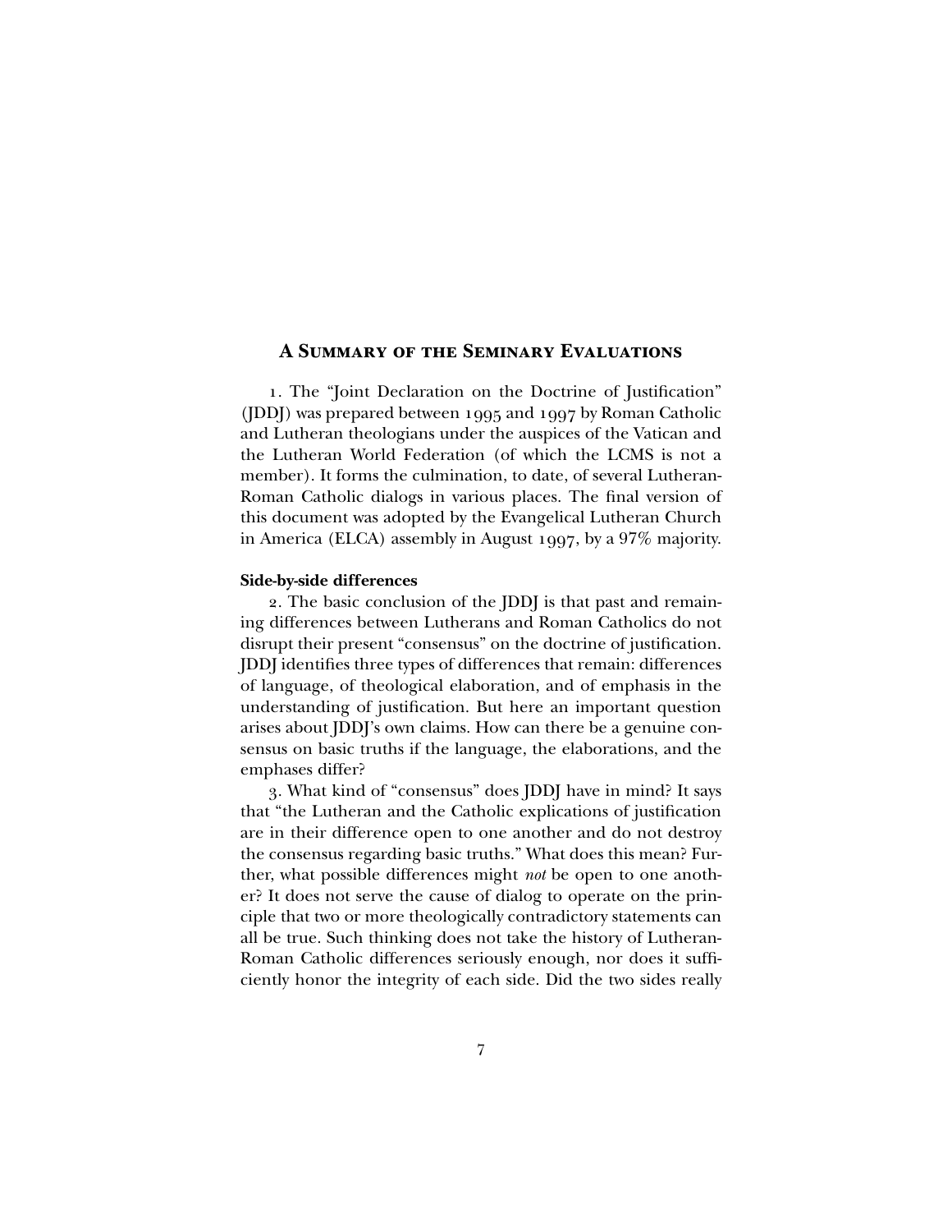## A Summary of the Seminary Evaluations

1. The "Joint Declaration on the Doctrine of Justification" (JDDJ) was prepared between 1995 and 1997 by Roman Catholic and Lutheran theologians under the auspices of the Vatican and the Lutheran World Federation (of which the LCMS is not a member). It forms the culmination, to date, of several Lutheran-Roman Catholic dialogs in various places. The final version of this document was adopted by the Evangelical Lutheran Church in America (ELCA) assembly in August 1997, by a 97% majority.

**Side-by-side differences**

2. The basic conclusion of the JDDJ is that past and remaining differences between Lutherans and Roman Catholics do not disrupt their present "consensus" on the doctrine of justification. JDDJ identifies three types of differences that remain: differences of language, of theological elaboration, and of emphasis in the understanding of justification. But here an important question arises about JDDJ's own claims. How can there be a genuine consensus on basic truths if the language, the elaborations, and the emphases differ?

3. What kind of "consensus" does JDDJ have in mind? It says that "the Lutheran and the Catholic explications of justification are in their difference open to one another and do not destroy the consensus regarding basic truths." What does this mean? Further, what possible differences might *not* be open to one another? It does not serve the cause of dialog to operate on the principle that two or more theologically contradictory statements can all be true. Such thinking does not take the history of Lutheran-Roman Catholic differences seriously enough, nor does it sufficiently honor the integrity of each side. Did the two sides really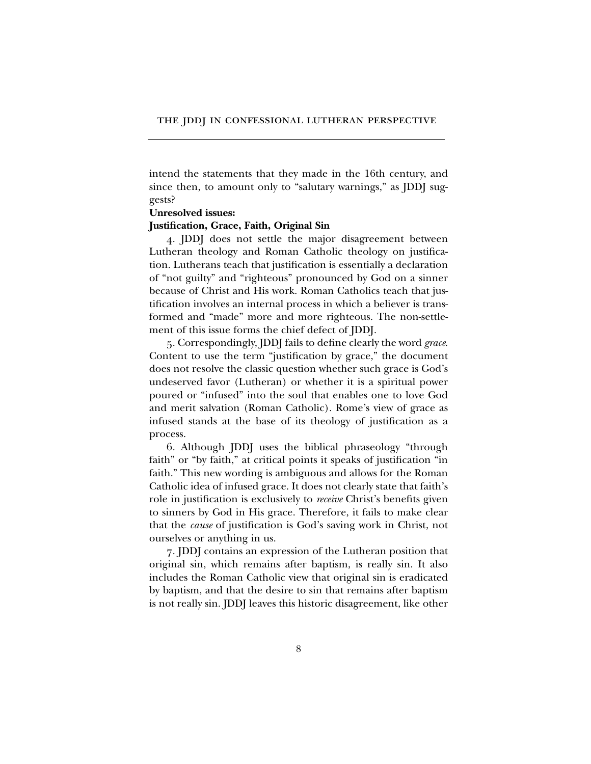intend the statements that they made in the 16th century, and since then, to amount only to "salutary warnings," as JDDJ suggests?

**Unresolved issues:**
**Justification, Grace, Faith, Original Sin**

4. JDDJ does not settle the major disagreement between Lutheran theology and Roman Catholic theology on justification. Lutherans teach that justification is essentially a declaration of "not guilty" and "righteous" pronounced by God on a sinner because of Christ and His work. Roman Catholics teach that justification involves an internal process in which a believer is transformed and "made" more and more righteous. The non-settlement of this issue forms the chief defect of JDDJ.

5. Correspondingly, JDDJ fails to define clearly the word *grace*. Content to use the term "justification by grace," the document does not resolve the classic question whether such grace is God's undeserved favor (Lutheran) or whether it is a spiritual power poured or "infused" into the soul that enables one to love God and merit salvation (Roman Catholic). Rome's view of grace as infused stands at the base of its theology of justification as a process.

6. Although JDDJ uses the biblical phraseology "through faith" or "by faith," at critical points it speaks of justification "in faith." This new wording is ambiguous and allows for the Roman Catholic idea of infused grace. It does not clearly state that faith's role in justification is exclusively to *receive* Christ's benefits given to sinners by God in His grace. Therefore, it fails to make clear that the *cause* of justification is God's saving work in Christ, not ourselves or anything in us.

7. JDDJ contains an expression of the Lutheran position that original sin, which remains after baptism, is really sin. It also includes the Roman Catholic view that original sin is eradicated by baptism, and that the desire to sin that remains after baptism is not really sin. JDDJ leaves this historic disagreement, like other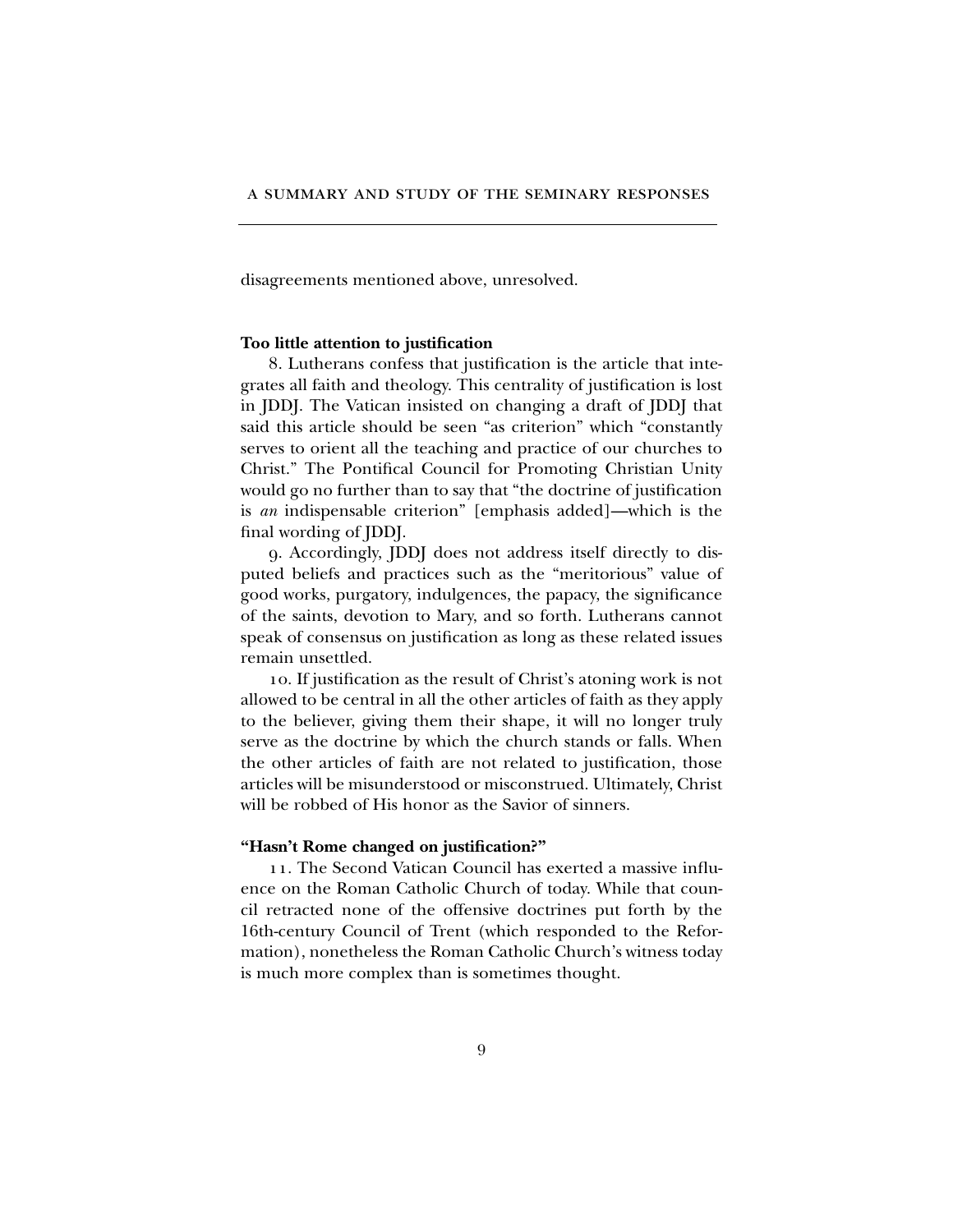disagreements mentioned above, unresolved.

**Too little attention to justification**

8. Lutherans confess that justification is the article that integrates all faith and theology. This centrality of justification is lost in JDDJ. The Vatican insisted on changing a draft of JDDJ that said this article should be seen "as criterion" which "constantly serves to orient all the teaching and practice of our churches to Christ." The Pontifical Council for Promoting Christian Unity would go no further than to say that "the doctrine of justification is *an* indispensable criterion" [emphasis added]—which is the final wording of JDDJ.

9. Accordingly, JDDJ does not address itself directly to disputed beliefs and practices such as the "meritorious" value of good works, purgatory, indulgences, the papacy, the significance of the saints, devotion to Mary, and so forth. Lutherans cannot speak of consensus on justification as long as these related issues remain unsettled.

10. If justification as the result of Christ's atoning work is not allowed to be central in all the other articles of faith as they apply to the believer, giving them their shape, it will no longer truly serve as the doctrine by which the church stands or falls. When the other articles of faith are not related to justification, those articles will be misunderstood or misconstrued. Ultimately, Christ will be robbed of His honor as the Savior of sinners.

**"Hasn't Rome changed on justification?"**

11. The Second Vatican Council has exerted a massive influence on the Roman Catholic Church of today. While that council retracted none of the offensive doctrines put forth by the 16th-century Council of Trent (which responded to the Reformation), nonetheless the Roman Catholic Church's witness today is much more complex than is sometimes thought.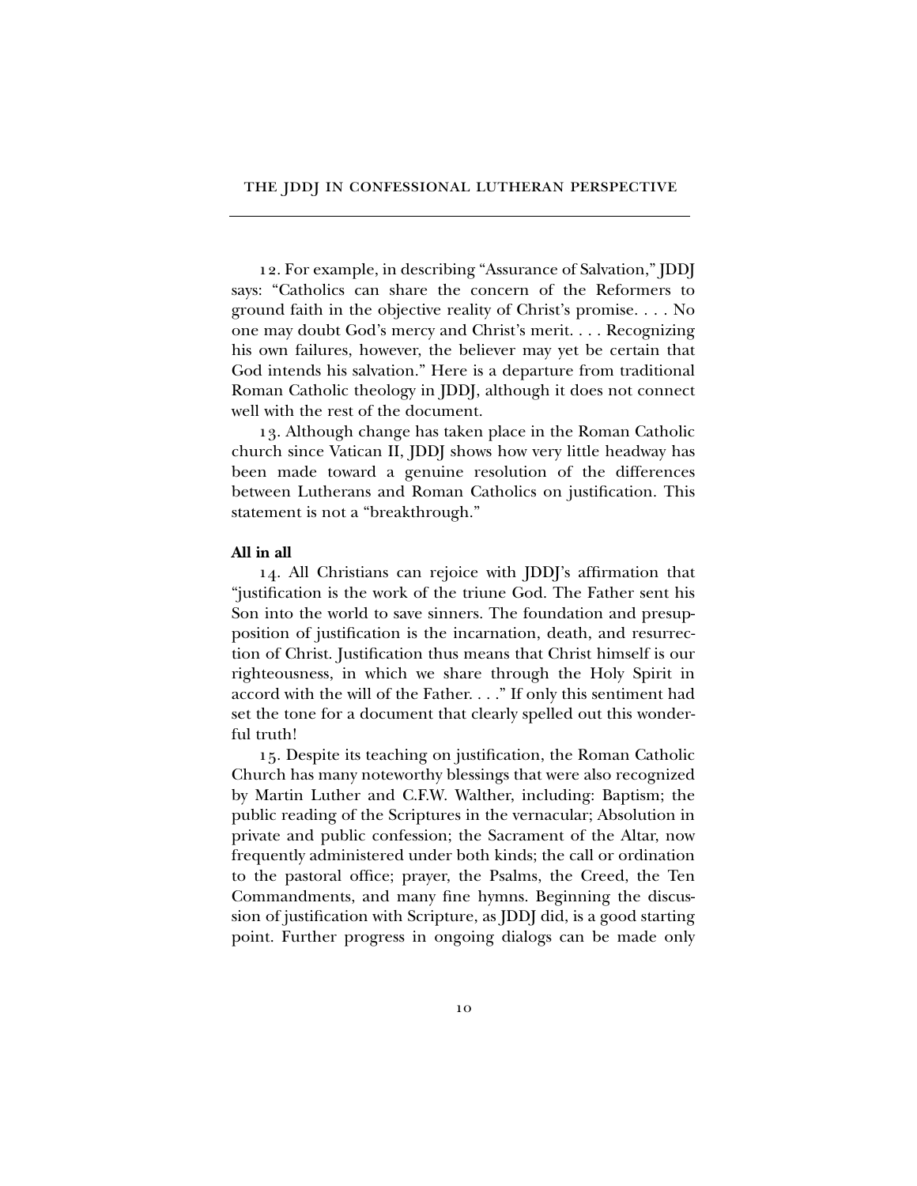12. For example, in describing "Assurance of Salvation," JDDJ says: "Catholics can share the concern of the Reformers to ground faith in the objective reality of Christ's promise. . . . No one may doubt God's mercy and Christ's merit. . . . Recognizing his own failures, however, the believer may yet be certain that God intends his salvation." Here is a departure from traditional Roman Catholic theology in JDDJ, although it does not connect well with the rest of the document.

13. Although change has taken place in the Roman Catholic church since Vatican II, JDDJ shows how very little headway has been made toward a genuine resolution of the differences between Lutherans and Roman Catholics on justification. This statement is not a "breakthrough."

**All in all**

14. All Christians can rejoice with JDDJ's affirmation that "justification is the work of the triune God. The Father sent his Son into the world to save sinners. The foundation and presupposition of justification is the incarnation, death, and resurrection of Christ. Justification thus means that Christ himself is our righteousness, in which we share through the Holy Spirit in accord with the will of the Father. . . ." If only this sentiment had set the tone for a document that clearly spelled out this wonderful truth!

15. Despite its teaching on justification, the Roman Catholic Church has many noteworthy blessings that were also recognized by Martin Luther and C.F.W. Walther, including: Baptism; the public reading of the Scriptures in the vernacular; Absolution in private and public confession; the Sacrament of the Altar, now frequently administered under both kinds; the call or ordination to the pastoral office; prayer, the Psalms, the Creed, the Ten Commandments, and many fine hymns. Beginning the discussion of justification with Scripture, as JDDJ did, is a good starting point. Further progress in ongoing dialogs can be made only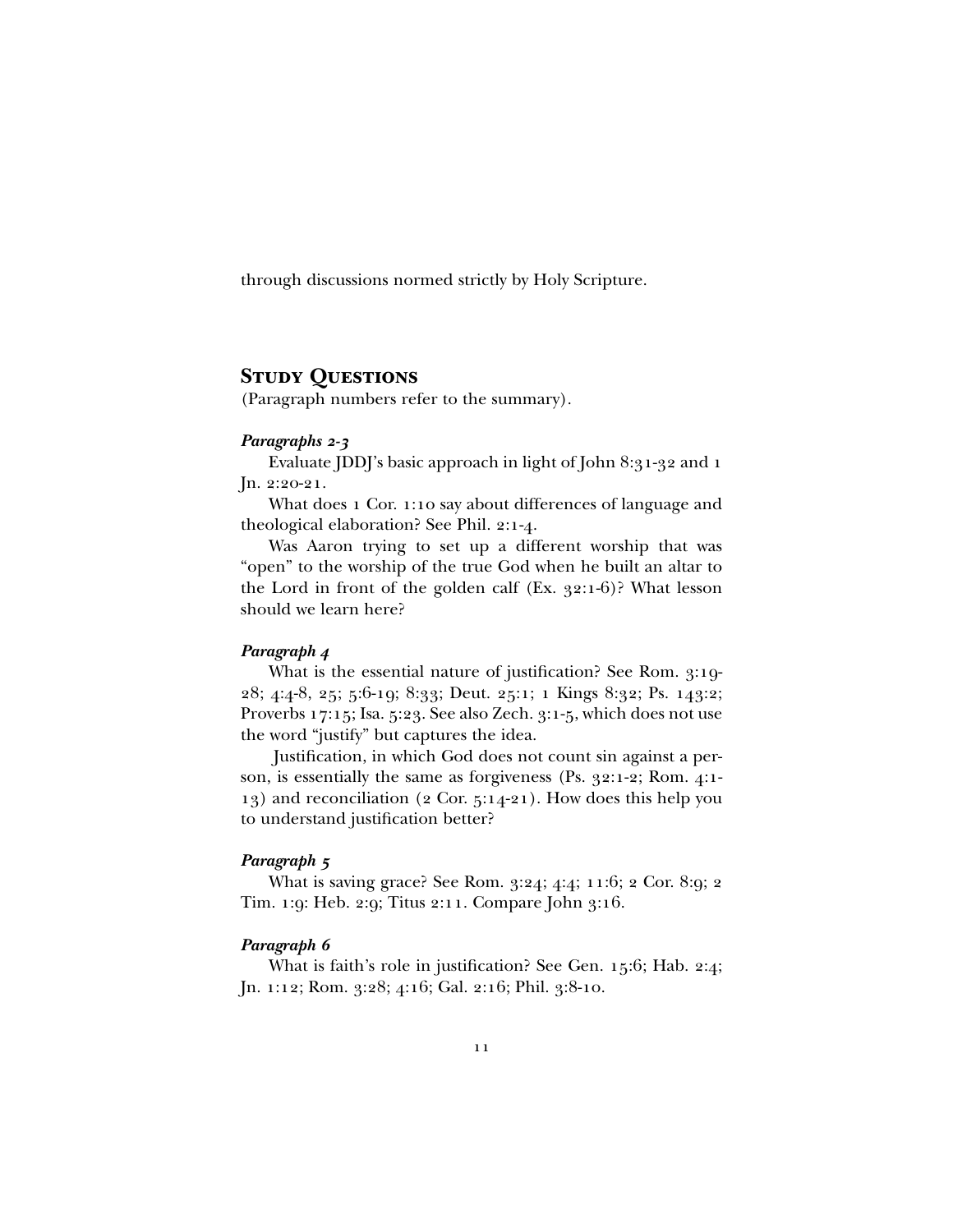through discussions normed strictly by Holy Scripture.

## Study Questions

(Paragraph numbers refer to the summary).

### *Paragraphs 2-3*

Evaluate JDDJ's basic approach in light of John 8:31-32 and 1 Jn. 2:20-21.

What does 1 Cor. 1:10 say about differences of language and theological elaboration? See Phil. 2:1-4.

Was Aaron trying to set up a different worship that was "open" to the worship of the true God when he built an altar to the Lord in front of the golden calf (Ex. 32:1-6)? What lesson should we learn here?

### *Paragraph 4*

What is the essential nature of justification? See Rom. 3:19-28; 4:4-8, 25; 5:6-19; 8:33; Deut. 25:1; 1 Kings 8:32; Ps. 143:2; Proverbs 17:15; Isa. 5:23. See also Zech. 3:1-5, which does not use the word "justify" but captures the idea.

Justification, in which God does not count sin against a person, is essentially the same as forgiveness (Ps. 32:1-2; Rom. 4:1-13) and reconciliation (2 Cor. 5:14-21). How does this help you to understand justification better?

### *Paragraph 5*

What is saving grace? See Rom. 3:24; 4:4; 11:6; 2 Cor. 8:9; 2 Tim. 1:9: Heb. 2:9; Titus 2:11. Compare John 3:16.

### *Paragraph 6*

What is faith's role in justification? See Gen. 15:6; Hab. 2:4; Jn. 1:12; Rom. 3:28; 4:16; Gal. 2:16; Phil. 3:8-10.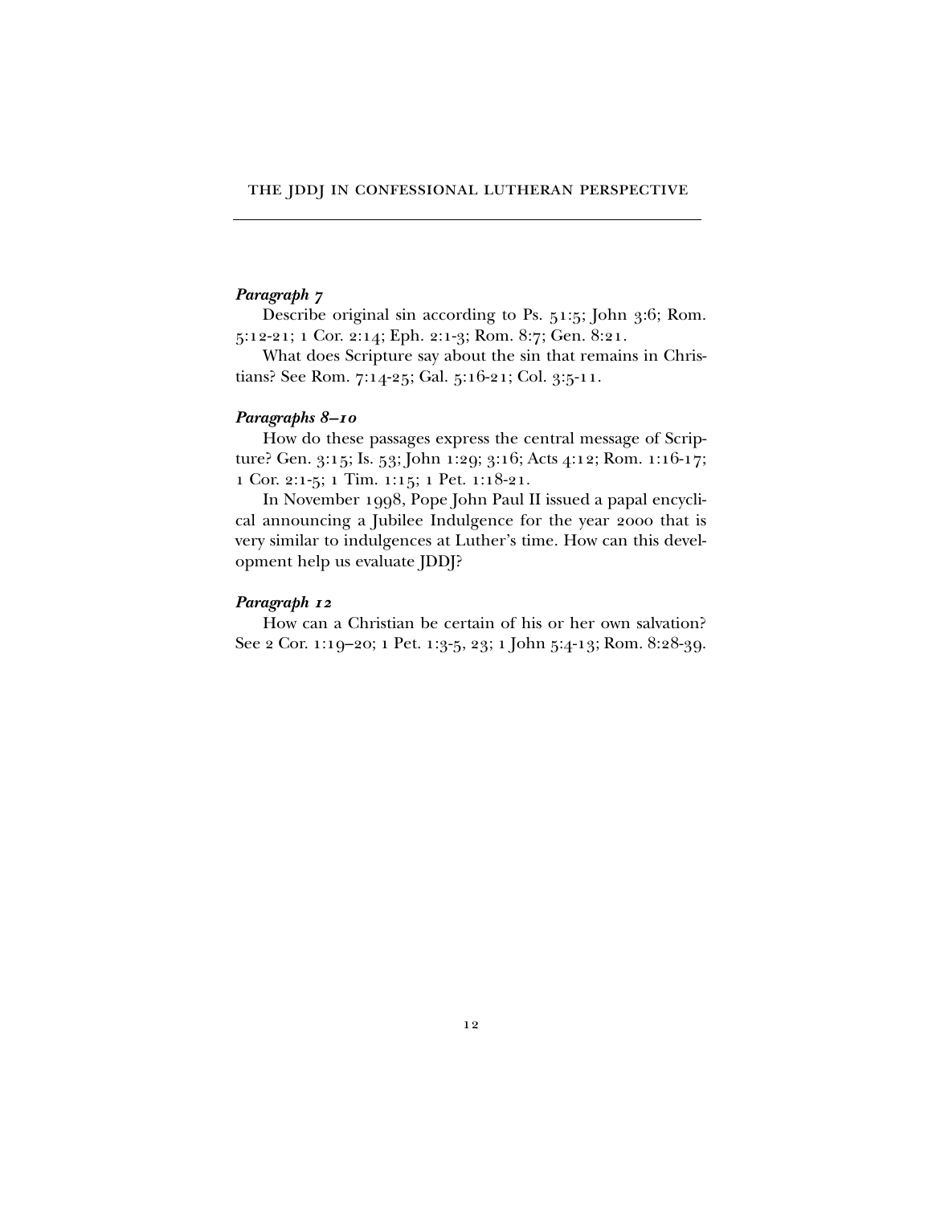*Paragraph 7*

Describe original sin according to Ps. 51:5; John 3:6; Rom. 5:12-21; 1 Cor. 2:14; Eph. 2:1-3; Rom. 8:7; Gen. 8:21.

What does Scripture say about the sin that remains in Christians? See Rom. 7:14-25; Gal. 5:16-21; Col. 3:5-11.

*Paragraphs 8–10*

How do these passages express the central message of Scripture? Gen. 3:15; Is. 53; John 1:29; 3:16; Acts 4:12; Rom. 1:16-17; 1 Cor. 2:1-5; 1 Tim. 1:15; 1 Pet. 1:18-21.

In November 1998, Pope John Paul II issued a papal encyclical announcing a Jubilee Indulgence for the year 2000 that is very similar to indulgences at Luther's time. How can this development help us evaluate JDDJ?

*Paragraph 12*

How can a Christian be certain of his or her own salvation? See 2 Cor. 1:19–20; 1 Pet. 1:3-5, 23; 1 John 5:4-13; Rom. 8:28-39.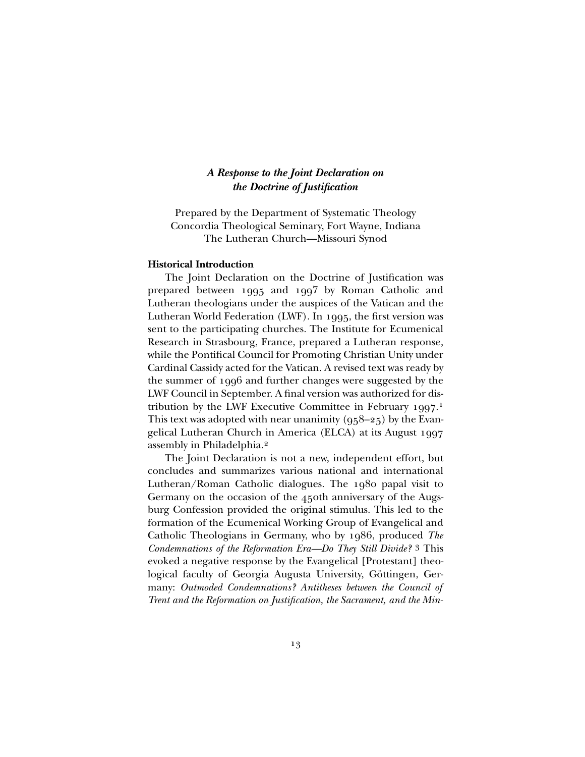# *A Response to the Joint Declaration on the Doctrine of Justification*

Prepared by the Department of Systematic Theology
Concordia Theological Seminary, Fort Wayne, Indiana
The Lutheran Church—Missouri Synod

## Historical Introduction

The Joint Declaration on the Doctrine of Justification was prepared between 1995 and 1997 by Roman Catholic and Lutheran theologians under the auspices of the Vatican and the Lutheran World Federation (LWF). In 1995, the first version was sent to the participating churches. The Institute for Ecumenical Research in Strasbourg, France, prepared a Lutheran response, while the Pontifical Council for Promoting Christian Unity under Cardinal Cassidy acted for the Vatican. A revised text was ready by the summer of 1996 and further changes were suggested by the LWF Council in September. A final version was authorized for distribution by the LWF Executive Committee in February 1997.[1] This text was adopted with near unanimity (958–25) by the Evangelical Lutheran Church in America (ELCA) at its August 1997 assembly in Philadelphia.[2]

The Joint Declaration is not a new, independent effort, but concludes and summarizes various national and international Lutheran/Roman Catholic dialogues. The 1980 papal visit to Germany on the occasion of the 450th anniversary of the Augsburg Confession provided the original stimulus. This led to the formation of the Ecumenical Working Group of Evangelical and Catholic Theologians in Germany, who by 1986, produced *The Condemnations of the Reformation Era—Do They Still Divide?* [3] This evoked a negative response by the Evangelical [Protestant] theological faculty of Georgia Augusta University, Göttingen, Germany: *Outmoded Condemnations? Antitheses between the Council of Trent and the Reformation on Justification, the Sacrament, and the Min-*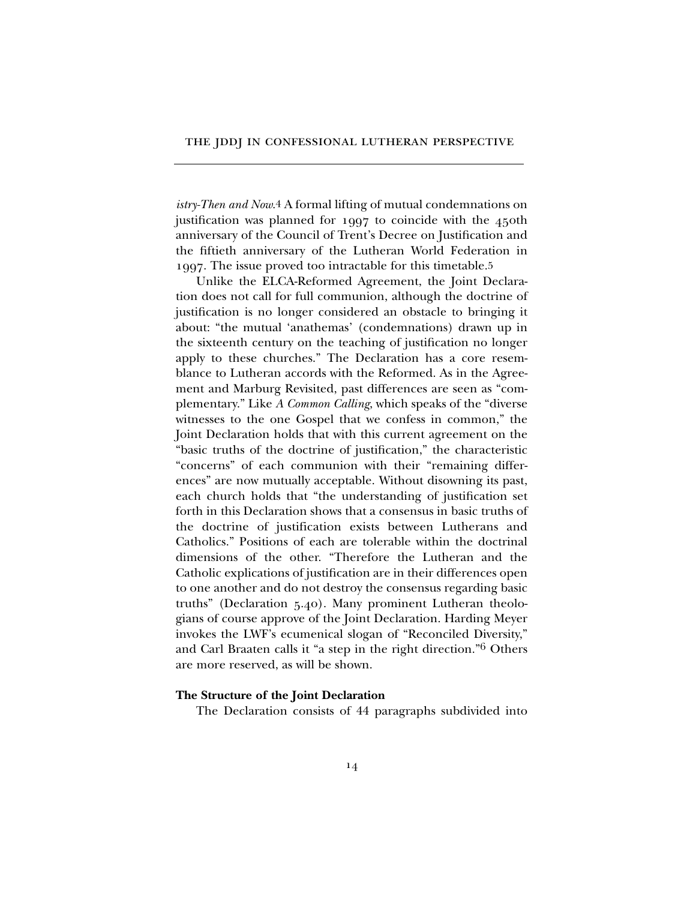*istry-Then and Now.*[4] A formal lifting of mutual condemnations on justification was planned for 1997 to coincide with the 450th anniversary of the Council of Trent's Decree on Justification and the fiftieth anniversary of the Lutheran World Federation in 1997. The issue proved too intractable for this timetable.[5]

Unlike the ELCA-Reformed Agreement, the Joint Declaration does not call for full communion, although the doctrine of justification is no longer considered an obstacle to bringing it about: "the mutual 'anathemas' (condemnations) drawn up in the sixteenth century on the teaching of justification no longer apply to these churches." The Declaration has a core resemblance to Lutheran accords with the Reformed. As in the Agreement and Marburg Revisited, past differences are seen as "complementary." Like *A Common Calling*, which speaks of the "diverse witnesses to the one Gospel that we confess in common," the Joint Declaration holds that with this current agreement on the "basic truths of the doctrine of justification," the characteristic "concerns" of each communion with their "remaining differences" are now mutually acceptable. Without disowning its past, each church holds that "the understanding of justification set forth in this Declaration shows that a consensus in basic truths of the doctrine of justification exists between Lutherans and Catholics." Positions of each are tolerable within the doctrinal dimensions of the other. "Therefore the Lutheran and the Catholic explications of justification are in their differences open to one another and do not destroy the consensus regarding basic truths" (Declaration 5.40). Many prominent Lutheran theologians of course approve of the Joint Declaration. Harding Meyer invokes the LWF's ecumenical slogan of "Reconciled Diversity," and Carl Braaten calls it "a step in the right direction."[6] Others are more reserved, as will be shown.

**The Structure of the Joint Declaration**

The Declaration consists of 44 paragraphs subdivided into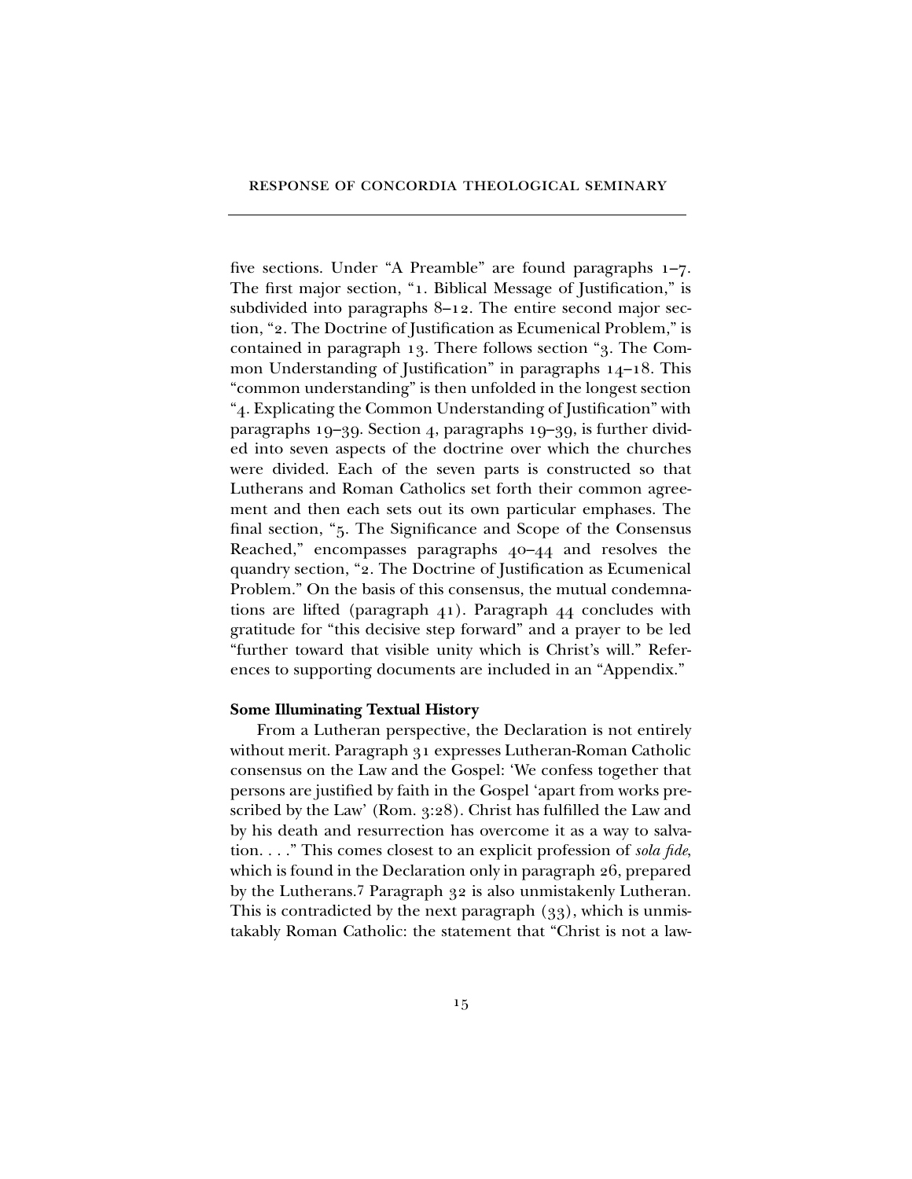five sections. Under "A Preamble" are found paragraphs 1–7. The first major section, "1. Biblical Message of Justification," is subdivided into paragraphs 8–12. The entire second major section, "2. The Doctrine of Justification as Ecumenical Problem," is contained in paragraph 13. There follows section "3. The Common Understanding of Justification" in paragraphs 14–18. This "common understanding" is then unfolded in the longest section "4. Explicating the Common Understanding of Justification" with paragraphs 19–39. Section 4, paragraphs 19–39, is further divided into seven aspects of the doctrine over which the churches were divided. Each of the seven parts is constructed so that Lutherans and Roman Catholics set forth their common agreement and then each sets out its own particular emphases. The final section, "5. The Significance and Scope of the Consensus Reached," encompasses paragraphs 40–44 and resolves the quandry section, "2. The Doctrine of Justification as Ecumenical Problem." On the basis of this consensus, the mutual condemnations are lifted (paragraph 41). Paragraph 44 concludes with gratitude for "this decisive step forward" and a prayer to be led "further toward that visible unity which is Christ's will." References to supporting documents are included in an "Appendix."

**Some Illuminating Textual History**

From a Lutheran perspective, the Declaration is not entirely without merit. Paragraph 31 expresses Lutheran-Roman Catholic consensus on the Law and the Gospel: 'We confess together that persons are justified by faith in the Gospel 'apart from works prescribed by the Law' (Rom. 3:28). Christ has fulfilled the Law and by his death and resurrection has overcome it as a way to salvation. . . ." This comes closest to an explicit profession of *sola fide*, which is found in the Declaration only in paragraph 26, prepared by the Lutherans.[7] Paragraph 32 is also unmistakenly Lutheran. This is contradicted by the next paragraph (33), which is unmistakably Roman Catholic: the statement that "Christ is not a law-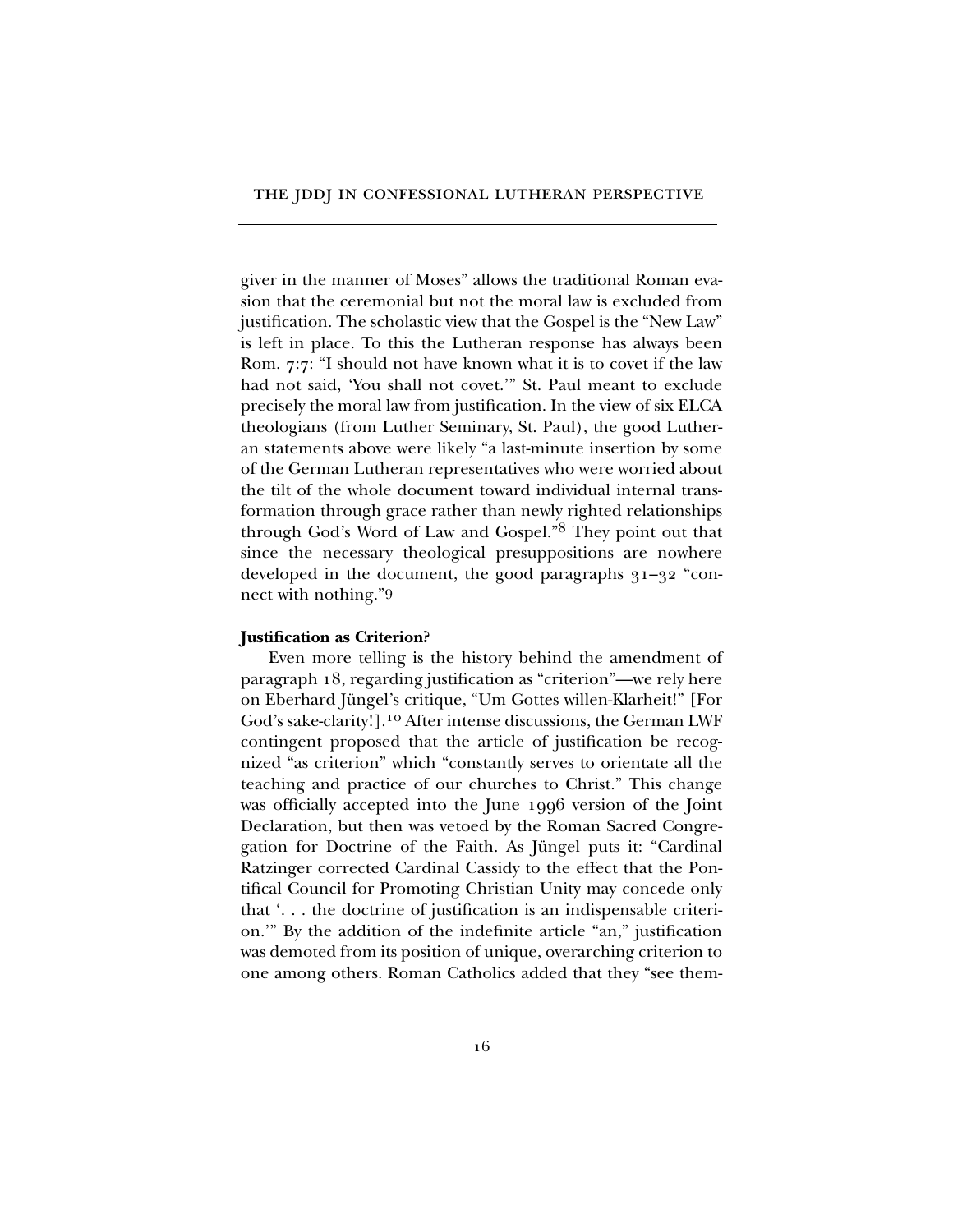giver in the manner of Moses" allows the traditional Roman evasion that the ceremonial but not the moral law is excluded from justification. The scholastic view that the Gospel is the "New Law" is left in place. To this the Lutheran response has always been Rom. 7:7: "I should not have known what it is to covet if the law had not said, 'You shall not covet.'" St. Paul meant to exclude precisely the moral law from justification. In the view of six ELCA theologians (from Luther Seminary, St. Paul), the good Lutheran statements above were likely "a last-minute insertion by some of the German Lutheran representatives who were worried about the tilt of the whole document toward individual internal transformation through grace rather than newly righted relationships through God's Word of Law and Gospel."[8] They point out that since the necessary theological presuppositions are nowhere developed in the document, the good paragraphs 31–32 "connect with nothing."[9]

**Justification as Criterion?**

Even more telling is the history behind the amendment of paragraph 18, regarding justification as "criterion"—we rely here on Eberhard Jüngel's critique, "Um Gottes willen-Klarheit!" [For God's sake-clarity!].[10] After intense discussions, the German LWF contingent proposed that the article of justification be recognized "as criterion" which "constantly serves to orientate all the teaching and practice of our churches to Christ." This change was officially accepted into the June 1996 version of the Joint Declaration, but then was vetoed by the Roman Sacred Congregation for Doctrine of the Faith. As Jüngel puts it: "Cardinal Ratzinger corrected Cardinal Cassidy to the effect that the Pontifical Council for Promoting Christian Unity may concede only that '. . . the doctrine of justification is an indispensable criterion.'" By the addition of the indefinite article "an," justification was demoted from its position of unique, overarching criterion to one among others. Roman Catholics added that they "see them-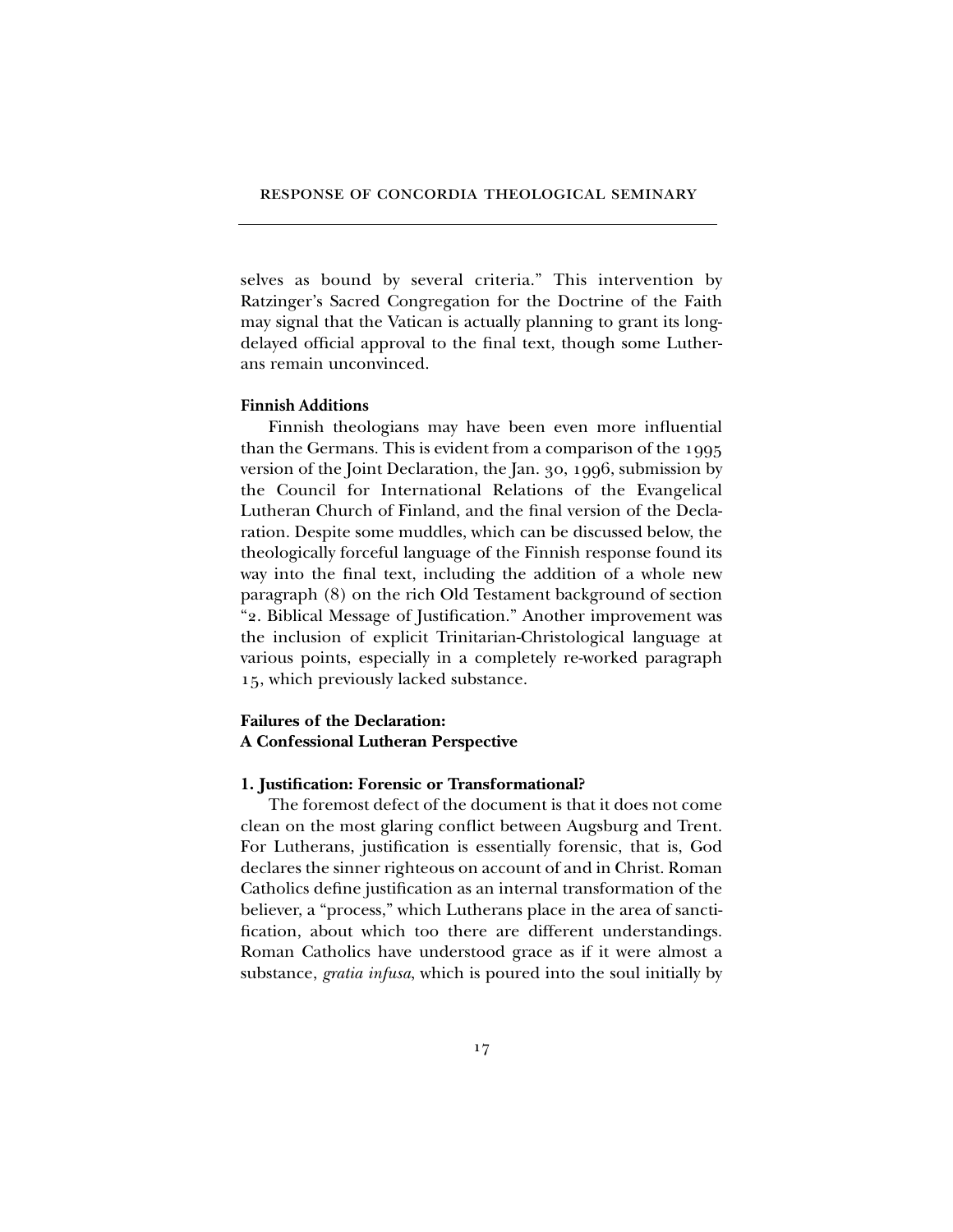selves as bound by several criteria." This intervention by Ratzinger's Sacred Congregation for the Doctrine of the Faith may signal that the Vatican is actually planning to grant its long-delayed official approval to the final text, though some Lutherans remain unconvinced.

### Finnish Additions

Finnish theologians may have been even more influential than the Germans. This is evident from a comparison of the 1995 version of the Joint Declaration, the Jan. 30, 1996, submission by the Council for International Relations of the Evangelical Lutheran Church of Finland, and the final version of the Declaration. Despite some muddles, which can be discussed below, the theologically forceful language of the Finnish response found its way into the final text, including the addition of a whole new paragraph (8) on the rich Old Testament background of section "2. Biblical Message of Justification." Another improvement was the inclusion of explicit Trinitarian-Christological language at various points, especially in a completely re-worked paragraph 15, which previously lacked substance.

## Failures of the Declaration: A Confessional Lutheran Perspective

### 1. Justification: Forensic or Transformational?

The foremost defect of the document is that it does not come clean on the most glaring conflict between Augsburg and Trent. For Lutherans, justification is essentially forensic, that is, God declares the sinner righteous on account of and in Christ. Roman Catholics define justification as an internal transformation of the believer, a "process," which Lutherans place in the area of sanctification, about which too there are different understandings. Roman Catholics have understood grace as if it were almost a substance, *gratia infusa*, which is poured into the soul initially by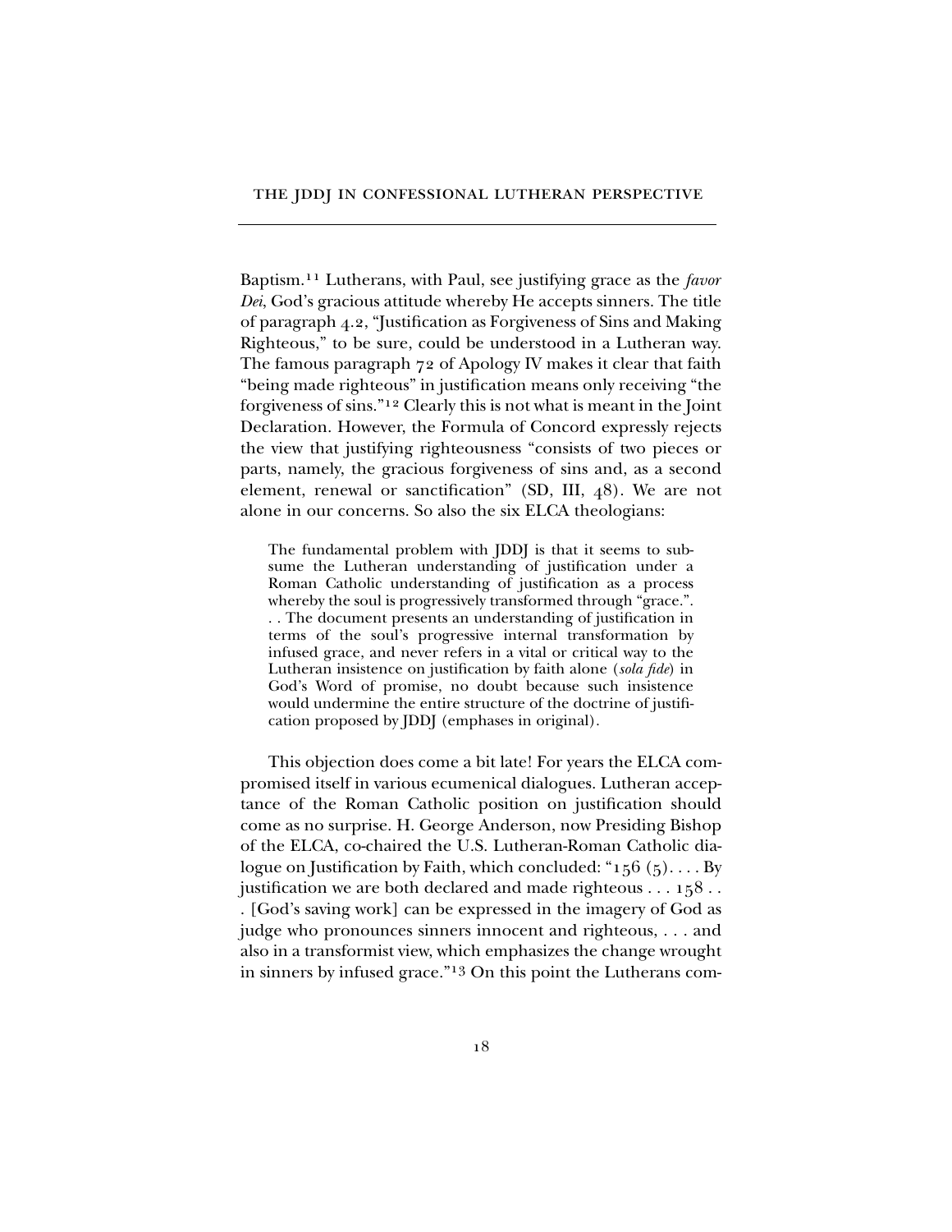Baptism.[11] Lutherans, with Paul, see justifying grace as the *favor Dei*, God's gracious attitude whereby He accepts sinners. The title of paragraph 4.2, "Justification as Forgiveness of Sins and Making Righteous," to be sure, could be understood in a Lutheran way. The famous paragraph 72 of Apology IV makes it clear that faith "being made righteous" in justification means only receiving "the forgiveness of sins."[12] Clearly this is not what is meant in the Joint Declaration. However, the Formula of Concord expressly rejects the view that justifying righteousness "consists of two pieces or parts, namely, the gracious forgiveness of sins and, as a second element, renewal or sanctification" (SD, III, 48). We are not alone in our concerns. So also the six ELCA theologians:

> The fundamental problem with JDDJ is that it seems to subsume the Lutheran understanding of justification under a Roman Catholic understanding of justification as a process whereby the soul is progressively transformed through "grace.". . . The document presents an understanding of justification in terms of the soul's progressive internal transformation by infused grace, and never refers in a vital or critical way to the Lutheran insistence on justification by faith alone (*sola fide*) in God's Word of promise, no doubt because such insistence would undermine the entire structure of the doctrine of justification proposed by JDDJ (emphases in original).

This objection does come a bit late! For years the ELCA compromised itself in various ecumenical dialogues. Lutheran acceptance of the Roman Catholic position on justification should come as no surprise. H. George Anderson, now Presiding Bishop of the ELCA, co-chaired the U.S. Lutheran-Roman Catholic dialogue on Justification by Faith, which concluded: "156 (5). . . . By justification we are both declared and made righteous . . . 158 . . . [God's saving work] can be expressed in the imagery of God as judge who pronounces sinners innocent and righteous, . . . and also in a transformist view, which emphasizes the change wrought in sinners by infused grace."[13] On this point the Lutherans com-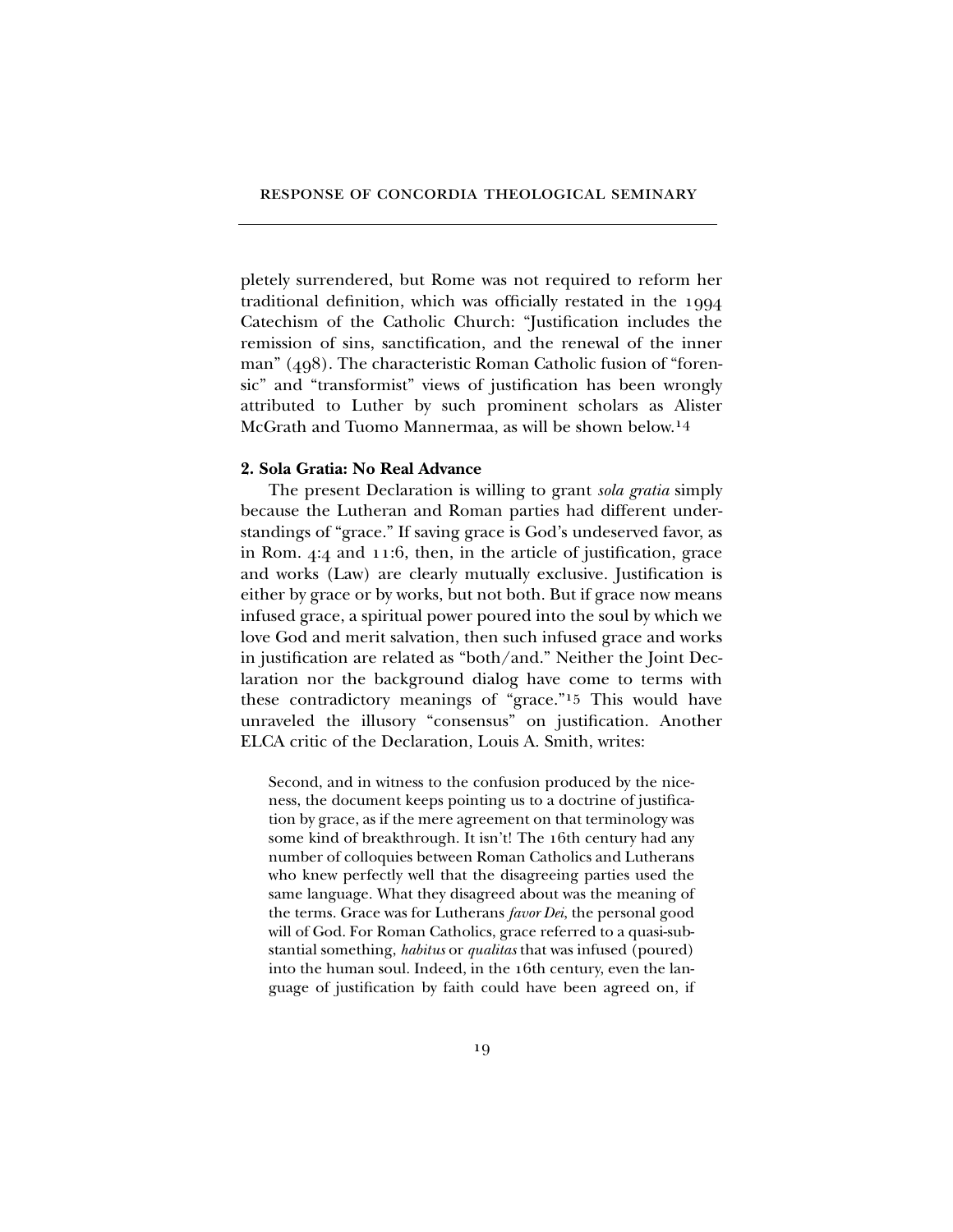pletely surrendered, but Rome was not required to reform her traditional definition, which was officially restated in the 1994 Catechism of the Catholic Church: "Justification includes the remission of sins, sanctification, and the renewal of the inner man" (498). The characteristic Roman Catholic fusion of "forensic" and "transformist" views of justification has been wrongly attributed to Luther by such prominent scholars as Alister McGrath and Tuomo Mannermaa, as will be shown below.[14]

### 2. Sola Gratia: No Real Advance

The present Declaration is willing to grant *sola gratia* simply because the Lutheran and Roman parties had different understandings of "grace." If saving grace is God's undeserved favor, as in Rom. 4:4 and 11:6, then, in the article of justification, grace and works (Law) are clearly mutually exclusive. Justification is either by grace or by works, but not both. But if grace now means infused grace, a spiritual power poured into the soul by which we love God and merit salvation, then such infused grace and works in justification are related as "both/and." Neither the Joint Declaration nor the background dialog have come to terms with these contradictory meanings of "grace."[15] This would have unraveled the illusory "consensus" on justification. Another ELCA critic of the Declaration, Louis A. Smith, writes:

> Second, and in witness to the confusion produced by the niceness, the document keeps pointing us to a doctrine of justification by grace, as if the mere agreement on that terminology was some kind of breakthrough. It isn't! The 16th century had any number of colloquies between Roman Catholics and Lutherans who knew perfectly well that the disagreeing parties used the same language. What they disagreed about was the meaning of the terms. Grace was for Lutherans *favor Dei*, the personal good will of God. For Roman Catholics, grace referred to a quasi-substantial something, *habitus* or *qualitas* that was infused (poured) into the human soul. Indeed, in the 16th century, even the language of justification by faith could have been agreed on, if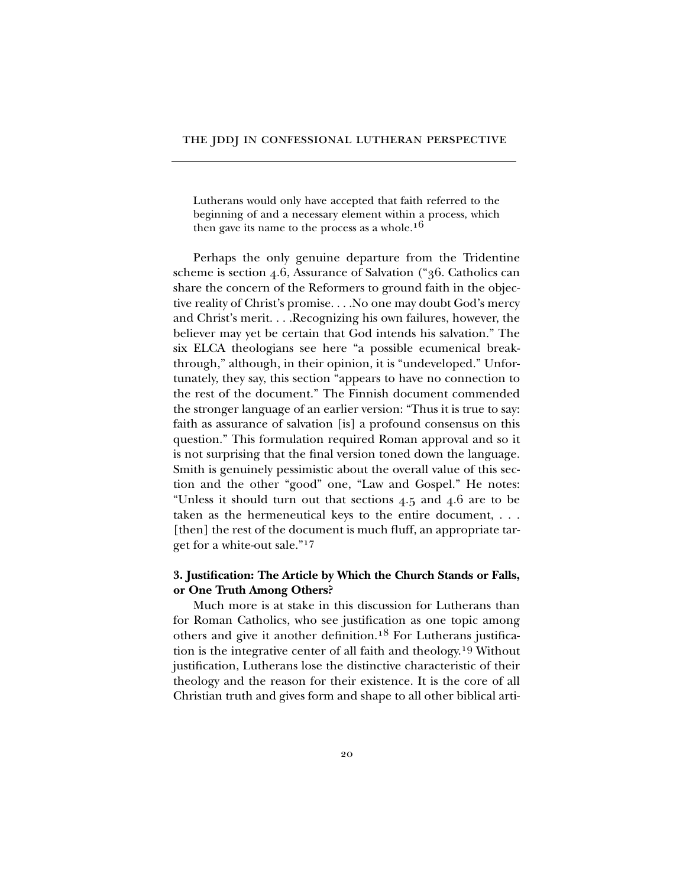Lutherans would only have accepted that faith referred to the beginning of and a necessary element within a process, which then gave its name to the process as a whole.[16]

Perhaps the only genuine departure from the Tridentine scheme is section 4.6, Assurance of Salvation ("36. Catholics can share the concern of the Reformers to ground faith in the objective reality of Christ's promise. . . .No one may doubt God's mercy and Christ's merit. . . .Recognizing his own failures, however, the believer may yet be certain that God intends his salvation." The six ELCA theologians see here "a possible ecumenical breakthrough," although, in their opinion, it is "undeveloped." Unfortunately, they say, this section "appears to have no connection to the rest of the document." The Finnish document commended the stronger language of an earlier version: "Thus it is true to say: faith as assurance of salvation [is] a profound consensus on this question." This formulation required Roman approval and so it is not surprising that the final version toned down the language. Smith is genuinely pessimistic about the overall value of this section and the other "good" one, "Law and Gospel." He notes: "Unless it should turn out that sections 4.5 and 4.6 are to be taken as the hermeneutical keys to the entire document, . . . [then] the rest of the document is much fluff, an appropriate target for a white-out sale."[17]

### 3. Justification: The Article by Which the Church Stands or Falls, or One Truth Among Others?

Much more is at stake in this discussion for Lutherans than for Roman Catholics, who see justification as one topic among others and give it another definition.[18] For Lutherans justification is the integrative center of all faith and theology.[19] Without justification, Lutherans lose the distinctive characteristic of their theology and the reason for their existence. It is the core of all Christian truth and gives form and shape to all other biblical arti-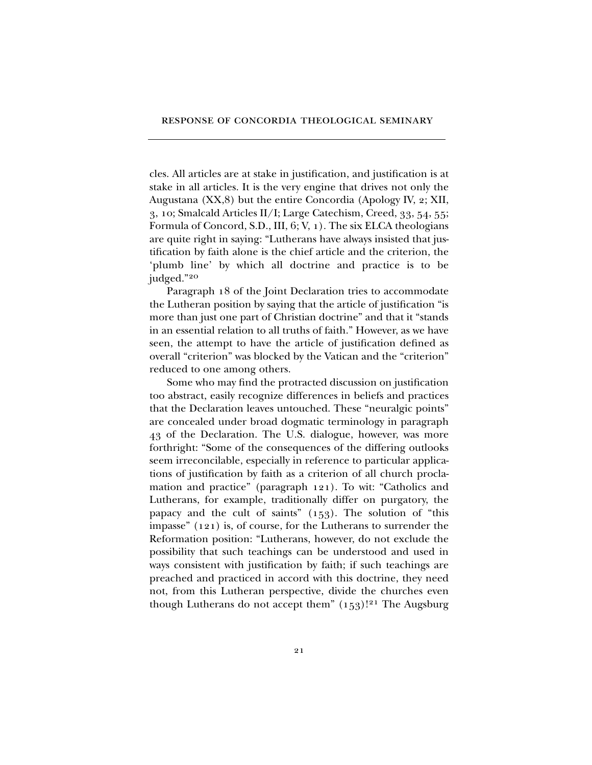cles. All articles are at stake in justification, and justification is at stake in all articles. It is the very engine that drives not only the Augustana (XX,8) but the entire Concordia (Apology IV, 2; XII, 3, 10; Smalcald Articles II/I; Large Catechism, Creed, 33, 54, 55; Formula of Concord, S.D., III, 6; V, 1). The six ELCA theologians are quite right in saying: "Lutherans have always insisted that justification by faith alone is the chief article and the criterion, the 'plumb line' by which all doctrine and practice is to be judged."[20]

Paragraph 18 of the Joint Declaration tries to accommodate the Lutheran position by saying that the article of justification "is more than just one part of Christian doctrine" and that it "stands in an essential relation to all truths of faith." However, as we have seen, the attempt to have the article of justification defined as overall "criterion" was blocked by the Vatican and the "criterion" reduced to one among others.

Some who may find the protracted discussion on justification too abstract, easily recognize differences in beliefs and practices that the Declaration leaves untouched. These "neuralgic points" are concealed under broad dogmatic terminology in paragraph 43 of the Declaration. The U.S. dialogue, however, was more forthright: "Some of the consequences of the differing outlooks seem irreconcilable, especially in reference to particular applications of justification by faith as a criterion of all church proclamation and practice" (paragraph 121). To wit: "Catholics and Lutherans, for example, traditionally differ on purgatory, the papacy and the cult of saints" (153). The solution of "this impasse" (121) is, of course, for the Lutherans to surrender the Reformation position: "Lutherans, however, do not exclude the possibility that such teachings can be understood and used in ways consistent with justification by faith; if such teachings are preached and practiced in accord with this doctrine, they need not, from this Lutheran perspective, divide the churches even though Lutherans do not accept them" (153)![21] The Augsburg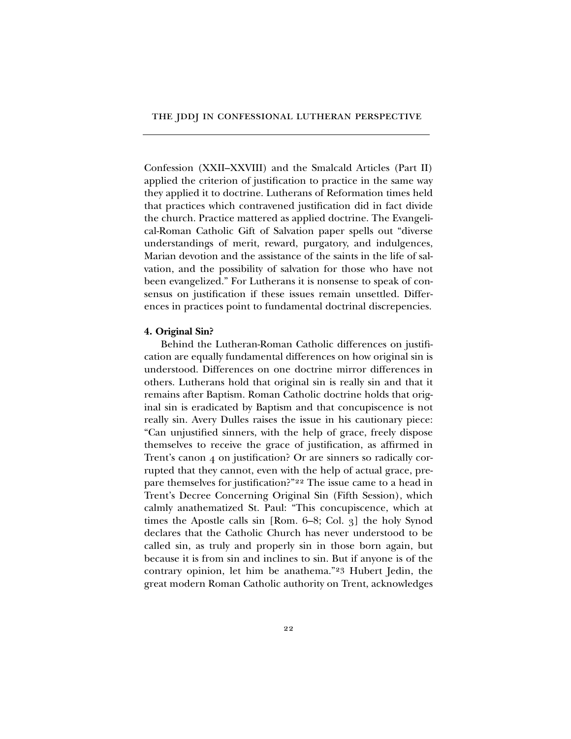Confession (XXII–XXVIII) and the Smalcald Articles (Part II) applied the criterion of justification to practice in the same way they applied it to doctrine. Lutherans of Reformation times held that practices which contravened justification did in fact divide the church. Practice mattered as applied doctrine. The Evangelical-Roman Catholic Gift of Salvation paper spells out "diverse understandings of merit, reward, purgatory, and indulgences, Marian devotion and the assistance of the saints in the life of salvation, and the possibility of salvation for those who have not been evangelized." For Lutherans it is nonsense to speak of consensus on justification if these issues remain unsettled. Differences in practices point to fundamental doctrinal discrepencies.

**4. Original Sin?**

Behind the Lutheran-Roman Catholic differences on justification are equally fundamental differences on how original sin is understood. Differences on one doctrine mirror differences in others. Lutherans hold that original sin is really sin and that it remains after Baptism. Roman Catholic doctrine holds that original sin is eradicated by Baptism and that concupiscence is not really sin. Avery Dulles raises the issue in his cautionary piece: "Can unjustified sinners, with the help of grace, freely dispose themselves to receive the grace of justification, as affirmed in Trent's canon 4 on justification? Or are sinners so radically corrupted that they cannot, even with the help of actual grace, prepare themselves for justification?"[22] The issue came to a head in Trent's Decree Concerning Original Sin (Fifth Session), which calmly anathematized St. Paul: "This concupiscence, which at times the Apostle calls sin [Rom. 6–8; Col. 3] the holy Synod declares that the Catholic Church has never understood to be called sin, as truly and properly sin in those born again, but because it is from sin and inclines to sin. But if anyone is of the contrary opinion, let him be anathema."[23] Hubert Jedin, the great modern Roman Catholic authority on Trent, acknowledges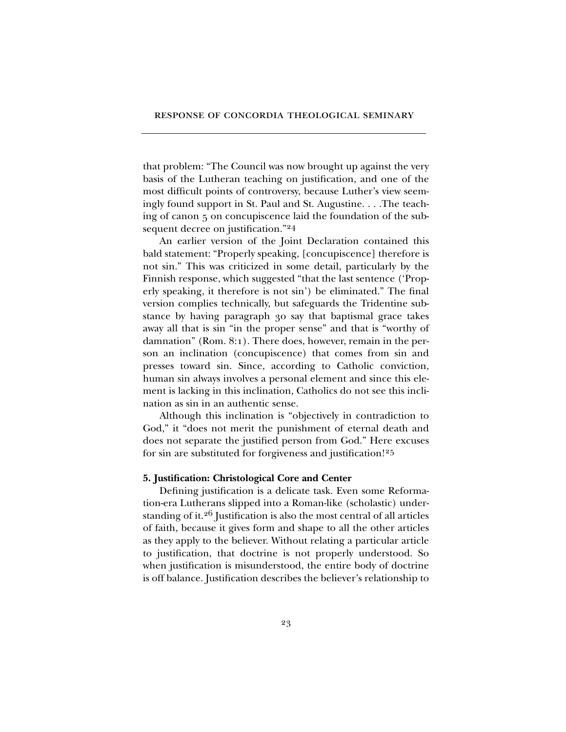that problem: "The Council was now brought up against the very basis of the Lutheran teaching on justification, and one of the most difficult points of controversy, because Luther's view seemingly found support in St. Paul and St. Augustine. . . .The teaching of canon 5 on concupiscence laid the foundation of the subsequent decree on justification."[24]

An earlier version of the Joint Declaration contained this bald statement: "Properly speaking, [concupiscence] therefore is not sin." This was criticized in some detail, particularly by the Finnish response, which suggested "that the last sentence ('Properly speaking, it therefore is not sin') be eliminated." The final version complies technically, but safeguards the Tridentine substance by having paragraph 30 say that baptismal grace takes away all that is sin "in the proper sense" and that is "worthy of damnation" (Rom. 8:1). There does, however, remain in the person an inclination (concupiscence) that comes from sin and presses toward sin. Since, according to Catholic conviction, human sin always involves a personal element and since this element is lacking in this inclination, Catholics do not see this inclination as sin in an authentic sense.

Although this inclination is "objectively in contradiction to God," it "does not merit the punishment of eternal death and does not separate the justified person from God." Here excuses for sin are substituted for forgiveness and justification![25]

### 5. Justification: Christological Core and Center

Defining justification is a delicate task. Even some Reformation-era Lutherans slipped into a Roman-like (scholastic) understanding of it.[26] Justification is also the most central of all articles of faith, because it gives form and shape to all the other articles as they apply to the believer. Without relating a particular article to justification, that doctrine is not properly understood. So when justification is misunderstood, the entire body of doctrine is off balance. Justification describes the believer's relationship to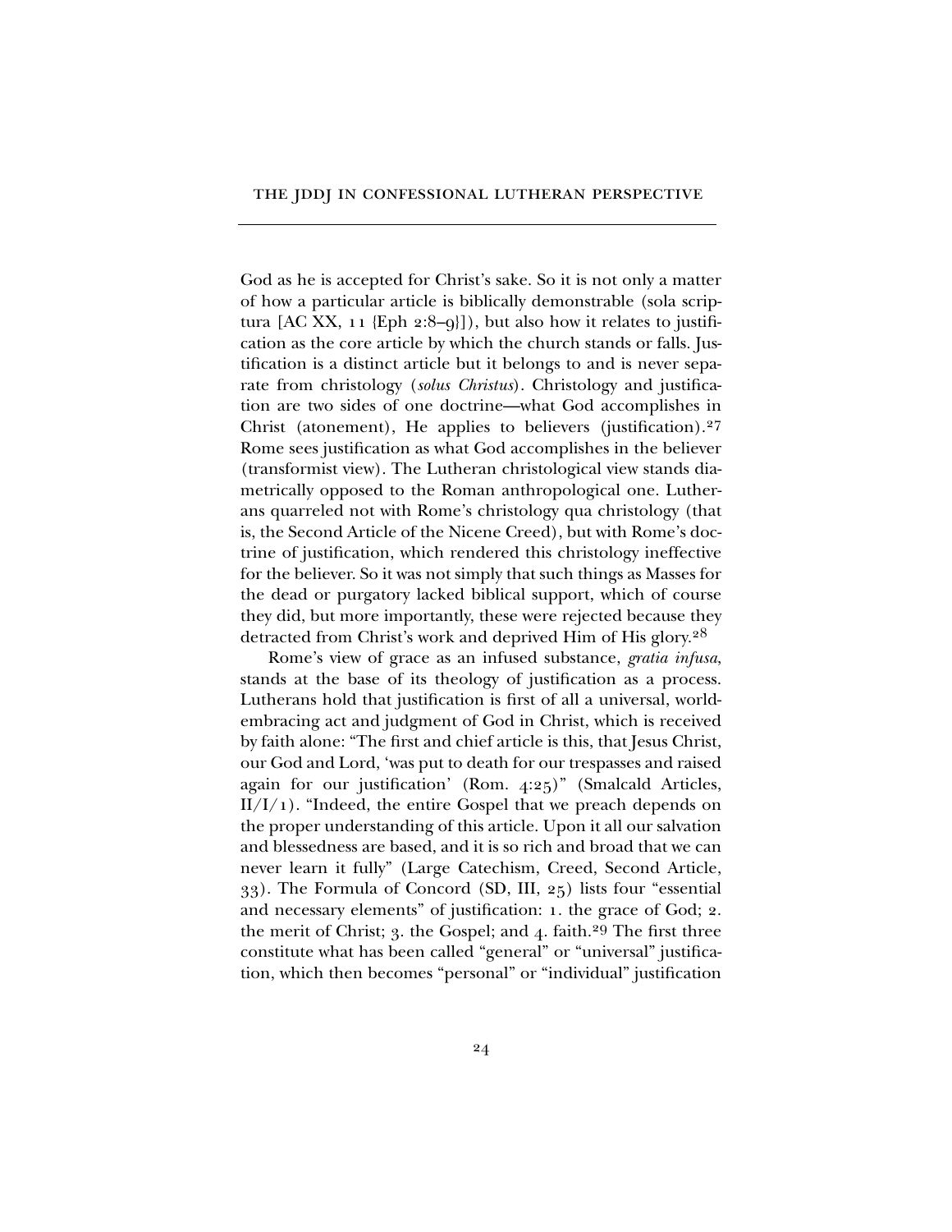God as he is accepted for Christ's sake. So it is not only a matter of how a particular article is biblically demonstrable (sola scriptura [AC XX, 11 {Eph 2:8–9}]), but also how it relates to justification as the core article by which the church stands or falls. Justification is a distinct article but it belongs to and is never separate from christology (*solus Christus*). Christology and justification are two sides of one doctrine—what God accomplishes in Christ (atonement), He applies to believers (justification).[27] Rome sees justification as what God accomplishes in the believer (transformist view). The Lutheran christological view stands diametrically opposed to the Roman anthropological one. Lutherans quarreled not with Rome's christology qua christology (that is, the Second Article of the Nicene Creed), but with Rome's doctrine of justification, which rendered this christology ineffective for the believer. So it was not simply that such things as Masses for the dead or purgatory lacked biblical support, which of course they did, but more importantly, these were rejected because they detracted from Christ's work and deprived Him of His glory.[28]

Rome's view of grace as an infused substance, *gratia infusa*, stands at the base of its theology of justification as a process. Lutherans hold that justification is first of all a universal, world-embracing act and judgment of God in Christ, which is received by faith alone: "The first and chief article is this, that Jesus Christ, our God and Lord, 'was put to death for our trespasses and raised again for our justification' (Rom. 4:25)" (Smalcald Articles, II/I/1). "Indeed, the entire Gospel that we preach depends on the proper understanding of this article. Upon it all our salvation and blessedness are based, and it is so rich and broad that we can never learn it fully" (Large Catechism, Creed, Second Article, 33). The Formula of Concord (SD, III, 25) lists four "essential and necessary elements" of justification: 1. the grace of God; 2. the merit of Christ; 3. the Gospel; and 4. faith.[29] The first three constitute what has been called "general" or "universal" justification, which then becomes "personal" or "individual" justification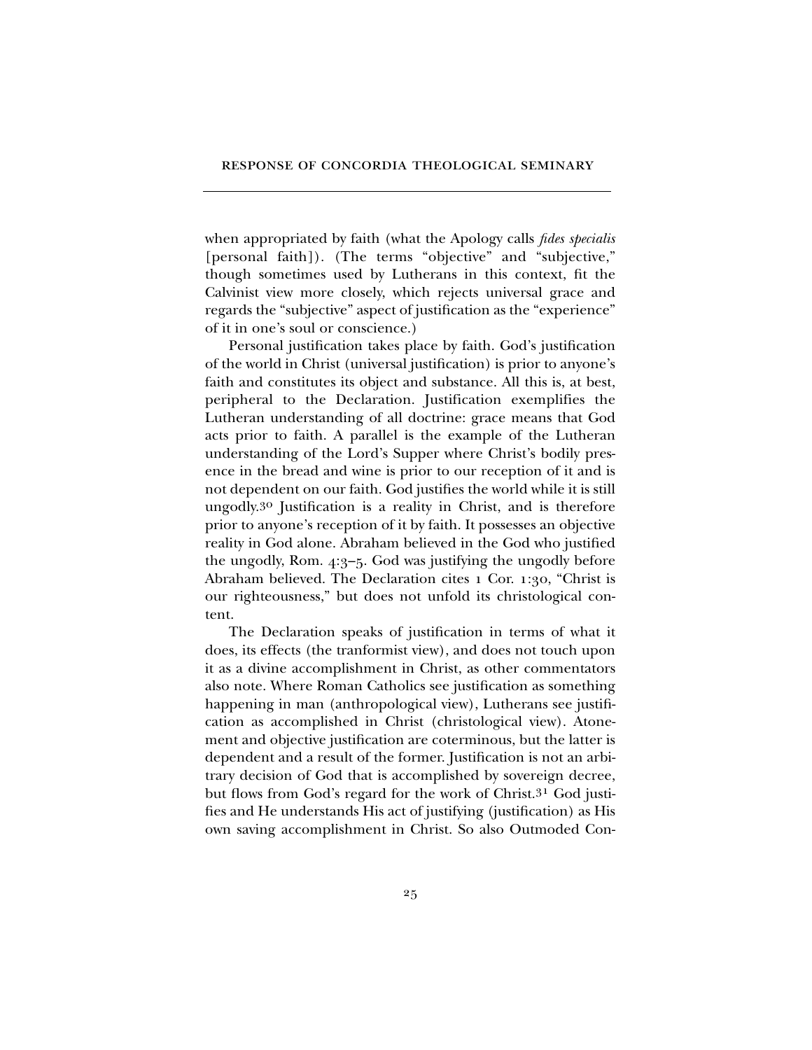when appropriated by faith (what the Apology calls *fides specialis* [personal faith]). (The terms "objective" and "subjective," though sometimes used by Lutherans in this context, fit the Calvinist view more closely, which rejects universal grace and regards the "subjective" aspect of justification as the "experience" of it in one's soul or conscience.)

Personal justification takes place by faith. God's justification of the world in Christ (universal justification) is prior to anyone's faith and constitutes its object and substance. All this is, at best, peripheral to the Declaration. Justification exemplifies the Lutheran understanding of all doctrine: grace means that God acts prior to faith. A parallel is the example of the Lutheran understanding of the Lord's Supper where Christ's bodily presence in the bread and wine is prior to our reception of it and is not dependent on our faith. God justifies the world while it is still ungodly.[30] Justification is a reality in Christ, and is therefore prior to anyone's reception of it by faith. It possesses an objective reality in God alone. Abraham believed in the God who justified the ungodly, Rom. 4:3–5. God was justifying the ungodly before Abraham believed. The Declaration cites 1 Cor. 1:30, "Christ is our righteousness," but does not unfold its christological content.

The Declaration speaks of justification in terms of what it does, its effects (the tranformist view), and does not touch upon it as a divine accomplishment in Christ, as other commentators also note. Where Roman Catholics see justification as something happening in man (anthropological view), Lutherans see justification as accomplished in Christ (christological view). Atonement and objective justification are coterminous, but the latter is dependent and a result of the former. Justification is not an arbitrary decision of God that is accomplished by sovereign decree, but flows from God's regard for the work of Christ.[31] God justifies and He understands His act of justifying (justification) as His own saving accomplishment in Christ. So also Outmoded Con-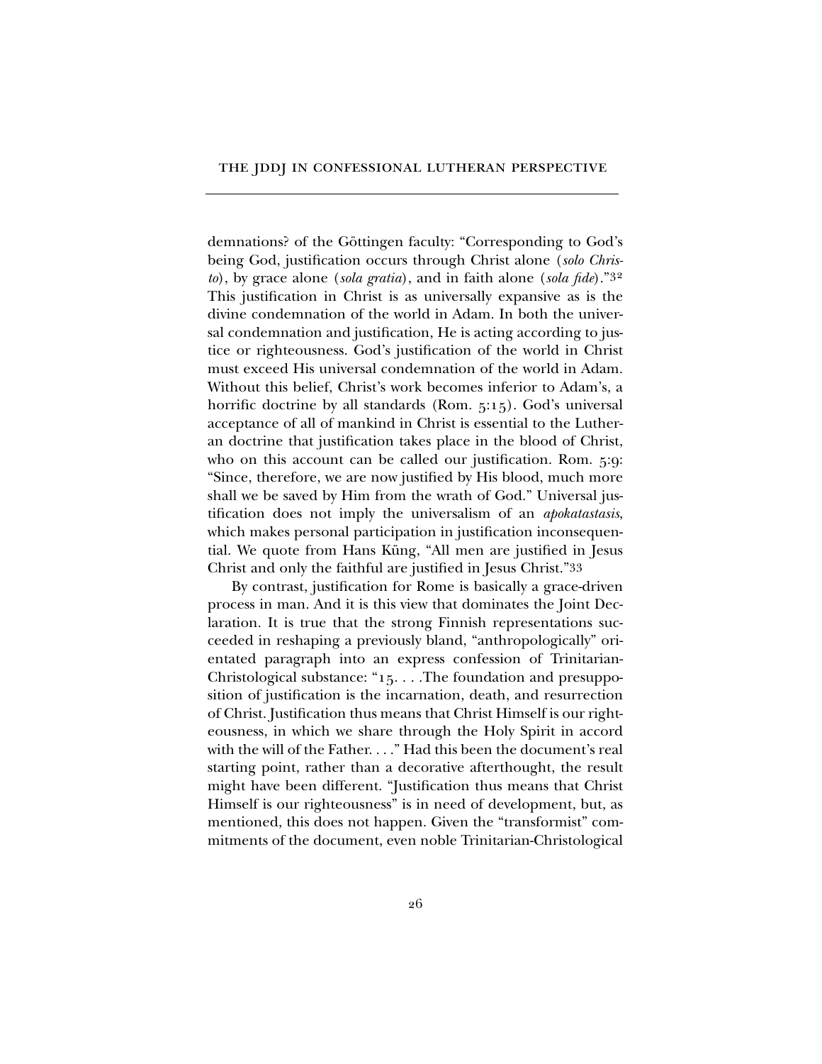demnations? of the Göttingen faculty: "Corresponding to God's being God, justification occurs through Christ alone (*solo Christo*), by grace alone (*sola gratia*), and in faith alone (*sola fide*)."[32] This justification in Christ is as universally expansive as is the divine condemnation of the world in Adam. In both the universal condemnation and justification, He is acting according to justice or righteousness. God's justification of the world in Christ must exceed His universal condemnation of the world in Adam. Without this belief, Christ's work becomes inferior to Adam's, a horrific doctrine by all standards (Rom. 5:15). God's universal acceptance of all of mankind in Christ is essential to the Lutheran doctrine that justification takes place in the blood of Christ, who on this account can be called our justification. Rom. 5:9: "Since, therefore, we are now justified by His blood, much more shall we be saved by Him from the wrath of God." Universal justification does not imply the universalism of an *apokatastasis*, which makes personal participation in justification inconsequential. We quote from Hans Küng, "All men are justified in Jesus Christ and only the faithful are justified in Jesus Christ."[33]

By contrast, justification for Rome is basically a grace-driven process in man. And it is this view that dominates the Joint Declaration. It is true that the strong Finnish representations succeeded in reshaping a previously bland, "anthropologically" orientated paragraph into an express confession of Trinitarian-Christological substance: "15. . . .The foundation and presupposition of justification is the incarnation, death, and resurrection of Christ. Justification thus means that Christ Himself is our righteousness, in which we share through the Holy Spirit in accord with the will of the Father. . . ." Had this been the document's real starting point, rather than a decorative afterthought, the result might have been different. "Justification thus means that Christ Himself is our righteousness" is in need of development, but, as mentioned, this does not happen. Given the "transformist" commitments of the document, even noble Trinitarian-Christological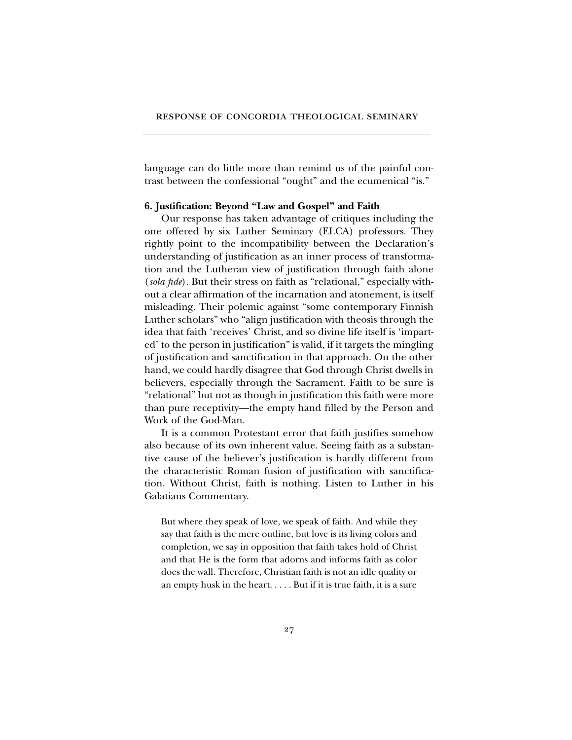language can do little more than remind us of the painful contrast between the confessional "ought" and the ecumenical "is."

### 6. Justification: Beyond "Law and Gospel" and Faith

Our response has taken advantage of critiques including the one offered by six Luther Seminary (ELCA) professors. They rightly point to the incompatibility between the Declaration's understanding of justification as an inner process of transformation and the Lutheran view of justification through faith alone (*sola fide*). But their stress on faith as "relational," especially without a clear affirmation of the incarnation and atonement, is itself misleading. Their polemic against "some contemporary Finnish Luther scholars" who "align justification with theosis through the idea that faith 'receives' Christ, and so divine life itself is 'imparted' to the person in justification" is valid, if it targets the mingling of justification and sanctification in that approach. On the other hand, we could hardly disagree that God through Christ dwells in believers, especially through the Sacrament. Faith to be sure is "relational" but not as though in justification this faith were more than pure receptivity—the empty hand filled by the Person and Work of the God-Man.

It is a common Protestant error that faith justifies somehow also because of its own inherent value. Seeing faith as a substantive cause of the believer's justification is hardly different from the characteristic Roman fusion of justification with sanctification. Without Christ, faith is nothing. Listen to Luther in his Galatians Commentary.

> But where they speak of love, we speak of faith. And while they say that faith is the mere outline, but love is its living colors and completion, we say in opposition that faith takes hold of Christ and that He is the form that adorns and informs faith as color does the wall. Therefore, Christian faith is not an idle quality or an empty husk in the heart. . . . . But if it is true faith, it is a sure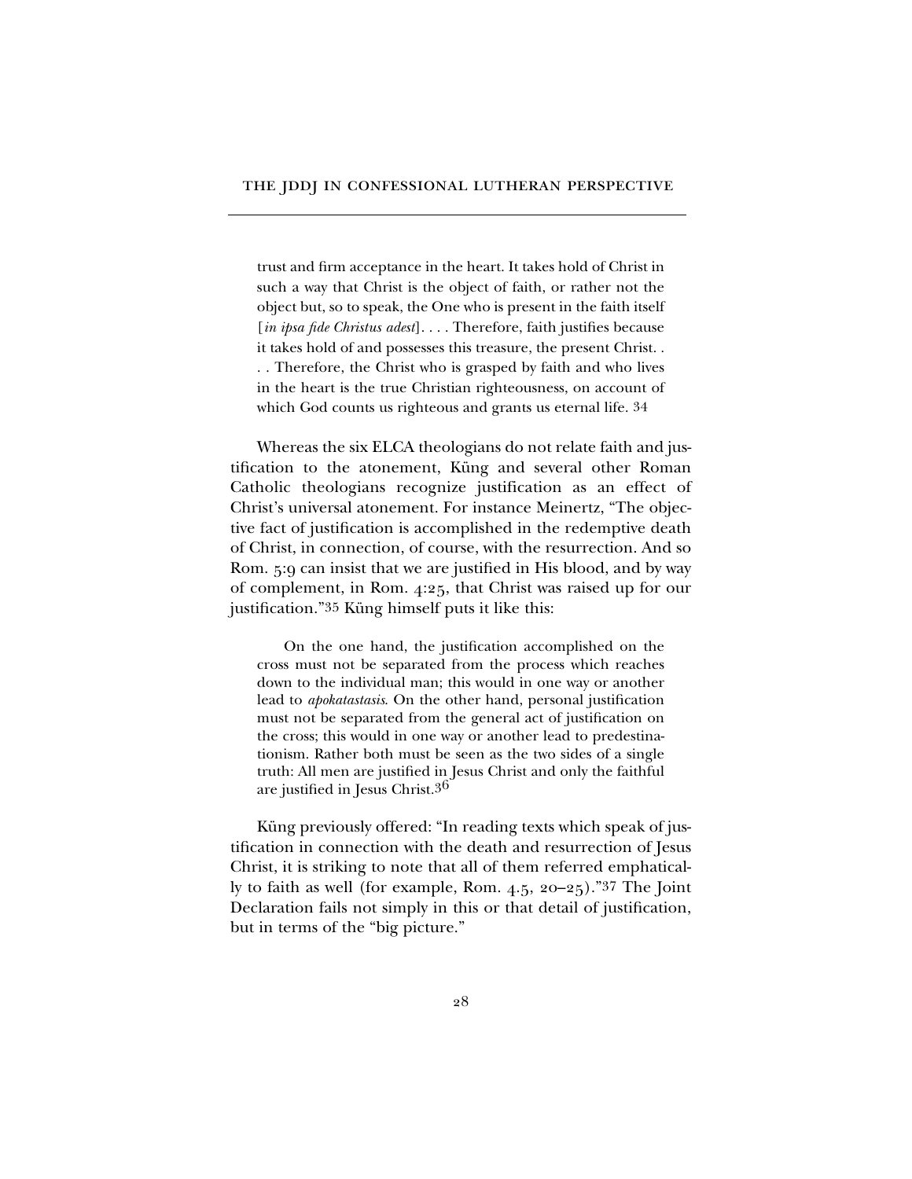> trust and firm acceptance in the heart. It takes hold of Christ in such a way that Christ is the object of faith, or rather not the object but, so to speak, the One who is present in the faith itself [*in ipsa fide Christus adest*]. . . . Therefore, faith justifies because it takes hold of and possesses this treasure, the present Christ. . . . Therefore, the Christ who is grasped by faith and who lives in the heart is the true Christian righteousness, on account of which God counts us righteous and grants us eternal life. 34

Whereas the six ELCA theologians do not relate faith and justification to the atonement, Küng and several other Roman Catholic theologians recognize justification as an effect of Christ's universal atonement. For instance Meinertz, "The objective fact of justification is accomplished in the redemptive death of Christ, in connection, of course, with the resurrection. And so Rom. 5:9 can insist that we are justified in His blood, and by way of complement, in Rom. 4:25, that Christ was raised up for our justification."[35] Küng himself puts it like this:

> On the one hand, the justification accomplished on the cross must not be separated from the process which reaches down to the individual man; this would in one way or another lead to *apokatastasis*. On the other hand, personal justification must not be separated from the general act of justification on the cross; this would in one way or another lead to predestinationism. Rather both must be seen as the two sides of a single truth: All men are justified in Jesus Christ and only the faithful are justified in Jesus Christ.[36]

Küng previously offered: "In reading texts which speak of justification in connection with the death and resurrection of Jesus Christ, it is striking to note that all of them referred emphatically to faith as well (for example, Rom. 4.5, 20–25)."[37] The Joint Declaration fails not simply in this or that detail of justification, but in terms of the "big picture."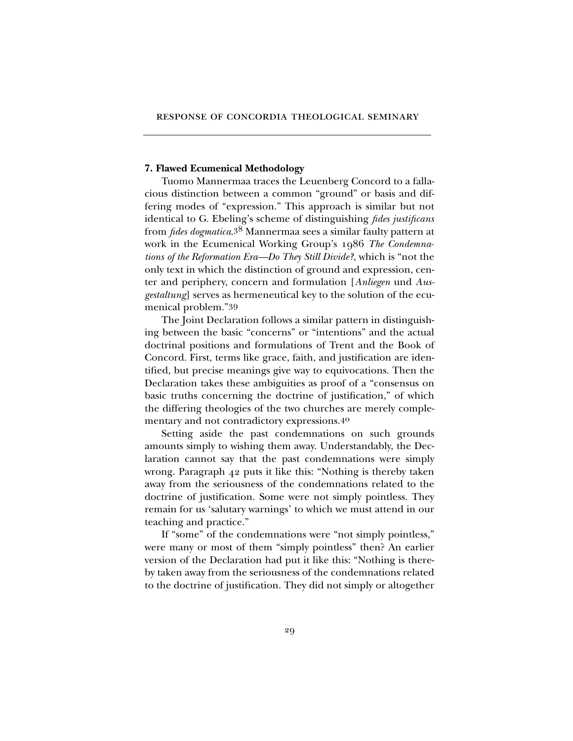### 7. Flawed Ecumenical Methodology

Tuomo Mannermaa traces the Leuenberg Concord to a fallacious distinction between a common "ground" or basis and differing modes of "expression." This approach is similar but not identical to G. Ebeling's scheme of distinguishing *fides justificans* from *fides dogmatica*.[38] Mannermaa sees a similar faulty pattern at work in the Ecumenical Working Group's 1986 *The Condemnations of the Reformation Era—Do They Still Divide?*, which is "not the only text in which the distinction of ground and expression, center and periphery, concern and formulation [*Anliegen* und *Ausgestaltung*] serves as hermeneutical key to the solution of the ecumenical problem."[39]

The Joint Declaration follows a similar pattern in distinguishing between the basic "concerns" or "intentions" and the actual doctrinal positions and formulations of Trent and the Book of Concord. First, terms like grace, faith, and justification are identified, but precise meanings give way to equivocations. Then the Declaration takes these ambiguities as proof of a "consensus on basic truths concerning the doctrine of justification," of which the differing theologies of the two churches are merely complementary and not contradictory expressions.[40]

Setting aside the past condemnations on such grounds amounts simply to wishing them away. Understandably, the Declaration cannot say that the past condemnations were simply wrong. Paragraph 42 puts it like this: "Nothing is thereby taken away from the seriousness of the condemnations related to the doctrine of justification. Some were not simply pointless. They remain for us 'salutary warnings' to which we must attend in our teaching and practice."

If "some" of the condemnations were "not simply pointless," were many or most of them "simply pointless" then? An earlier version of the Declaration had put it like this: "Nothing is thereby taken away from the seriousness of the condemnations related to the doctrine of justification. They did not simply or altogether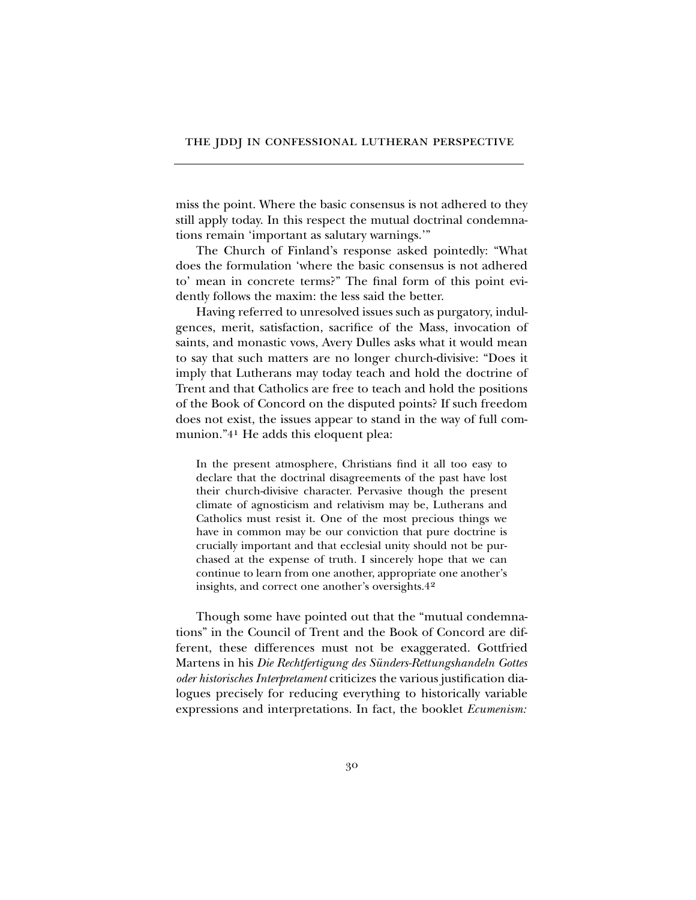miss the point. Where the basic consensus is not adhered to they still apply today. In this respect the mutual doctrinal condemnations remain 'important as salutary warnings.'"

The Church of Finland's response asked pointedly: "What does the formulation 'where the basic consensus is not adhered to' mean in concrete terms?" The final form of this point evidently follows the maxim: the less said the better.

Having referred to unresolved issues such as purgatory, indulgences, merit, satisfaction, sacrifice of the Mass, invocation of saints, and monastic vows, Avery Dulles asks what it would mean to say that such matters are no longer church-divisive: "Does it imply that Lutherans may today teach and hold the doctrine of Trent and that Catholics are free to teach and hold the positions of the Book of Concord on the disputed points? If such freedom does not exist, the issues appear to stand in the way of full communion."[41] He adds this eloquent plea:

> In the present atmosphere, Christians find it all too easy to declare that the doctrinal disagreements of the past have lost their church-divisive character. Pervasive though the present climate of agnosticism and relativism may be, Lutherans and Catholics must resist it. One of the most precious things we have in common may be our conviction that pure doctrine is crucially important and that ecclesial unity should not be purchased at the expense of truth. I sincerely hope that we can continue to learn from one another, appropriate one another's insights, and correct one another's oversights.[42]

Though some have pointed out that the "mutual condemnations" in the Council of Trent and the Book of Concord are different, these differences must not be exaggerated. Gottfried Martens in his *Die Rechtfertigung des Sünders-Rettungshandeln Gottes oder historisches Interpretament* criticizes the various justification dialogues precisely for reducing everything to historically variable expressions and interpretations. In fact, the booklet *Ecumenism:*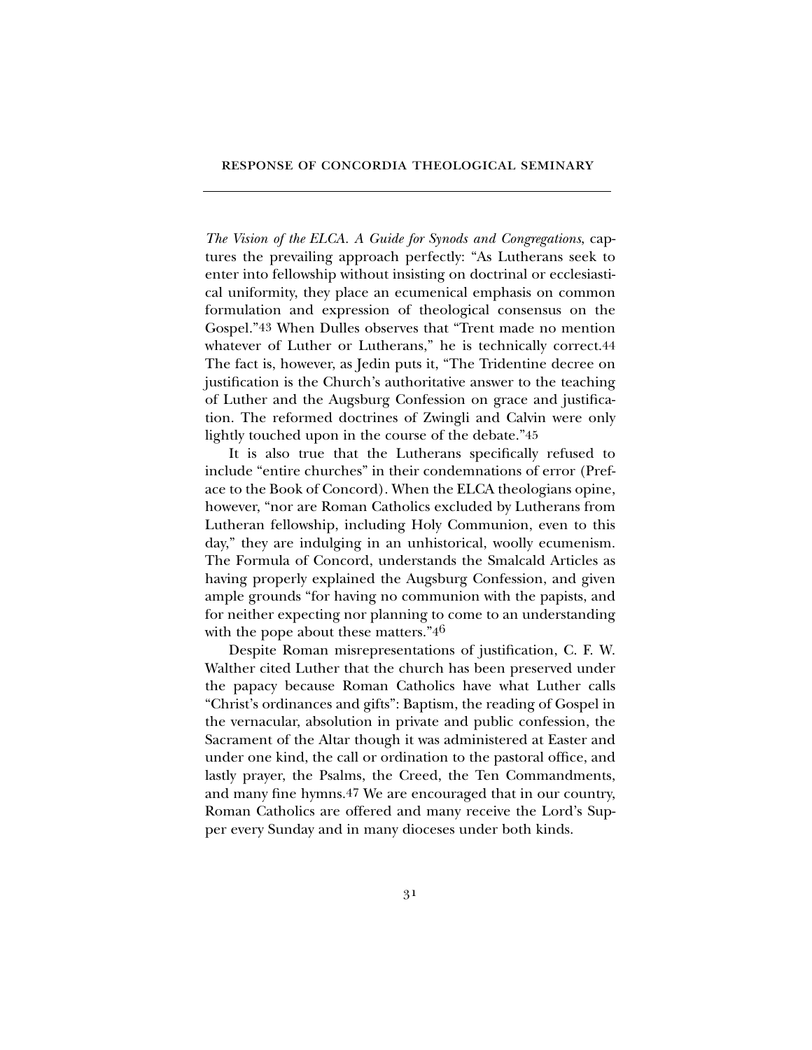*The Vision of the ELCA. A Guide for Synods and Congregations*, captures the prevailing approach perfectly: "As Lutherans seek to enter into fellowship without insisting on doctrinal or ecclesiastical uniformity, they place an ecumenical emphasis on common formulation and expression of theological consensus on the Gospel."[43] When Dulles observes that "Trent made no mention whatever of Luther or Lutherans," he is technically correct.[44] The fact is, however, as Jedin puts it, "The Tridentine decree on justification is the Church's authoritative answer to the teaching of Luther and the Augsburg Confession on grace and justification. The reformed doctrines of Zwingli and Calvin were only lightly touched upon in the course of the debate."[45]

It is also true that the Lutherans specifically refused to include "entire churches" in their condemnations of error (Preface to the Book of Concord). When the ELCA theologians opine, however, "nor are Roman Catholics excluded by Lutherans from Lutheran fellowship, including Holy Communion, even to this day," they are indulging in an unhistorical, woolly ecumenism. The Formula of Concord, understands the Smalcald Articles as having properly explained the Augsburg Confession, and given ample grounds "for having no communion with the papists, and for neither expecting nor planning to come to an understanding with the pope about these matters."[46]

Despite Roman misrepresentations of justification, C. F. W. Walther cited Luther that the church has been preserved under the papacy because Roman Catholics have what Luther calls "Christ's ordinances and gifts": Baptism, the reading of Gospel in the vernacular, absolution in private and public confession, the Sacrament of the Altar though it was administered at Easter and under one kind, the call or ordination to the pastoral office, and lastly prayer, the Psalms, the Creed, the Ten Commandments, and many fine hymns.[47] We are encouraged that in our country, Roman Catholics are offered and many receive the Lord's Supper every Sunday and in many dioceses under both kinds.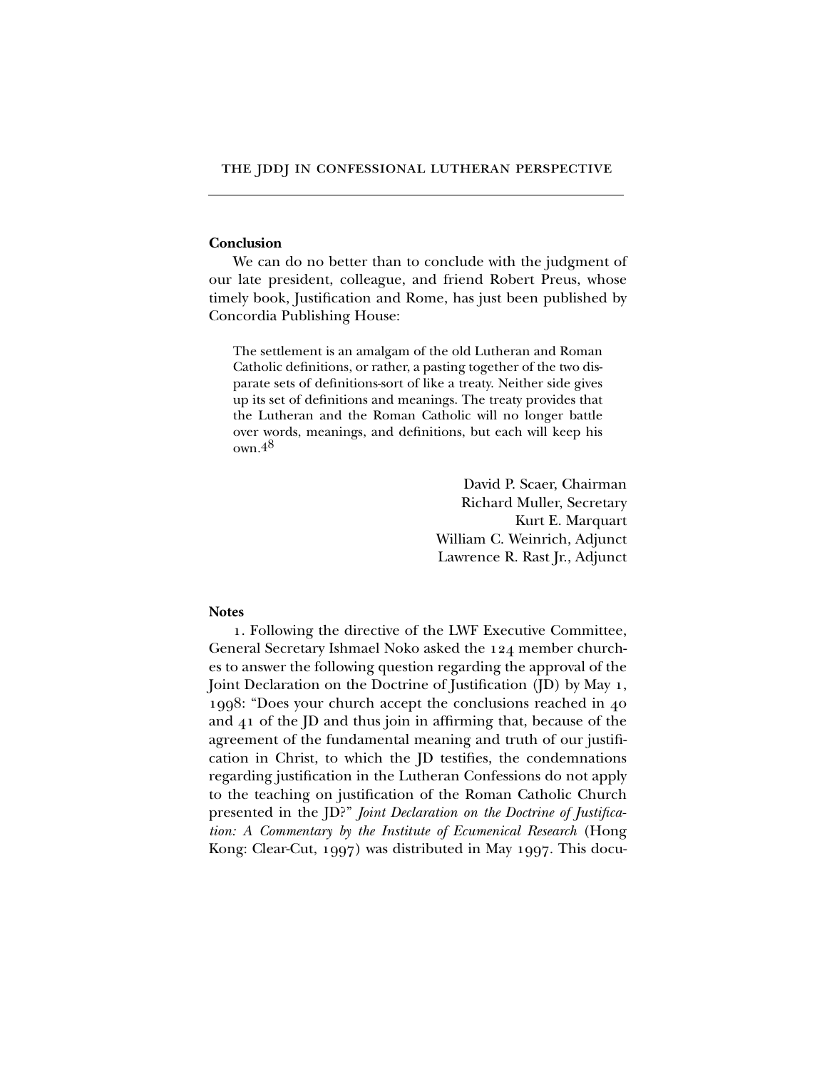## Conclusion

We can do no better than to conclude with the judgment of our late president, colleague, and friend Robert Preus, whose timely book, Justification and Rome, has just been published by Concordia Publishing House:

> The settlement is an amalgam of the old Lutheran and Roman Catholic definitions, or rather, a pasting together of the two disparate sets of definitions-sort of like a treaty. Neither side gives up its set of definitions and meanings. The treaty provides that the Lutheran and the Roman Catholic will no longer battle over words, meanings, and definitions, but each will keep his own.[48]

David P. Scaer, Chairman
Richard Muller, Secretary
Kurt E. Marquart
William C. Weinrich, Adjunct
Lawrence R. Rast Jr., Adjunct

## Notes

1. Following the directive of the LWF Executive Committee, General Secretary Ishmael Noko asked the 124 member churches to answer the following question regarding the approval of the Joint Declaration on the Doctrine of Justification (JD) by May 1, 1998: "Does your church accept the conclusions reached in 40 and 41 of the JD and thus join in affirming that, because of the agreement of the fundamental meaning and truth of our justification in Christ, to which the JD testifies, the condemnations regarding justification in the Lutheran Confessions do not apply to the teaching on justification of the Roman Catholic Church presented in the JD?" *Joint Declaration on the Doctrine of Justification: A Commentary by the Institute of Ecumenical Research* (Hong Kong: Clear-Cut, 1997) was distributed in May 1997. This docu-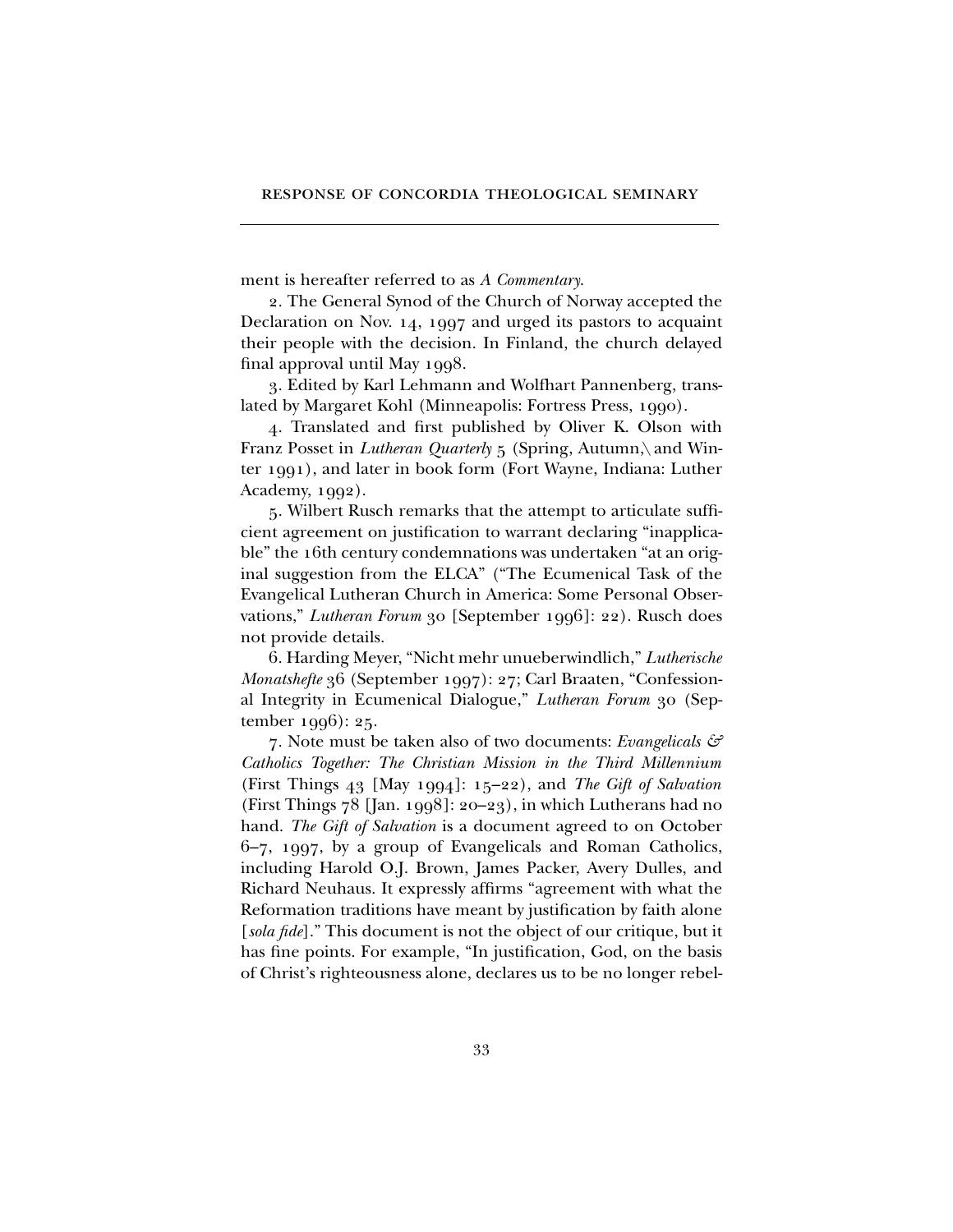ment is hereafter referred to as *A Commentary*.

2. The General Synod of the Church of Norway accepted the Declaration on Nov. 14, 1997 and urged its pastors to acquaint their people with the decision. In Finland, the church delayed final approval until May 1998.

3. Edited by Karl Lehmann and Wolfhart Pannenberg, translated by Margaret Kohl (Minneapolis: Fortress Press, 1990).

4. Translated and first published by Oliver K. Olson with Franz Posset in *Lutheran Quarterly* 5 (Spring, Autumn,\ and Winter 1991), and later in book form (Fort Wayne, Indiana: Luther Academy, 1992).

5. Wilbert Rusch remarks that the attempt to articulate sufficient agreement on justification to warrant declaring "inapplicable" the 16th century condemnations was undertaken "at an original suggestion from the ELCA" ("The Ecumenical Task of the Evangelical Lutheran Church in America: Some Personal Observations," *Lutheran Forum* 30 [September 1996]: 22). Rusch does not provide details.

6. Harding Meyer, "Nicht mehr unueberwindlich," *Lutherische Monatshefte* 36 (September 1997): 27; Carl Braaten, "Confessional Integrity in Ecumenical Dialogue," *Lutheran Forum* 30 (September 1996): 25.

7. Note must be taken also of two documents: *Evangelicals & Catholics Together: The Christian Mission in the Third Millennium* (First Things 43 [May 1994]: 15–22), and *The Gift of Salvation* (First Things 78 [Jan. 1998]: 20–23), in which Lutherans had no hand. *The Gift of Salvation* is a document agreed to on October 6–7, 1997, by a group of Evangelicals and Roman Catholics, including Harold O.J. Brown, James Packer, Avery Dulles, and Richard Neuhaus. It expressly affirms "agreement with what the Reformation traditions have meant by justification by faith alone [*sola fide*]." This document is not the object of our critique, but it has fine points. For example, "In justification, God, on the basis of Christ's righteousness alone, declares us to be no longer rebel-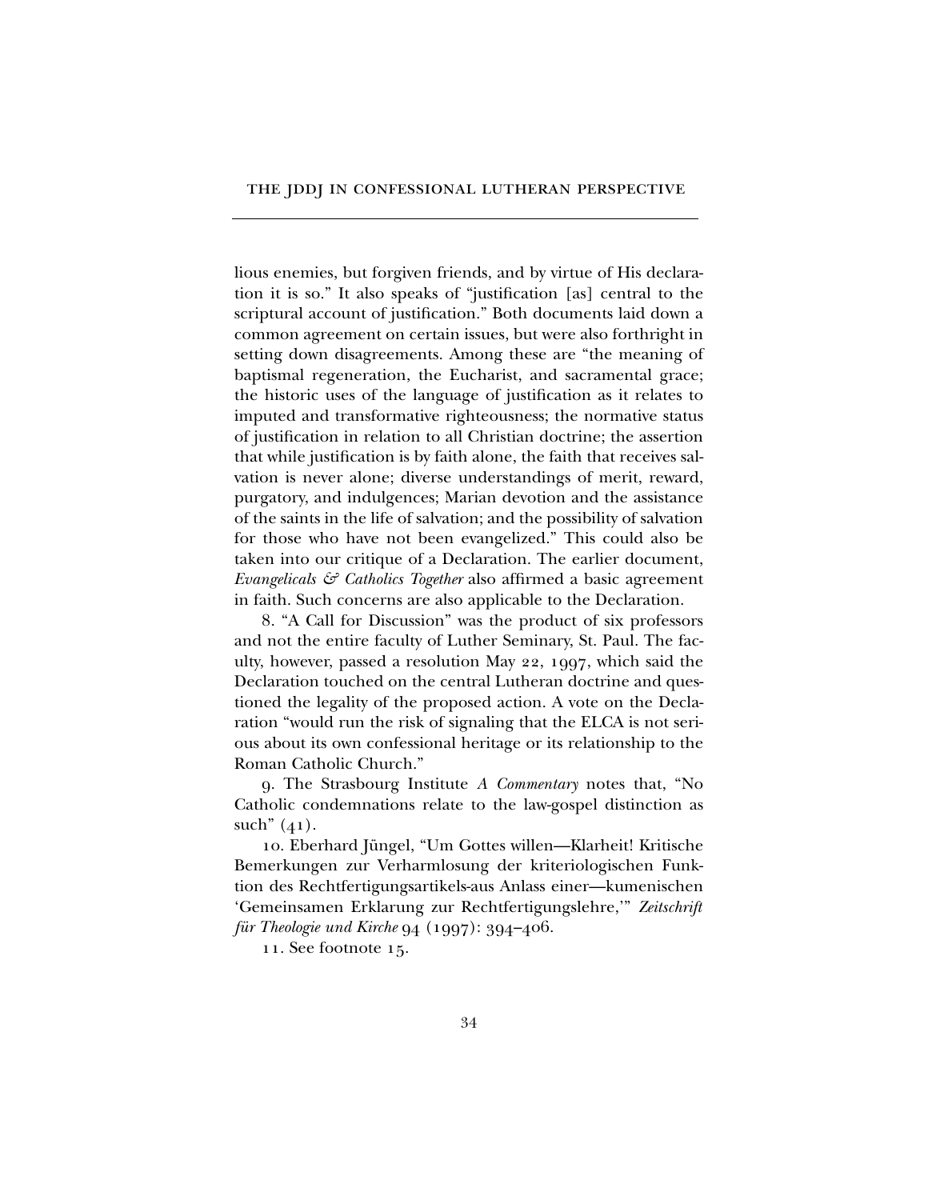lious enemies, but forgiven friends, and by virtue of His declaration it is so." It also speaks of "justification [as] central to the scriptural account of justification." Both documents laid down a common agreement on certain issues, but were also forthright in setting down disagreements. Among these are "the meaning of baptismal regeneration, the Eucharist, and sacramental grace; the historic uses of the language of justification as it relates to imputed and transformative righteousness; the normative status of justification in relation to all Christian doctrine; the assertion that while justification is by faith alone, the faith that receives salvation is never alone; diverse understandings of merit, reward, purgatory, and indulgences; Marian devotion and the assistance of the saints in the life of salvation; and the possibility of salvation for those who have not been evangelized." This could also be taken into our critique of a Declaration. The earlier document, *Evangelicals & Catholics Together* also affirmed a basic agreement in faith. Such concerns are also applicable to the Declaration.

8. "A Call for Discussion" was the product of six professors and not the entire faculty of Luther Seminary, St. Paul. The faculty, however, passed a resolution May 22, 1997, which said the Declaration touched on the central Lutheran doctrine and questioned the legality of the proposed action. A vote on the Declaration "would run the risk of signaling that the ELCA is not serious about its own confessional heritage or its relationship to the Roman Catholic Church."

9. The Strasbourg Institute *A Commentary* notes that, "No Catholic condemnations relate to the law-gospel distinction as such" (41).

10. Eberhard Jüngel, "Um Gottes willen—Klarheit! Kritische Bemerkungen zur Verharmlosung der kriteriologischen Funktion des Rechtfertigungsartikels-aus Anlass einer—kumenischen 'Gemeinsamen Erklarung zur Rechtfertigungslehre,'" *Zeitschrift für Theologie und Kirche* 94 (1997): 394–406.

11. See footnote 15.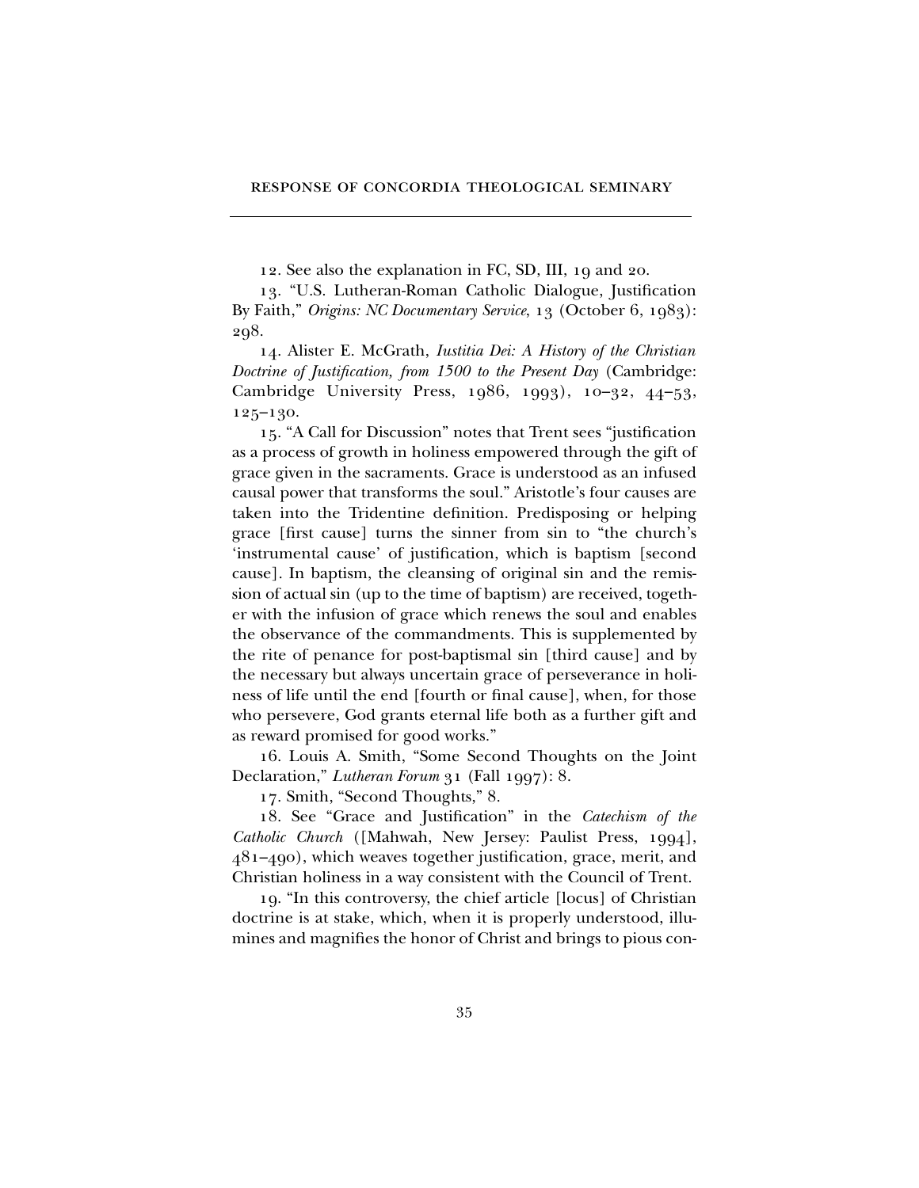12. See also the explanation in FC, SD, III, 19 and 20.

13. "U.S. Lutheran-Roman Catholic Dialogue, Justification By Faith," *Origins: NC Documentary Service*, 13 (October 6, 1983): 298.

14. Alister E. McGrath, *Iustitia Dei: A History of the Christian Doctrine of Justification, from 1500 to the Present Day* (Cambridge: Cambridge University Press, 1986, 1993), 10–32, 44–53, 125–130.

15. "A Call for Discussion" notes that Trent sees "justification as a process of growth in holiness empowered through the gift of grace given in the sacraments. Grace is understood as an infused causal power that transforms the soul." Aristotle's four causes are taken into the Tridentine definition. Predisposing or helping grace [first cause] turns the sinner from sin to "the church's 'instrumental cause' of justification, which is baptism [second cause]. In baptism, the cleansing of original sin and the remission of actual sin (up to the time of baptism) are received, together with the infusion of grace which renews the soul and enables the observance of the commandments. This is supplemented by the rite of penance for post-baptismal sin [third cause] and by the necessary but always uncertain grace of perseverance in holiness of life until the end [fourth or final cause], when, for those who persevere, God grants eternal life both as a further gift and as reward promised for good works."

16. Louis A. Smith, "Some Second Thoughts on the Joint Declaration," *Lutheran Forum* 31 (Fall 1997): 8.

17. Smith, "Second Thoughts," 8.

18. See "Grace and Justification" in the *Catechism of the Catholic Church* ([Mahwah, New Jersey: Paulist Press, 1994], 481–490), which weaves together justification, grace, merit, and Christian holiness in a way consistent with the Council of Trent.

19. "In this controversy, the chief article [locus] of Christian doctrine is at stake, which, when it is properly understood, illumines and magnifies the honor of Christ and brings to pious con-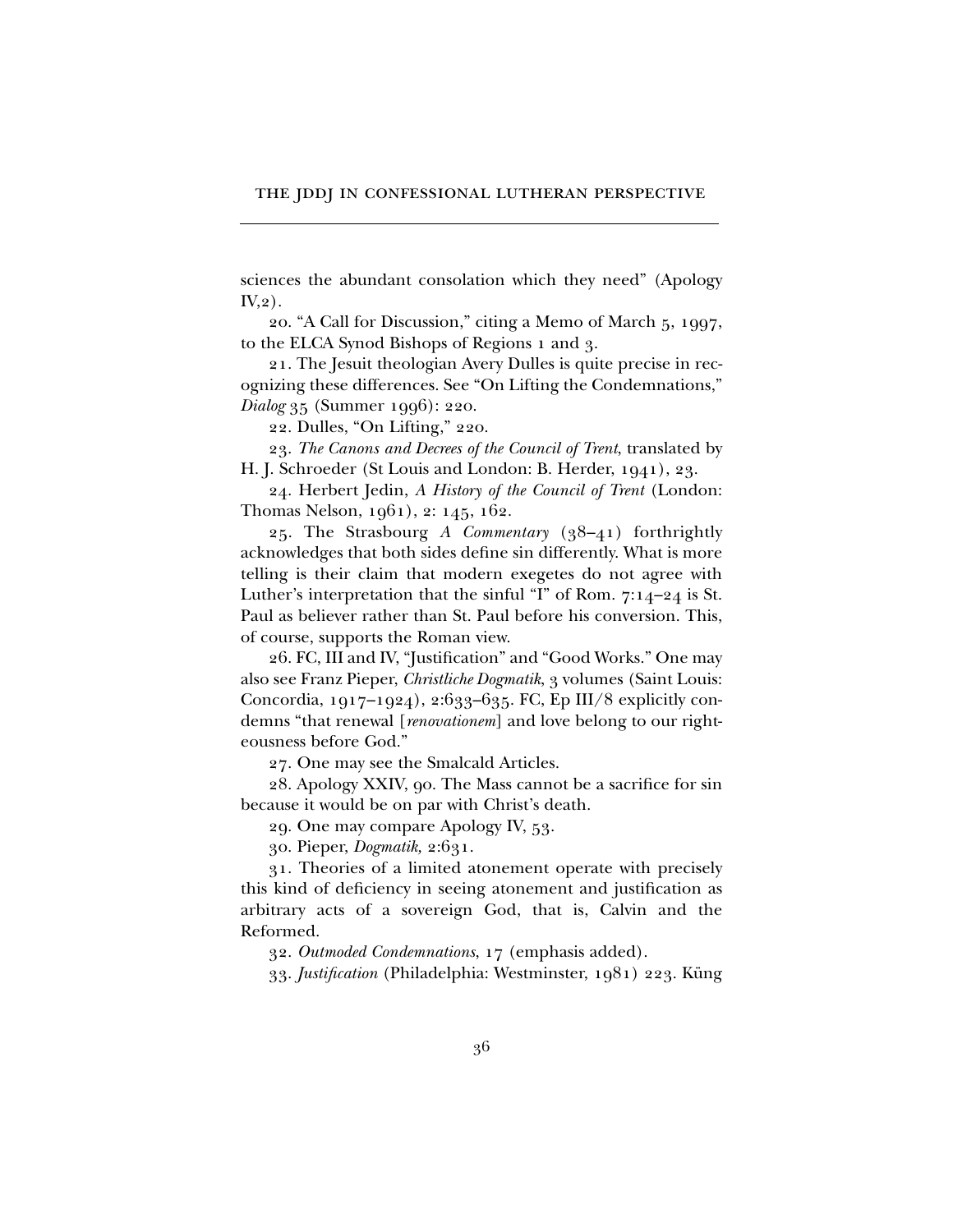sciences the abundant consolation which they need" (Apology IV,2).

20. "A Call for Discussion," citing a Memo of March 5, 1997, to the ELCA Synod Bishops of Regions 1 and 3.

21. The Jesuit theologian Avery Dulles is quite precise in recognizing these differences. See "On Lifting the Condemnations," *Dialog* 35 (Summer 1996): 220.

22. Dulles, "On Lifting," 220.

23. *The Canons and Decrees of the Council of Trent*, translated by H. J. Schroeder (St Louis and London: B. Herder, 1941), 23.

24. Herbert Jedin, *A History of the Council of Trent* (London: Thomas Nelson, 1961), 2: 145, 162.

25. The Strasbourg *A Commentary* (38–41) forthrightly acknowledges that both sides define sin differently. What is more telling is their claim that modern exegetes do not agree with Luther's interpretation that the sinful "I" of Rom. 7:14–24 is St. Paul as believer rather than St. Paul before his conversion. This, of course, supports the Roman view.

26. FC, III and IV, "Justification" and "Good Works." One may also see Franz Pieper, *Christliche Dogmatik*, 3 volumes (Saint Louis: Concordia, 1917–1924), 2:633–635. FC, Ep III/8 explicitly condemns "that renewal [*renovationem*] and love belong to our righteousness before God."

27. One may see the Smalcald Articles.

28. Apology XXIV, 90. The Mass cannot be a sacrifice for sin because it would be on par with Christ's death.

29. One may compare Apology IV, 53.

30. Pieper, *Dogmatik,* 2:631.

31. Theories of a limited atonement operate with precisely this kind of deficiency in seeing atonement and justification as arbitrary acts of a sovereign God, that is, Calvin and the Reformed.

32. *Outmoded Condemnations*, 17 (emphasis added).

33. *Justification* (Philadelphia: Westminster, 1981) 223. Küng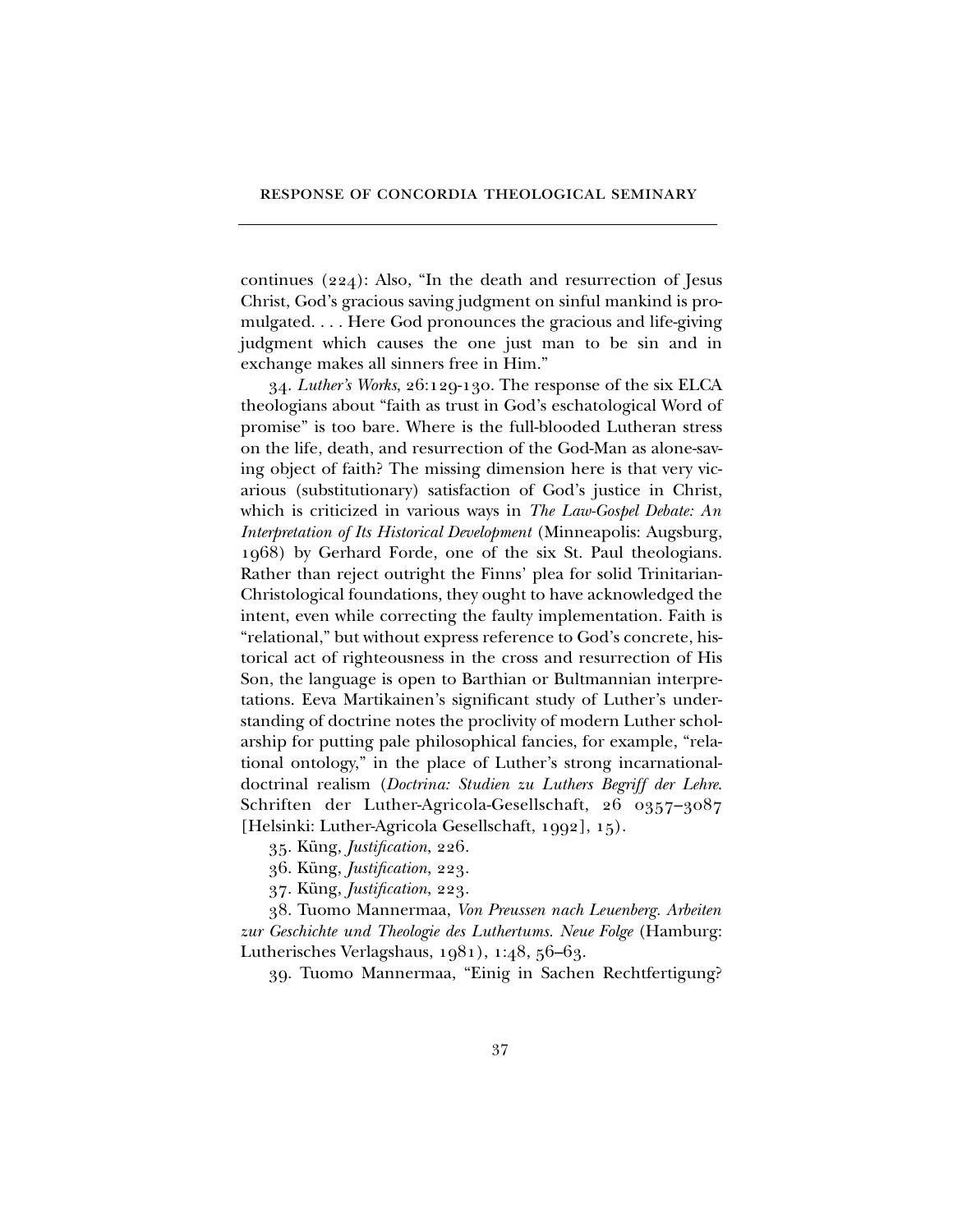continues (224): Also, "In the death and resurrection of Jesus Christ, God's gracious saving judgment on sinful mankind is promulgated. . . . Here God pronounces the gracious and life-giving judgment which causes the one just man to be sin and in exchange makes all sinners free in Him."

34. *Luther's Works*, 26:129-130. The response of the six ELCA theologians about "faith as trust in God's eschatological Word of promise" is too bare. Where is the full-blooded Lutheran stress on the life, death, and resurrection of the God-Man as alone-saving object of faith? The missing dimension here is that very vicarious (substitutionary) satisfaction of God's justice in Christ, which is criticized in various ways in *The Law-Gospel Debate: An Interpretation of Its Historical Development* (Minneapolis: Augsburg, 1968) by Gerhard Forde, one of the six St. Paul theologians. Rather than reject outright the Finns' plea for solid Trinitarian-Christological foundations, they ought to have acknowledged the intent, even while correcting the faulty implementation. Faith is "relational," but without express reference to God's concrete, historical act of righteousness in the cross and resurrection of His Son, the language is open to Barthian or Bultmannian interpretations. Eeva Martikainen's significant study of Luther's understanding of doctrine notes the proclivity of modern Luther scholarship for putting pale philosophical fancies, for example, "relational ontology," in the place of Luther's strong incarnational-doctrinal realism (*Doctrina: Studien zu Luthers Begriff der Lehre*. Schriften der Luther-Agricola-Gesellschaft, 26 0357–3087 [Helsinki: Luther-Agricola Gesellschaft, 1992], 15).

35. Küng, *Justification*, 226.

36. Küng, *Justification*, 223.

37. Küng, *Justification*, 223.

38. Tuomo Mannermaa, *Von Preussen nach Leuenberg. Arbeiten zur Geschichte und Theologie des Luthertums. Neue Folge* (Hamburg: Lutherisches Verlagshaus, 1981), 1:48, 56–63.

39. Tuomo Mannermaa, "Einig in Sachen Rechtfertigung?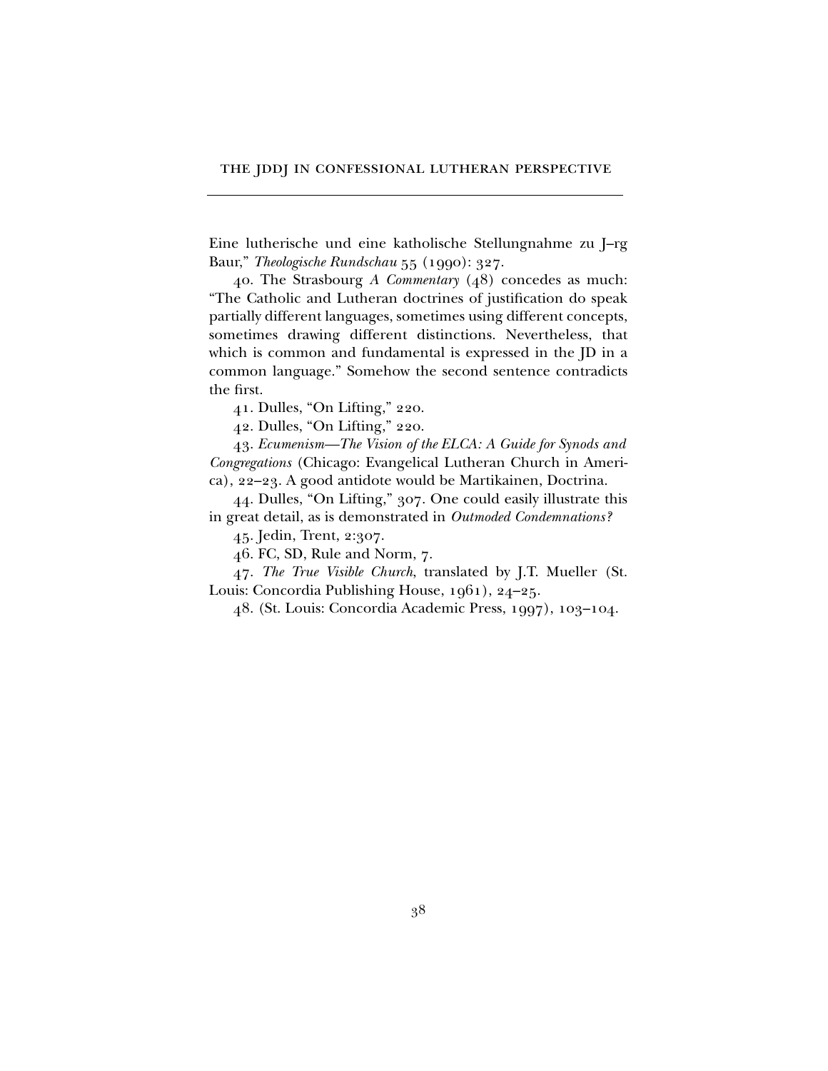Eine lutherische und eine katholische Stellungnahme zu J–rg Baur," *Theologische Rundschau* 55 (1990): 327.

40. The Strasbourg *A Commentary* (48) concedes as much: "The Catholic and Lutheran doctrines of justification do speak partially different languages, sometimes using different concepts, sometimes drawing different distinctions. Nevertheless, that which is common and fundamental is expressed in the JD in a common language." Somehow the second sentence contradicts the first.

41. Dulles, "On Lifting," 220.

42. Dulles, "On Lifting," 220.

43. *Ecumenism—The Vision of the ELCA: A Guide for Synods and Congregations* (Chicago: Evangelical Lutheran Church in America), 22–23. A good antidote would be Martikainen, Doctrina.

44. Dulles, "On Lifting," 307. One could easily illustrate this in great detail, as is demonstrated in *Outmoded Condemnations?*

45. Jedin, Trent, 2:307.

46. FC, SD, Rule and Norm, 7.

47. *The True Visible Church*, translated by J.T. Mueller (St. Louis: Concordia Publishing House, 1961), 24–25.

48. (St. Louis: Concordia Academic Press, 1997), 103–104.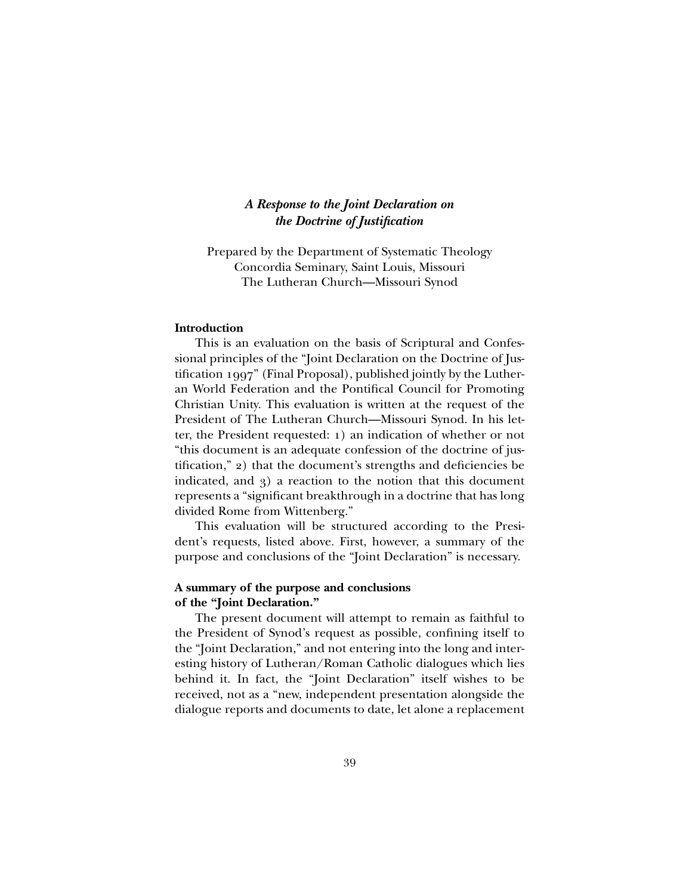## *A Response to the Joint Declaration on the Doctrine of Justification*

Prepared by the Department of Systematic Theology
Concordia Seminary, Saint Louis, Missouri
The Lutheran Church—Missouri Synod

### Introduction

This is an evaluation on the basis of Scriptural and Confessional principles of the "Joint Declaration on the Doctrine of Justification 1997" (Final Proposal), published jointly by the Lutheran World Federation and the Pontifical Council for Promoting Christian Unity. This evaluation is written at the request of the President of The Lutheran Church—Missouri Synod. In his letter, the President requested: 1) an indication of whether or not "this document is an adequate confession of the doctrine of justification," 2) that the document's strengths and deficiencies be indicated, and 3) a reaction to the notion that this document represents a "significant breakthrough in a doctrine that has long divided Rome from Wittenberg."

This evaluation will be structured according to the President's requests, listed above. First, however, a summary of the purpose and conclusions of the "Joint Declaration" is necessary.

### A summary of the purpose and conclusions of the "Joint Declaration."

The present document will attempt to remain as faithful to the President of Synod's request as possible, confining itself to the "Joint Declaration," and not entering into the long and interesting history of Lutheran/Roman Catholic dialogues which lies behind it. In fact, the "Joint Declaration" itself wishes to be received, not as a "new, independent presentation alongside the dialogue reports and documents to date, let alone a replacement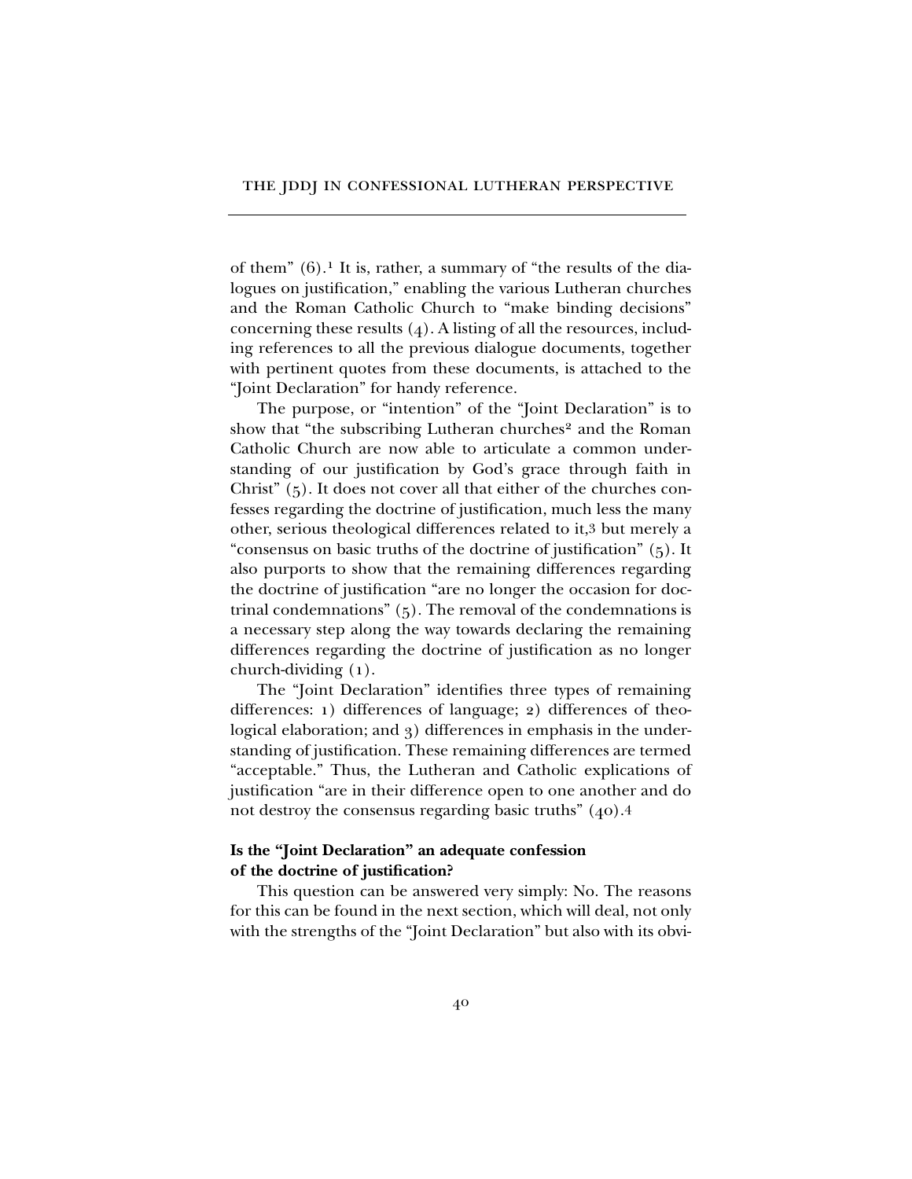of them" (6).[1] It is, rather, a summary of "the results of the dialogues on justification," enabling the various Lutheran churches and the Roman Catholic Church to "make binding decisions" concerning these results (4). A listing of all the resources, including references to all the previous dialogue documents, together with pertinent quotes from these documents, is attached to the "Joint Declaration" for handy reference.

The purpose, or "intention" of the "Joint Declaration" is to show that "the subscribing Lutheran churches[2] and the Roman Catholic Church are now able to articulate a common understanding of our justification by God's grace through faith in Christ" (5). It does not cover all that either of the churches confesses regarding the doctrine of justification, much less the many other, serious theological differences related to it,[3] but merely a "consensus on basic truths of the doctrine of justification" (5). It also purports to show that the remaining differences regarding the doctrine of justification "are no longer the occasion for doctrinal condemnations" (5). The removal of the condemnations is a necessary step along the way towards declaring the remaining differences regarding the doctrine of justification as no longer church-dividing (1).

The "Joint Declaration" identifies three types of remaining differences: 1) differences of language; 2) differences of theological elaboration; and 3) differences in emphasis in the understanding of justification. These remaining differences are termed "acceptable." Thus, the Lutheran and Catholic explications of justification "are in their difference open to one another and do not destroy the consensus regarding basic truths" (40).[4]

### Is the "Joint Declaration" an adequate confession of the doctrine of justification?

This question can be answered very simply: No. The reasons for this can be found in the next section, which will deal, not only with the strengths of the "Joint Declaration" but also with its obvi-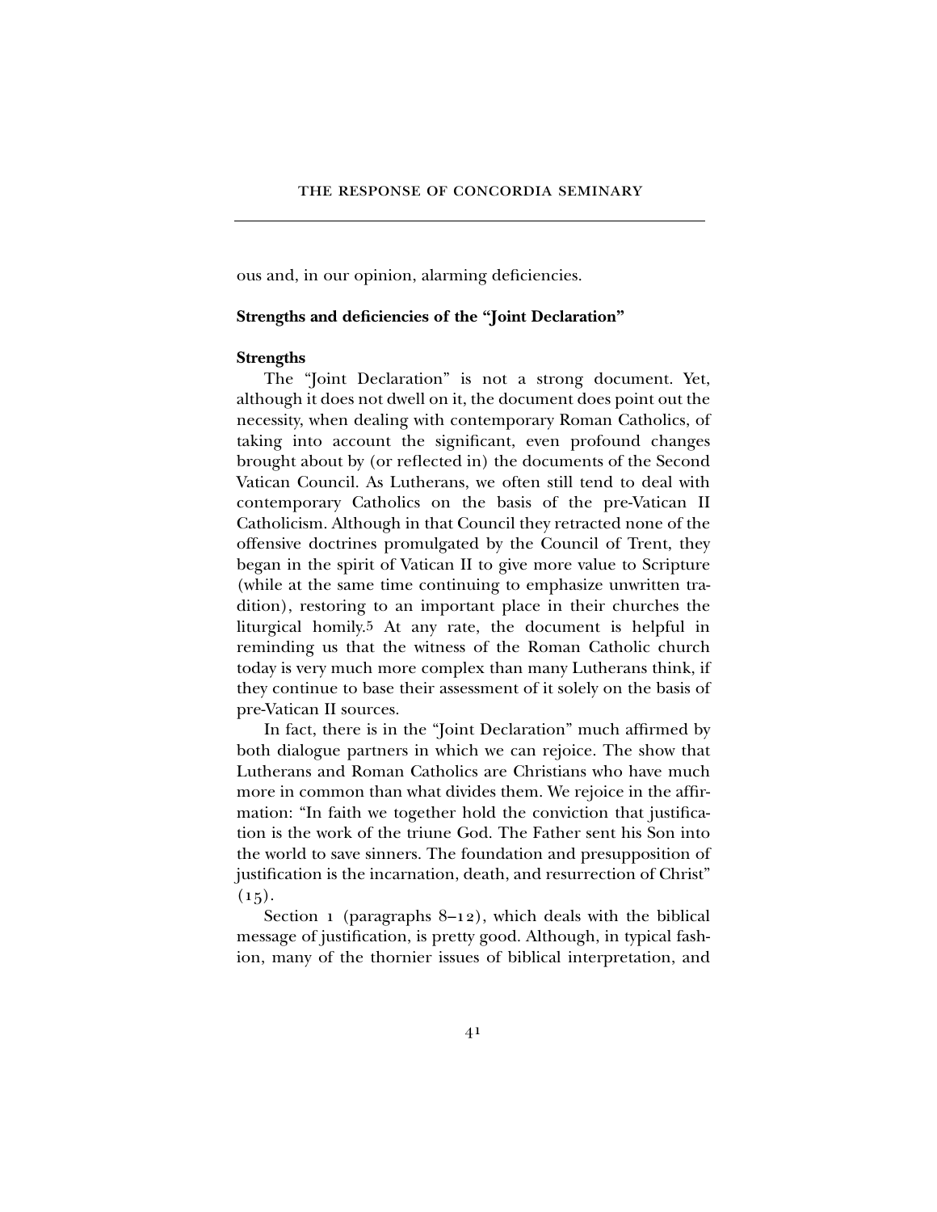ous and, in our opinion, alarming deficiencies.

**Strengths and deficiencies of the "Joint Declaration"**

**Strengths**

The "Joint Declaration" is not a strong document. Yet, although it does not dwell on it, the document does point out the necessity, when dealing with contemporary Roman Catholics, of taking into account the significant, even profound changes brought about by (or reflected in) the documents of the Second Vatican Council. As Lutherans, we often still tend to deal with contemporary Catholics on the basis of the pre-Vatican II Catholicism. Although in that Council they retracted none of the offensive doctrines promulgated by the Council of Trent, they began in the spirit of Vatican II to give more value to Scripture (while at the same time continuing to emphasize unwritten tradition), restoring to an important place in their churches the liturgical homily.[5] At any rate, the document is helpful in reminding us that the witness of the Roman Catholic church today is very much more complex than many Lutherans think, if they continue to base their assessment of it solely on the basis of pre-Vatican II sources.

In fact, there is in the "Joint Declaration" much affirmed by both dialogue partners in which we can rejoice. The show that Lutherans and Roman Catholics are Christians who have much more in common than what divides them. We rejoice in the affirmation: "In faith we together hold the conviction that justification is the work of the triune God. The Father sent his Son into the world to save sinners. The foundation and presupposition of justification is the incarnation, death, and resurrection of Christ" (15).

Section 1 (paragraphs 8–12), which deals with the biblical message of justification, is pretty good. Although, in typical fashion, many of the thornier issues of biblical interpretation, and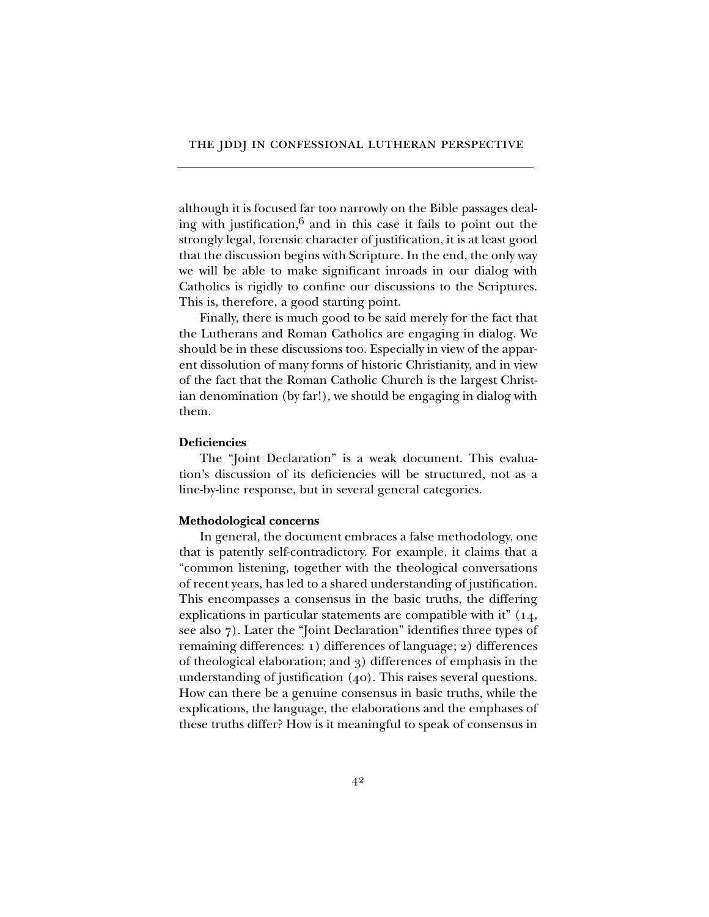although it is focused far too narrowly on the Bible passages dealing with justification,[6] and in this case it fails to point out the strongly legal, forensic character of justification, it is at least good that the discussion begins with Scripture. In the end, the only way we will be able to make significant inroads in our dialog with Catholics is rigidly to confine our discussions to the Scriptures. This is, therefore, a good starting point.

Finally, there is much good to be said merely for the fact that the Lutherans and Roman Catholics are engaging in dialog. We should be in these discussions too. Especially in view of the apparent dissolution of many forms of historic Christianity, and in view of the fact that the Roman Catholic Church is the largest Christian denomination (by far!), we should be engaging in dialog with them.

**Deficiencies**

The "Joint Declaration" is a weak document. This evaluation's discussion of its deficiencies will be structured, not as a line-by-line response, but in several general categories.

**Methodological concerns**

In general, the document embraces a false methodology, one that is patently self-contradictory. For example, it claims that a "common listening, together with the theological conversations of recent years, has led to a shared understanding of justification. This encompasses a consensus in the basic truths, the differing explications in particular statements are compatible with it" (14, see also 7). Later the "Joint Declaration" identifies three types of remaining differences: 1) differences of language; 2) differences of theological elaboration; and 3) differences of emphasis in the understanding of justification (40). This raises several questions. How can there be a genuine consensus in basic truths, while the explications, the language, the elaborations and the emphases of these truths differ? How is it meaningful to speak of consensus in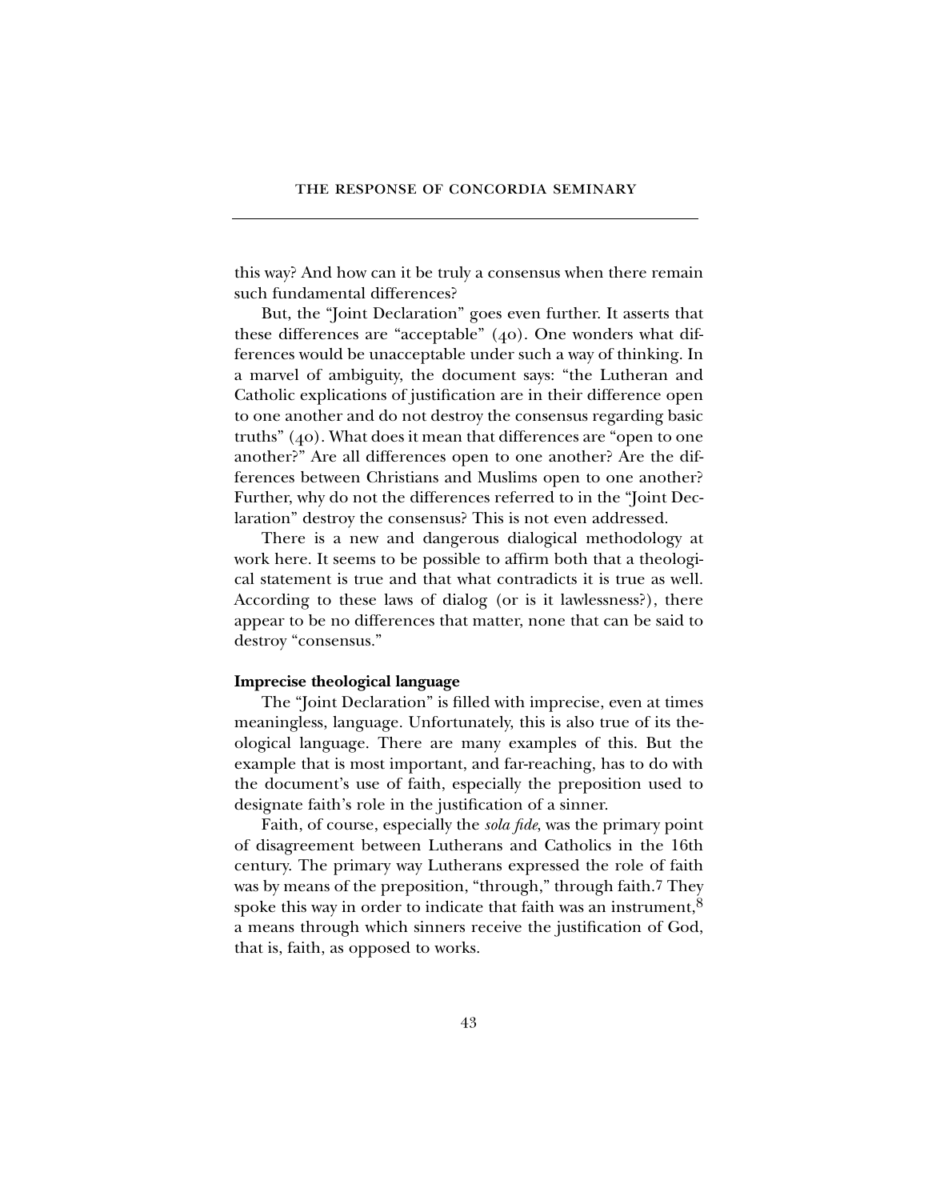this way? And how can it be truly a consensus when there remain such fundamental differences?

But, the "Joint Declaration" goes even further. It asserts that these differences are "acceptable" (40). One wonders what differences would be unacceptable under such a way of thinking. In a marvel of ambiguity, the document says: "the Lutheran and Catholic explications of justification are in their difference open to one another and do not destroy the consensus regarding basic truths" (40). What does it mean that differences are "open to one another?" Are all differences open to one another? Are the differences between Christians and Muslims open to one another? Further, why do not the differences referred to in the "Joint Declaration" destroy the consensus? This is not even addressed.

There is a new and dangerous dialogical methodology at work here. It seems to be possible to affirm both that a theological statement is true and that what contradicts it is true as well. According to these laws of dialog (or is it lawlessness?), there appear to be no differences that matter, none that can be said to destroy "consensus."

**Imprecise theological language**

The "Joint Declaration" is filled with imprecise, even at times meaningless, language. Unfortunately, this is also true of its theological language. There are many examples of this. But the example that is most important, and far-reaching, has to do with the document's use of faith, especially the preposition used to designate faith's role in the justification of a sinner.

Faith, of course, especially the *sola fide*, was the primary point of disagreement between Lutherans and Catholics in the 16th century. The primary way Lutherans expressed the role of faith was by means of the preposition, "through," through faith.[7] They spoke this way in order to indicate that faith was an instrument,[8] a means through which sinners receive the justification of God, that is, faith, as opposed to works.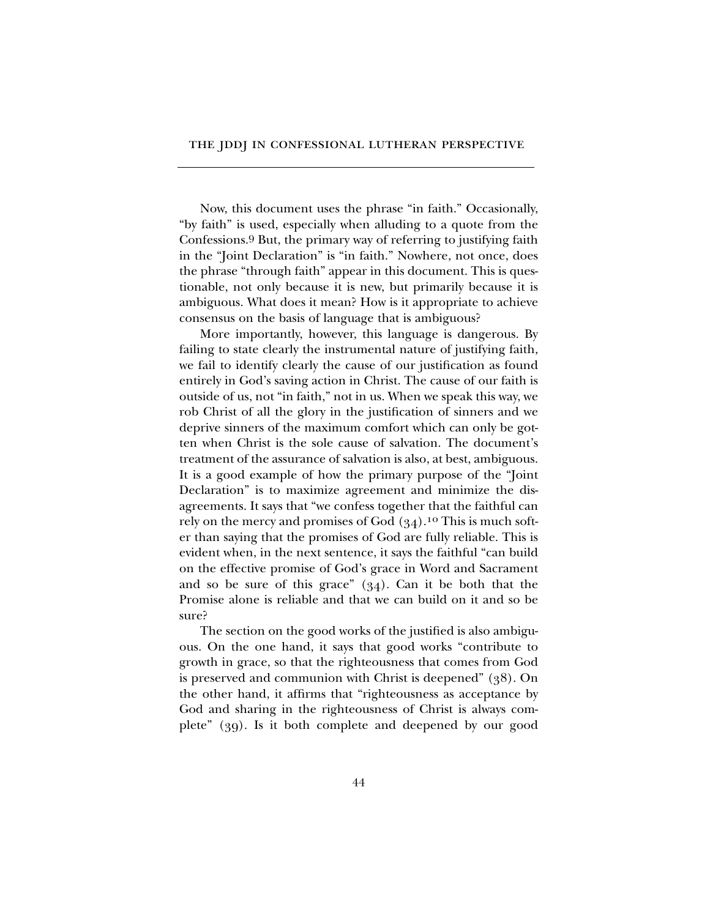Now, this document uses the phrase "in faith." Occasionally, "by faith" is used, especially when alluding to a quote from the Confessions.[9] But, the primary way of referring to justifying faith in the "Joint Declaration" is "in faith." Nowhere, not once, does the phrase "through faith" appear in this document. This is questionable, not only because it is new, but primarily because it is ambiguous. What does it mean? How is it appropriate to achieve consensus on the basis of language that is ambiguous?

More importantly, however, this language is dangerous. By failing to state clearly the instrumental nature of justifying faith, we fail to identify clearly the cause of our justification as found entirely in God's saving action in Christ. The cause of our faith is outside of us, not "in faith," not in us. When we speak this way, we rob Christ of all the glory in the justification of sinners and we deprive sinners of the maximum comfort which can only be gotten when Christ is the sole cause of salvation. The document's treatment of the assurance of salvation is also, at best, ambiguous. It is a good example of how the primary purpose of the "Joint Declaration" is to maximize agreement and minimize the disagreements. It says that "we confess together that the faithful can rely on the mercy and promises of God (34).[10] This is much softer than saying that the promises of God are fully reliable. This is evident when, in the next sentence, it says the faithful "can build on the effective promise of God's grace in Word and Sacrament and so be sure of this grace" (34). Can it be both that the Promise alone is reliable and that we can build on it and so be sure?

The section on the good works of the justified is also ambiguous. On the one hand, it says that good works "contribute to growth in grace, so that the righteousness that comes from God is preserved and communion with Christ is deepened" (38). On the other hand, it affirms that "righteousness as acceptance by God and sharing in the righteousness of Christ is always complete" (39). Is it both complete and deepened by our good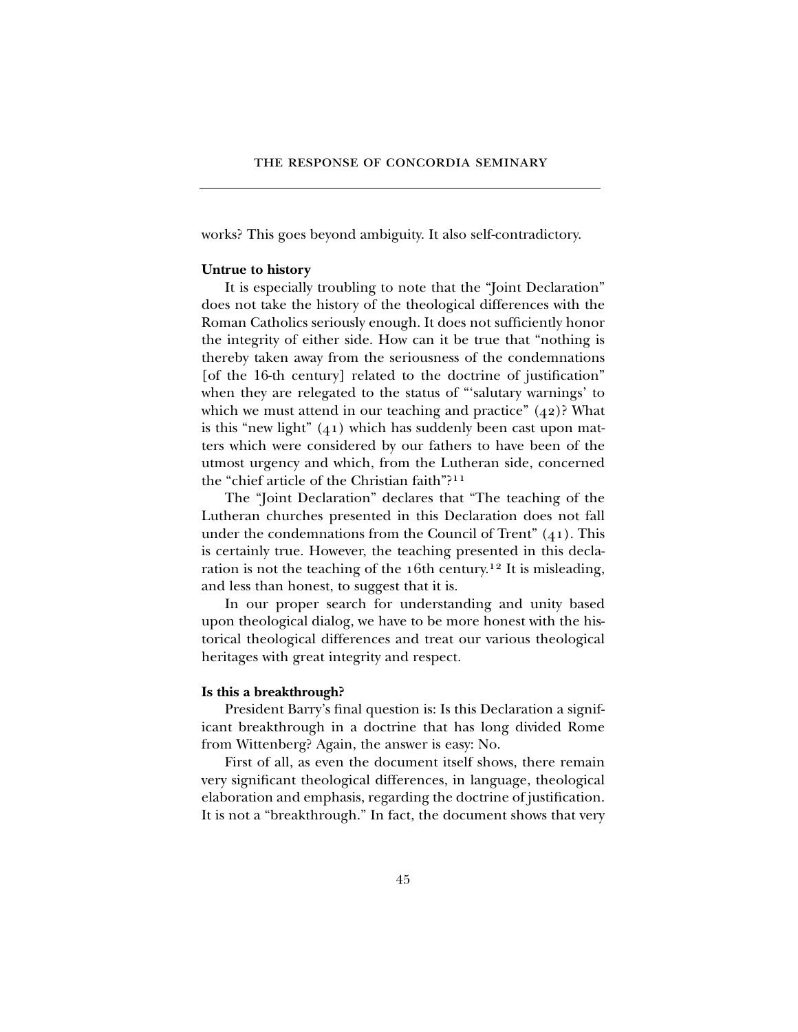works? This goes beyond ambiguity. It also self-contradictory.

**Untrue to history**

It is especially troubling to note that the "Joint Declaration" does not take the history of the theological differences with the Roman Catholics seriously enough. It does not sufficiently honor the integrity of either side. How can it be true that "nothing is thereby taken away from the seriousness of the condemnations [of the 16-th century] related to the doctrine of justification" when they are relegated to the status of "'salutary warnings' to which we must attend in our teaching and practice" (42)? What is this "new light" (41) which has suddenly been cast upon matters which were considered by our fathers to have been of the utmost urgency and which, from the Lutheran side, concerned the "chief article of the Christian faith"?[11]

The "Joint Declaration" declares that "The teaching of the Lutheran churches presented in this Declaration does not fall under the condemnations from the Council of Trent" (41). This is certainly true. However, the teaching presented in this declaration is not the teaching of the 16th century.[12] It is misleading, and less than honest, to suggest that it is.

In our proper search for understanding and unity based upon theological dialog, we have to be more honest with the historical theological differences and treat our various theological heritages with great integrity and respect.

**Is this a breakthrough?**

President Barry's final question is: Is this Declaration a significant breakthrough in a doctrine that has long divided Rome from Wittenberg? Again, the answer is easy: No.

First of all, as even the document itself shows, there remain very significant theological differences, in language, theological elaboration and emphasis, regarding the doctrine of justification. It is not a "breakthrough." In fact, the document shows that very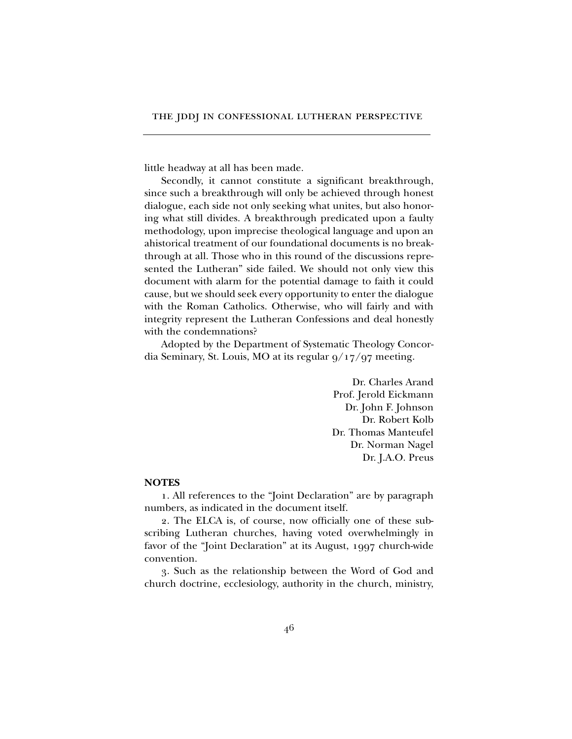little headway at all has been made.

Secondly, it cannot constitute a significant breakthrough, since such a breakthrough will only be achieved through honest dialogue, each side not only seeking what unites, but also honoring what still divides. A breakthrough predicated upon a faulty methodology, upon imprecise theological language and upon an ahistorical treatment of our foundational documents is no breakthrough at all. Those who in this round of the discussions represented the Lutheran" side failed. We should not only view this document with alarm for the potential damage to faith it could cause, but we should seek every opportunity to enter the dialogue with the Roman Catholics. Otherwise, who will fairly and with integrity represent the Lutheran Confessions and deal honestly with the condemnations?

Adopted by the Department of Systematic Theology Concordia Seminary, St. Louis, MO at its regular 9/17/97 meeting.

Dr. Charles Arand
Prof. Jerold Eickmann
Dr. John F. Johnson
Dr. Robert Kolb
Dr. Thomas Manteufel
Dr. Norman Nagel
Dr. J.A.O. Preus

**NOTES**

1. All references to the "Joint Declaration" are by paragraph numbers, as indicated in the document itself.

2. The ELCA is, of course, now officially one of these subscribing Lutheran churches, having voted overwhelmingly in favor of the "Joint Declaration" at its August, 1997 church-wide convention.

3. Such as the relationship between the Word of God and church doctrine, ecclesiology, authority in the church, ministry,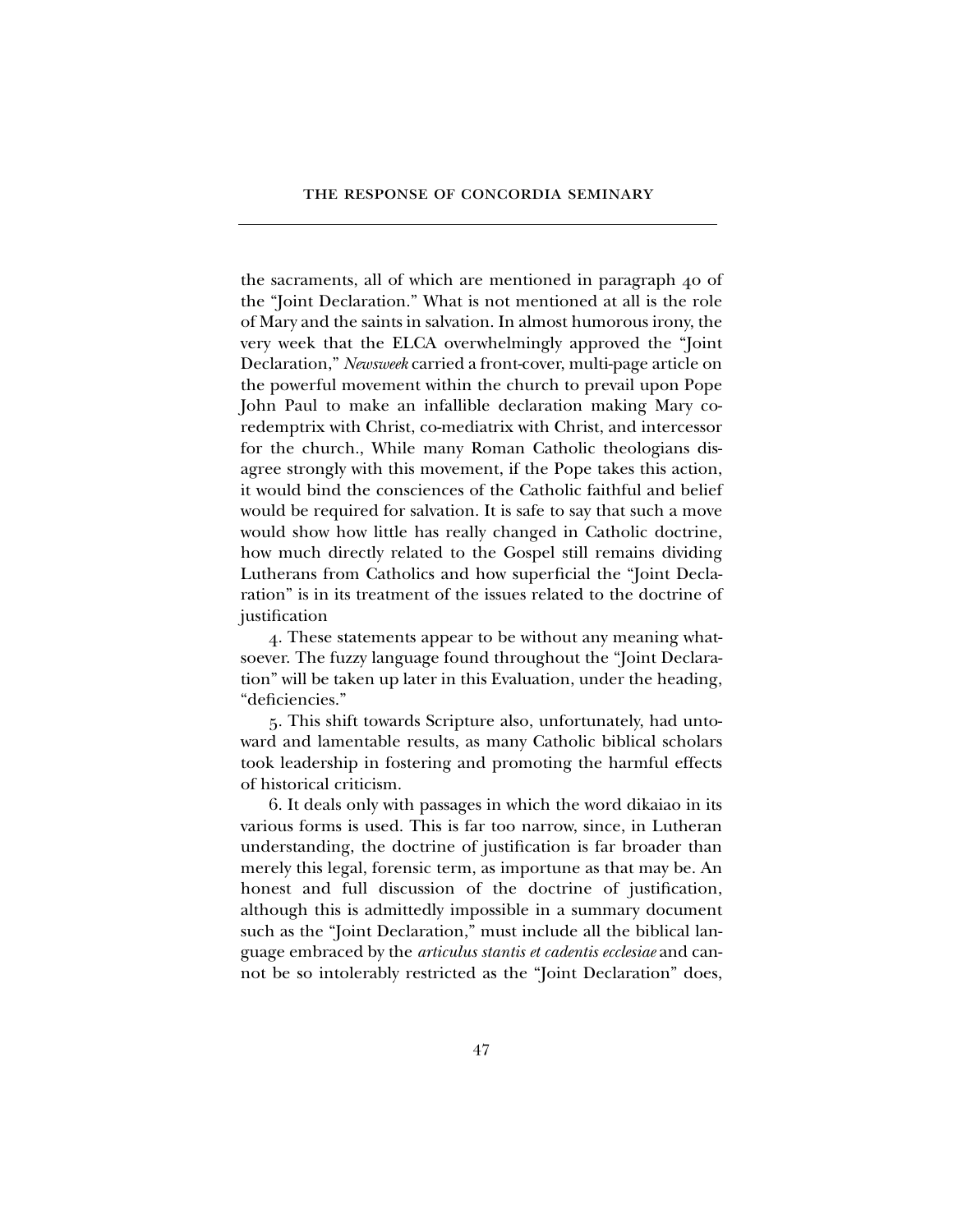the sacraments, all of which are mentioned in paragraph 40 of the "Joint Declaration." What is not mentioned at all is the role of Mary and the saints in salvation. In almost humorous irony, the very week that the ELCA overwhelmingly approved the "Joint Declaration," *Newsweek* carried a front-cover, multi-page article on the powerful movement within the church to prevail upon Pope John Paul to make an infallible declaration making Mary co-redemptrix with Christ, co-mediatrix with Christ, and intercessor for the church., While many Roman Catholic theologians disagree strongly with this movement, if the Pope takes this action, it would bind the consciences of the Catholic faithful and belief would be required for salvation. It is safe to say that such a move would show how little has really changed in Catholic doctrine, how much directly related to the Gospel still remains dividing Lutherans from Catholics and how superficial the "Joint Declaration" is in its treatment of the issues related to the doctrine of justification

4. These statements appear to be without any meaning whatsoever. The fuzzy language found throughout the "Joint Declaration" will be taken up later in this Evaluation, under the heading, "deficiencies."

5. This shift towards Scripture also, unfortunately, had untoward and lamentable results, as many Catholic biblical scholars took leadership in fostering and promoting the harmful effects of historical criticism.

6. It deals only with passages in which the word dikaiao in its various forms is used. This is far too narrow, since, in Lutheran understanding, the doctrine of justification is far broader than merely this legal, forensic term, as importune as that may be. An honest and full discussion of the doctrine of justification, although this is admittedly impossible in a summary document such as the "Joint Declaration," must include all the biblical language embraced by the *articulus stantis et cadentis ecclesiae* and cannot be so intolerably restricted as the "Joint Declaration" does,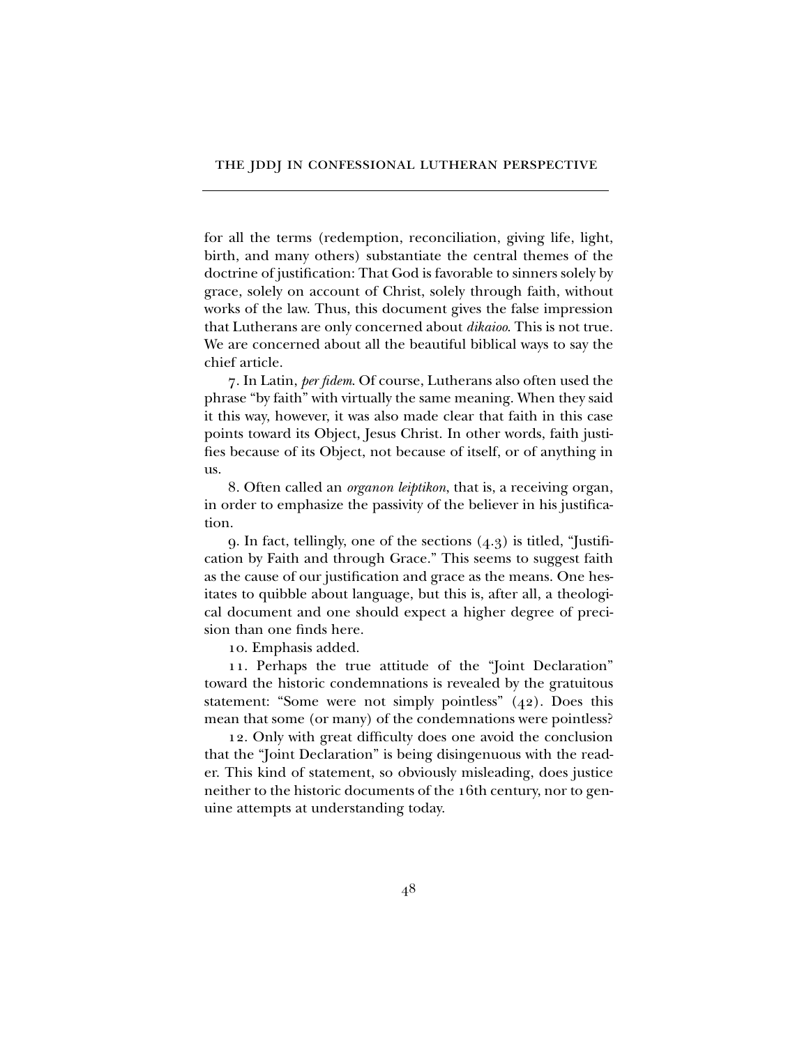for all the terms (redemption, reconciliation, giving life, light, birth, and many others) substantiate the central themes of the doctrine of justification: That God is favorable to sinners solely by grace, solely on account of Christ, solely through faith, without works of the law. Thus, this document gives the false impression that Lutherans are only concerned about *dikaioo*. This is not true. We are concerned about all the beautiful biblical ways to say the chief article.

7. In Latin, *per fidem*. Of course, Lutherans also often used the phrase "by faith" with virtually the same meaning. When they said it this way, however, it was also made clear that faith in this case points toward its Object, Jesus Christ. In other words, faith justifies because of its Object, not because of itself, or of anything in us.

8. Often called an *organon leiptikon*, that is, a receiving organ, in order to emphasize the passivity of the believer in his justification.

9. In fact, tellingly, one of the sections (4.3) is titled, "Justification by Faith and through Grace." This seems to suggest faith as the cause of our justification and grace as the means. One hesitates to quibble about language, but this is, after all, a theological document and one should expect a higher degree of precision than one finds here.

10. Emphasis added.

11. Perhaps the true attitude of the "Joint Declaration" toward the historic condemnations is revealed by the gratuitous statement: "Some were not simply pointless" (42). Does this mean that some (or many) of the condemnations were pointless?

12. Only with great difficulty does one avoid the conclusion that the "Joint Declaration" is being disingenuous with the reader. This kind of statement, so obviously misleading, does justice neither to the historic documents of the 16th century, nor to genuine attempts at understanding today.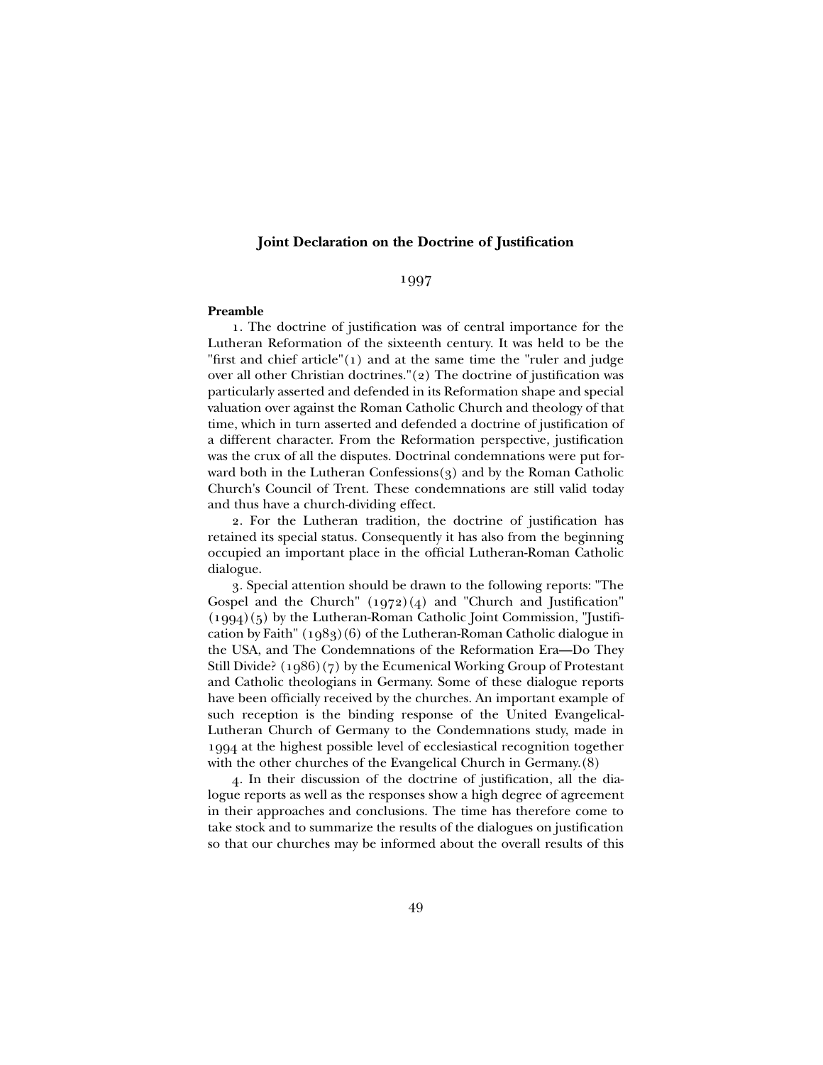## Joint Declaration on the Doctrine of Justification

1997

### Preamble

1. The doctrine of justification was of central importance for the Lutheran Reformation of the sixteenth century. It was held to be the "first and chief article"(1) and at the same time the "ruler and judge over all other Christian doctrines."(2) The doctrine of justification was particularly asserted and defended in its Reformation shape and special valuation over against the Roman Catholic Church and theology of that time, which in turn asserted and defended a doctrine of justification of a different character. From the Reformation perspective, justification was the crux of all the disputes. Doctrinal condemnations were put forward both in the Lutheran Confessions(3) and by the Roman Catholic Church's Council of Trent. These condemnations are still valid today and thus have a church-dividing effect.

2. For the Lutheran tradition, the doctrine of justification has retained its special status. Consequently it has also from the beginning occupied an important place in the official Lutheran-Roman Catholic dialogue.

3. Special attention should be drawn to the following reports: "The Gospel and the Church" (1972)(4) and "Church and Justification" (1994)(5) by the Lutheran-Roman Catholic Joint Commission, "Justification by Faith" (1983)(6) of the Lutheran-Roman Catholic dialogue in the USA, and The Condemnations of the Reformation Era—Do They Still Divide? (1986)(7) by the Ecumenical Working Group of Protestant and Catholic theologians in Germany. Some of these dialogue reports have been officially received by the churches. An important example of such reception is the binding response of the United Evangelical-Lutheran Church of Germany to the Condemnations study, made in 1994 at the highest possible level of ecclesiastical recognition together with the other churches of the Evangelical Church in Germany.(8)

4. In their discussion of the doctrine of justification, all the dialogue reports as well as the responses show a high degree of agreement in their approaches and conclusions. The time has therefore come to take stock and to summarize the results of the dialogues on justification so that our churches may be informed about the overall results of this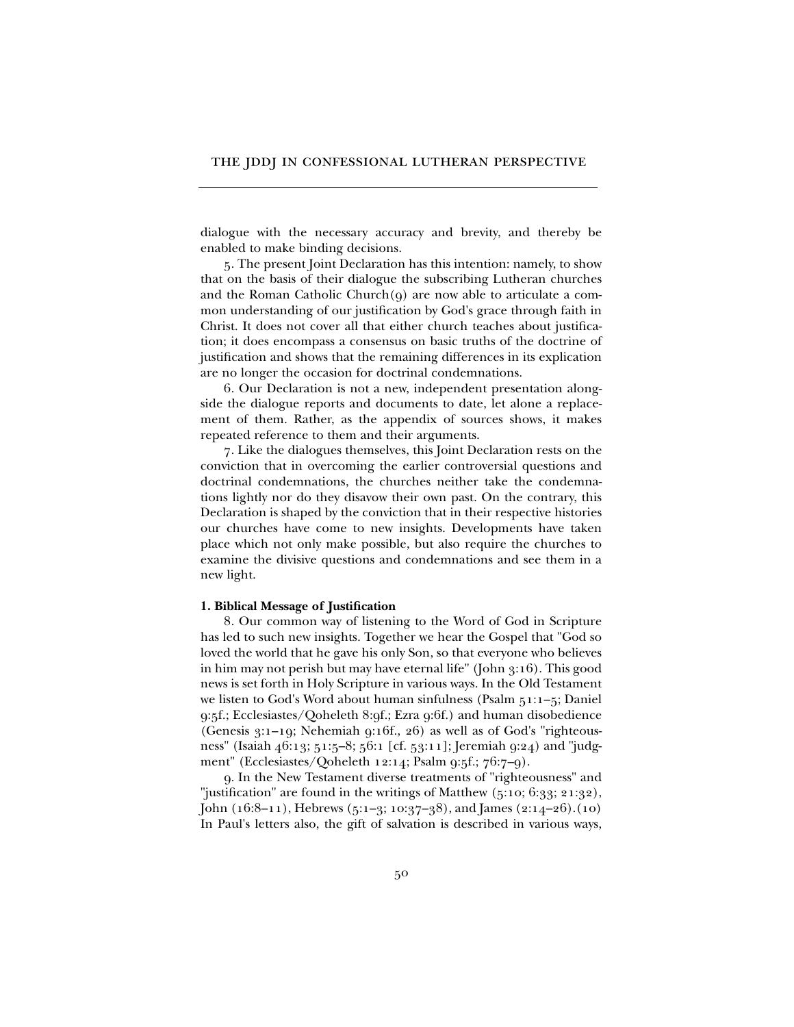dialogue with the necessary accuracy and brevity, and thereby be enabled to make binding decisions.

5. The present Joint Declaration has this intention: namely, to show that on the basis of their dialogue the subscribing Lutheran churches and the Roman Catholic Church(9) are now able to articulate a common understanding of our justification by God's grace through faith in Christ. It does not cover all that either church teaches about justification; it does encompass a consensus on basic truths of the doctrine of justification and shows that the remaining differences in its explication are no longer the occasion for doctrinal condemnations.

6. Our Declaration is not a new, independent presentation alongside the dialogue reports and documents to date, let alone a replacement of them. Rather, as the appendix of sources shows, it makes repeated reference to them and their arguments.

7. Like the dialogues themselves, this Joint Declaration rests on the conviction that in overcoming the earlier controversial questions and doctrinal condemnations, the churches neither take the condemnations lightly nor do they disavow their own past. On the contrary, this Declaration is shaped by the conviction that in their respective histories our churches have come to new insights. Developments have taken place which not only make possible, but also require the churches to examine the divisive questions and condemnations and see them in a new light.

**1. Biblical Message of Justification**

8. Our common way of listening to the Word of God in Scripture has led to such new insights. Together we hear the Gospel that "God so loved the world that he gave his only Son, so that everyone who believes in him may not perish but may have eternal life" (John 3:16). This good news is set forth in Holy Scripture in various ways. In the Old Testament we listen to God's Word about human sinfulness (Psalm 51:1–5; Daniel 9:5f.; Ecclesiastes/Qoheleth 8:9f.; Ezra 9:6f.) and human disobedience (Genesis 3:1–19; Nehemiah 9:16f., 26) as well as of God's "righteousness" (Isaiah 46:13; 51:5–8; 56:1 [cf. 53:11]; Jeremiah 9:24) and "judgment" (Ecclesiastes/Qoheleth 12:14; Psalm 9:5f.; 76:7–9).

9. In the New Testament diverse treatments of "righteousness" and "justification" are found in the writings of Matthew (5:10; 6:33; 21:32), John (16:8–11), Hebrews (5:1–3; 10:37–38), and James (2:14–26).(10) In Paul's letters also, the gift of salvation is described in various ways,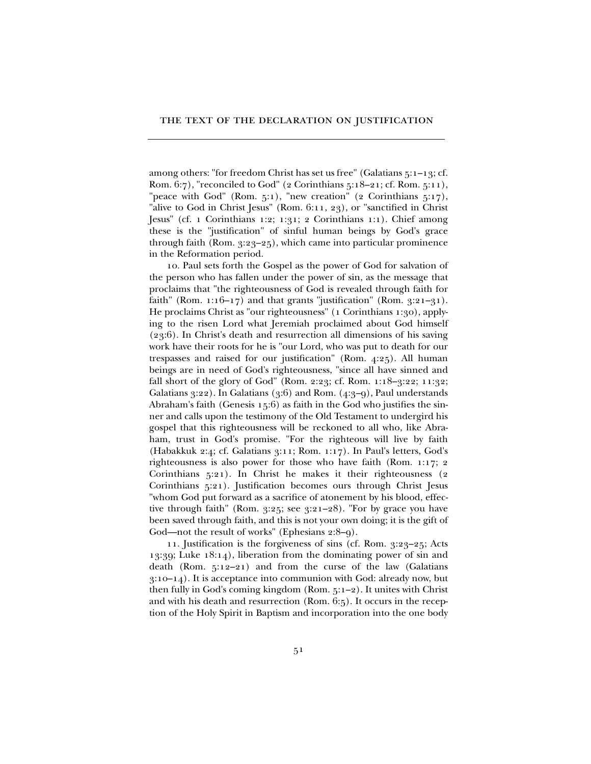among others: "for freedom Christ has set us free" (Galatians 5:1–13; cf. Rom. 6:7), "reconciled to God" (2 Corinthians 5:18–21; cf. Rom. 5:11), "peace with God" (Rom. 5:1), "new creation" (2 Corinthians 5:17), "alive to God in Christ Jesus" (Rom. 6:11, 23), or "sanctified in Christ Jesus" (cf. 1 Corinthians 1:2; 1:31; 2 Corinthians 1:1). Chief among these is the "justification" of sinful human beings by God's grace through faith (Rom. 3:23–25), which came into particular prominence in the Reformation period.

10. Paul sets forth the Gospel as the power of God for salvation of the person who has fallen under the power of sin, as the message that proclaims that "the righteousness of God is revealed through faith for faith" (Rom. 1:16–17) and that grants "justification" (Rom. 3:21–31). He proclaims Christ as "our righteousness" (1 Corinthians 1:30), applying to the risen Lord what Jeremiah proclaimed about God himself (23:6). In Christ's death and resurrection all dimensions of his saving work have their roots for he is "our Lord, who was put to death for our trespasses and raised for our justification" (Rom. 4:25). All human beings are in need of God's righteousness, "since all have sinned and fall short of the glory of God" (Rom. 2:23; cf. Rom. 1:18–3:22; 11:32; Galatians 3:22). In Galatians (3:6) and Rom. (4:3–9), Paul understands Abraham's faith (Genesis 15:6) as faith in the God who justifies the sinner and calls upon the testimony of the Old Testament to undergird his gospel that this righteousness will be reckoned to all who, like Abraham, trust in God's promise. "For the righteous will live by faith (Habakkuk 2:4; cf. Galatians 3:11; Rom. 1:17). In Paul's letters, God's righteousness is also power for those who have faith (Rom. 1:17; 2 Corinthians 5:21). In Christ he makes it their righteousness (2 Corinthians 5:21). Justification becomes ours through Christ Jesus "whom God put forward as a sacrifice of atonement by his blood, effective through faith" (Rom. 3:25; see 3:21–28). "For by grace you have been saved through faith, and this is not your own doing; it is the gift of God—not the result of works" (Ephesians 2:8–9).

11. Justification is the forgiveness of sins (cf. Rom. 3:23–25; Acts 13:39; Luke 18:14), liberation from the dominating power of sin and death (Rom. 5:12–21) and from the curse of the law (Galatians 3:10–14). It is acceptance into communion with God: already now, but then fully in God's coming kingdom (Rom. 5:1–2). It unites with Christ and with his death and resurrection (Rom. 6:5). It occurs in the reception of the Holy Spirit in Baptism and incorporation into the one body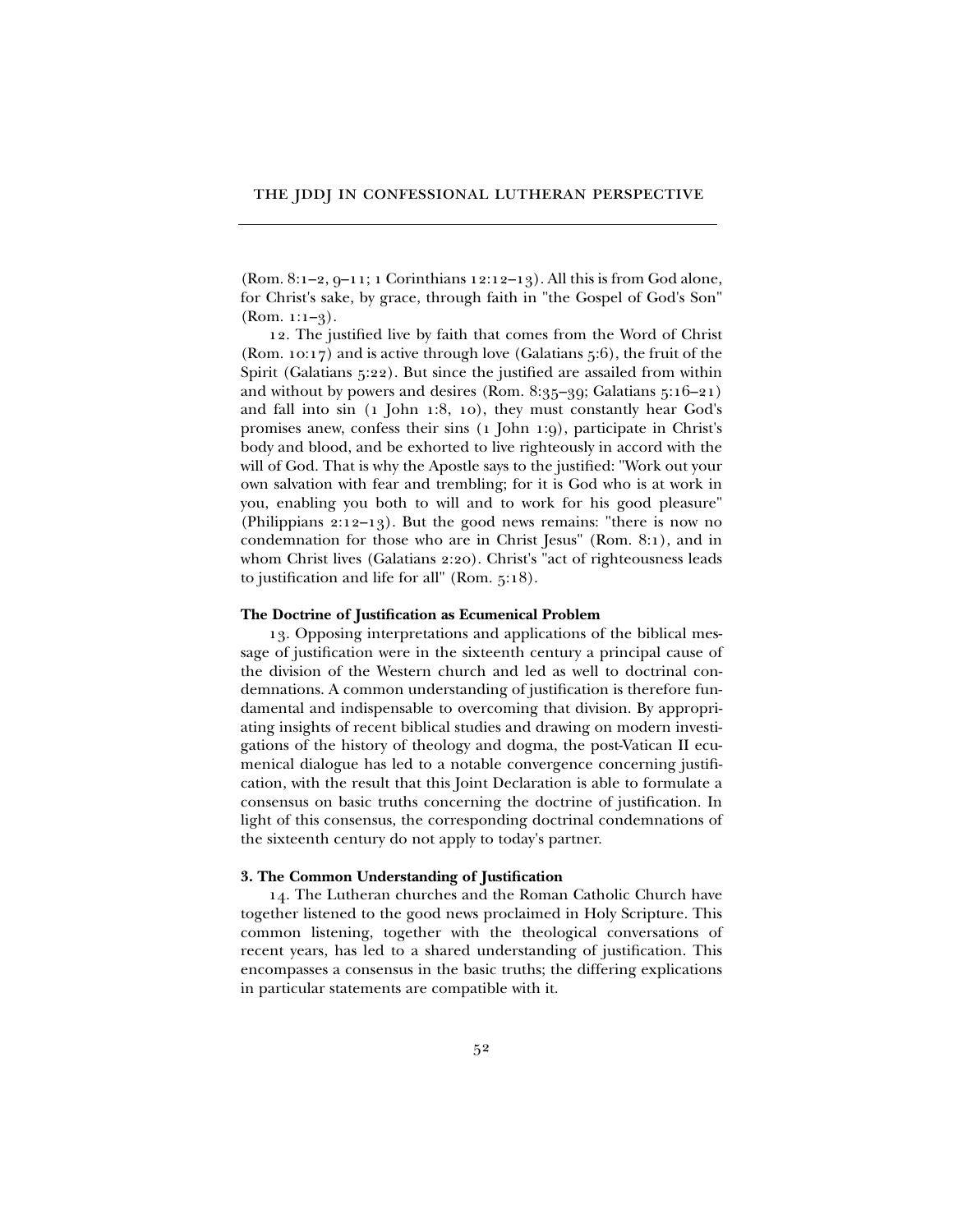(Rom. 8:1–2, 9–11; 1 Corinthians 12:12–13). All this is from God alone, for Christ's sake, by grace, through faith in "the Gospel of God's Son" (Rom. 1:1–3).

12. The justified live by faith that comes from the Word of Christ (Rom. 10:17) and is active through love (Galatians 5:6), the fruit of the Spirit (Galatians 5:22). But since the justified are assailed from within and without by powers and desires (Rom. 8:35–39; Galatians 5:16–21) and fall into sin (1 John 1:8, 10), they must constantly hear God's promises anew, confess their sins (1 John 1:9), participate in Christ's body and blood, and be exhorted to live righteously in accord with the will of God. That is why the Apostle says to the justified: "Work out your own salvation with fear and trembling; for it is God who is at work in you, enabling you both to will and to work for his good pleasure" (Philippians 2:12–13). But the good news remains: "there is now no condemnation for those who are in Christ Jesus" (Rom. 8:1), and in whom Christ lives (Galatians 2:20). Christ's "act of righteousness leads to justification and life for all" (Rom. 5:18).

**The Doctrine of Justification as Ecumenical Problem**

13. Opposing interpretations and applications of the biblical message of justification were in the sixteenth century a principal cause of the division of the Western church and led as well to doctrinal condemnations. A common understanding of justification is therefore fundamental and indispensable to overcoming that division. By appropriating insights of recent biblical studies and drawing on modern investigations of the history of theology and dogma, the post-Vatican II ecumenical dialogue has led to a notable convergence concerning justification, with the result that this Joint Declaration is able to formulate a consensus on basic truths concerning the doctrine of justification. In light of this consensus, the corresponding doctrinal condemnations of the sixteenth century do not apply to today's partner.

**3. The Common Understanding of Justification**

14. The Lutheran churches and the Roman Catholic Church have together listened to the good news proclaimed in Holy Scripture. This common listening, together with the theological conversations of recent years, has led to a shared understanding of justification. This encompasses a consensus in the basic truths; the differing explications in particular statements are compatible with it.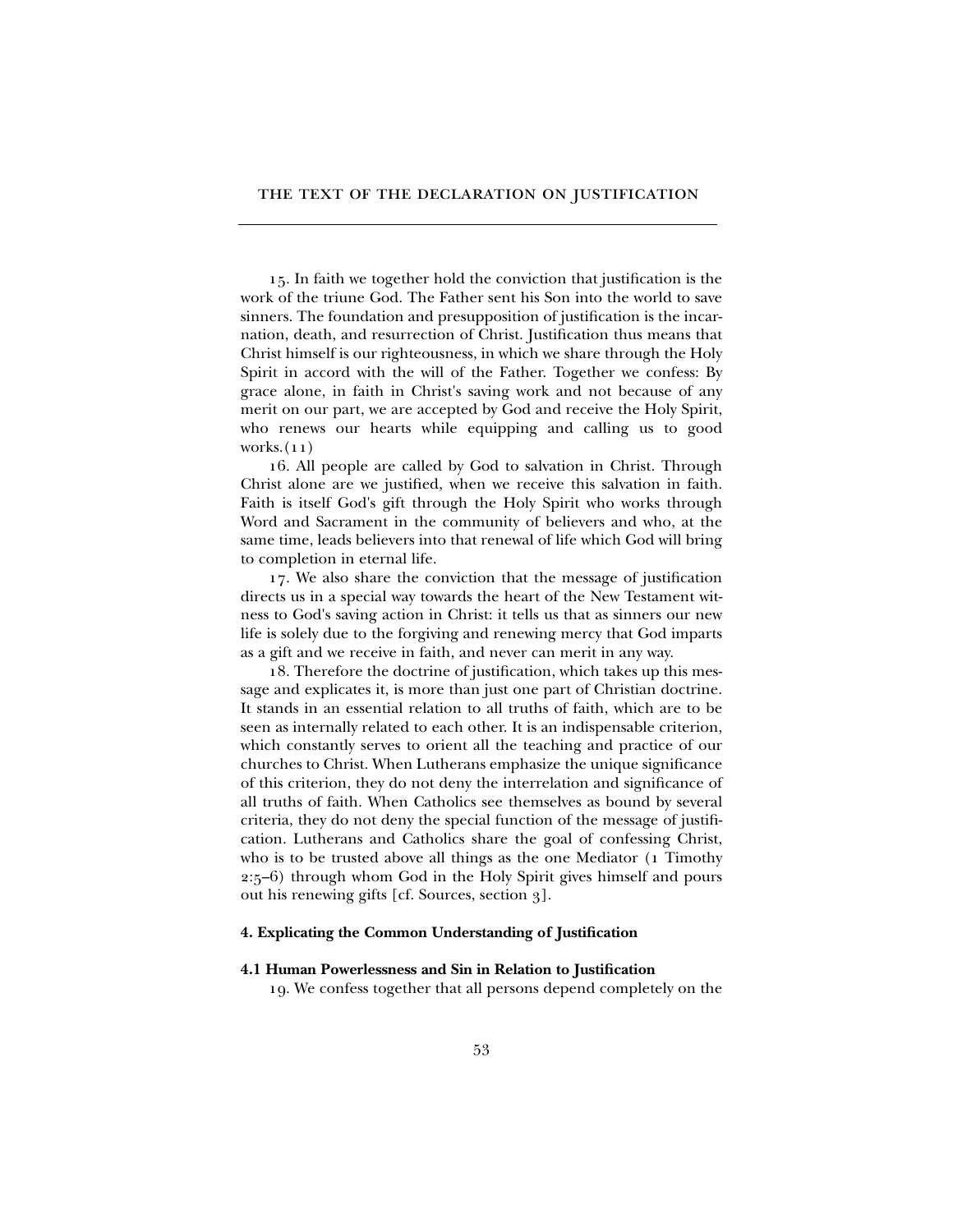15. In faith we together hold the conviction that justification is the work of the triune God. The Father sent his Son into the world to save sinners. The foundation and presupposition of justification is the incarnation, death, and resurrection of Christ. Justification thus means that Christ himself is our righteousness, in which we share through the Holy Spirit in accord with the will of the Father. Together we confess: By grace alone, in faith in Christ's saving work and not because of any merit on our part, we are accepted by God and receive the Holy Spirit, who renews our hearts while equipping and calling us to good works.(11)

16. All people are called by God to salvation in Christ. Through Christ alone are we justified, when we receive this salvation in faith. Faith is itself God's gift through the Holy Spirit who works through Word and Sacrament in the community of believers and who, at the same time, leads believers into that renewal of life which God will bring to completion in eternal life.

17. We also share the conviction that the message of justification directs us in a special way towards the heart of the New Testament witness to God's saving action in Christ: it tells us that as sinners our new life is solely due to the forgiving and renewing mercy that God imparts as a gift and we receive in faith, and never can merit in any way.

18. Therefore the doctrine of justification, which takes up this message and explicates it, is more than just one part of Christian doctrine. It stands in an essential relation to all truths of faith, which are to be seen as internally related to each other. It is an indispensable criterion, which constantly serves to orient all the teaching and practice of our churches to Christ. When Lutherans emphasize the unique significance of this criterion, they do not deny the interrelation and significance of all truths of faith. When Catholics see themselves as bound by several criteria, they do not deny the special function of the message of justification. Lutherans and Catholics share the goal of confessing Christ, who is to be trusted above all things as the one Mediator (1 Timothy 2:5–6) through whom God in the Holy Spirit gives himself and pours out his renewing gifts [cf. Sources, section 3].

## 4. Explicating the Common Understanding of Justification

### 4.1 Human Powerlessness and Sin in Relation to Justification

19. We confess together that all persons depend completely on the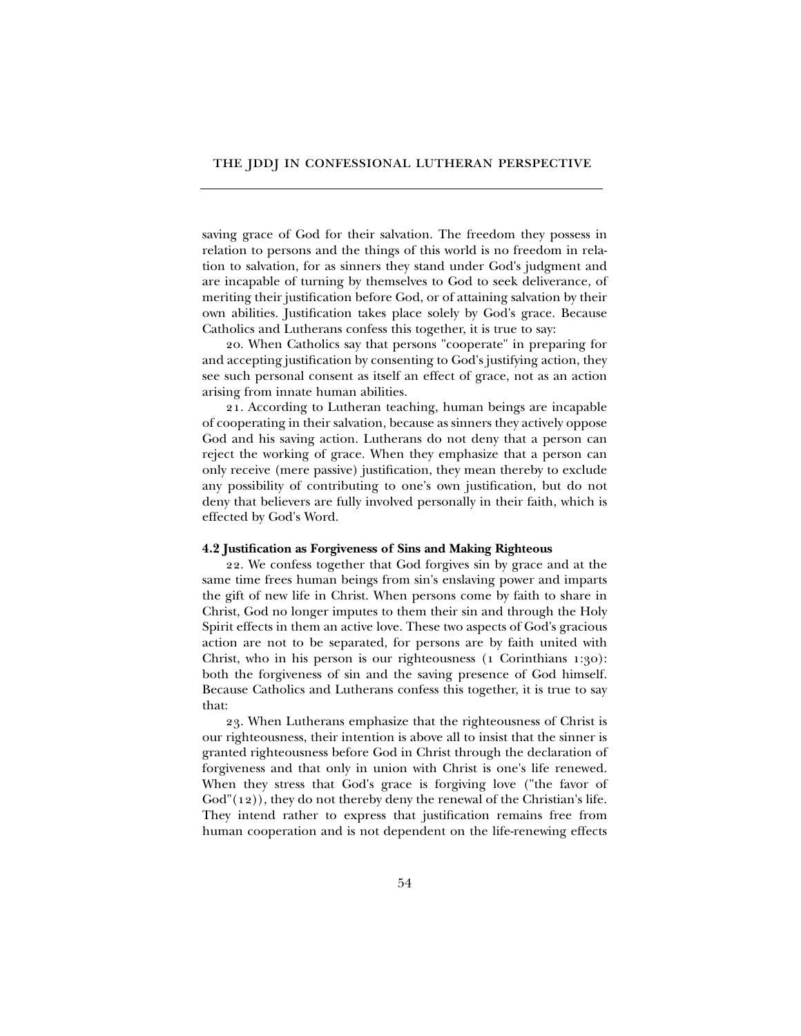saving grace of God for their salvation. The freedom they possess in relation to persons and the things of this world is no freedom in relation to salvation, for as sinners they stand under God's judgment and are incapable of turning by themselves to God to seek deliverance, of meriting their justification before God, or of attaining salvation by their own abilities. Justification takes place solely by God's grace. Because Catholics and Lutherans confess this together, it is true to say:

20. When Catholics say that persons "cooperate" in preparing for and accepting justification by consenting to God's justifying action, they see such personal consent as itself an effect of grace, not as an action arising from innate human abilities.

21. According to Lutheran teaching, human beings are incapable of cooperating in their salvation, because as sinners they actively oppose God and his saving action. Lutherans do not deny that a person can reject the working of grace. When they emphasize that a person can only receive (mere passive) justification, they mean thereby to exclude any possibility of contributing to one's own justification, but do not deny that believers are fully involved personally in their faith, which is effected by God's Word.

### 4.2 Justification as Forgiveness of Sins and Making Righteous

22. We confess together that God forgives sin by grace and at the same time frees human beings from sin's enslaving power and imparts the gift of new life in Christ. When persons come by faith to share in Christ, God no longer imputes to them their sin and through the Holy Spirit effects in them an active love. These two aspects of God's gracious action are not to be separated, for persons are by faith united with Christ, who in his person is our righteousness (1 Corinthians 1:30): both the forgiveness of sin and the saving presence of God himself. Because Catholics and Lutherans confess this together, it is true to say that:

23. When Lutherans emphasize that the righteousness of Christ is our righteousness, their intention is above all to insist that the sinner is granted righteousness before God in Christ through the declaration of forgiveness and that only in union with Christ is one's life renewed. When they stress that God's grace is forgiving love ("the favor of God"(12)), they do not thereby deny the renewal of the Christian's life. They intend rather to express that justification remains free from human cooperation and is not dependent on the life-renewing effects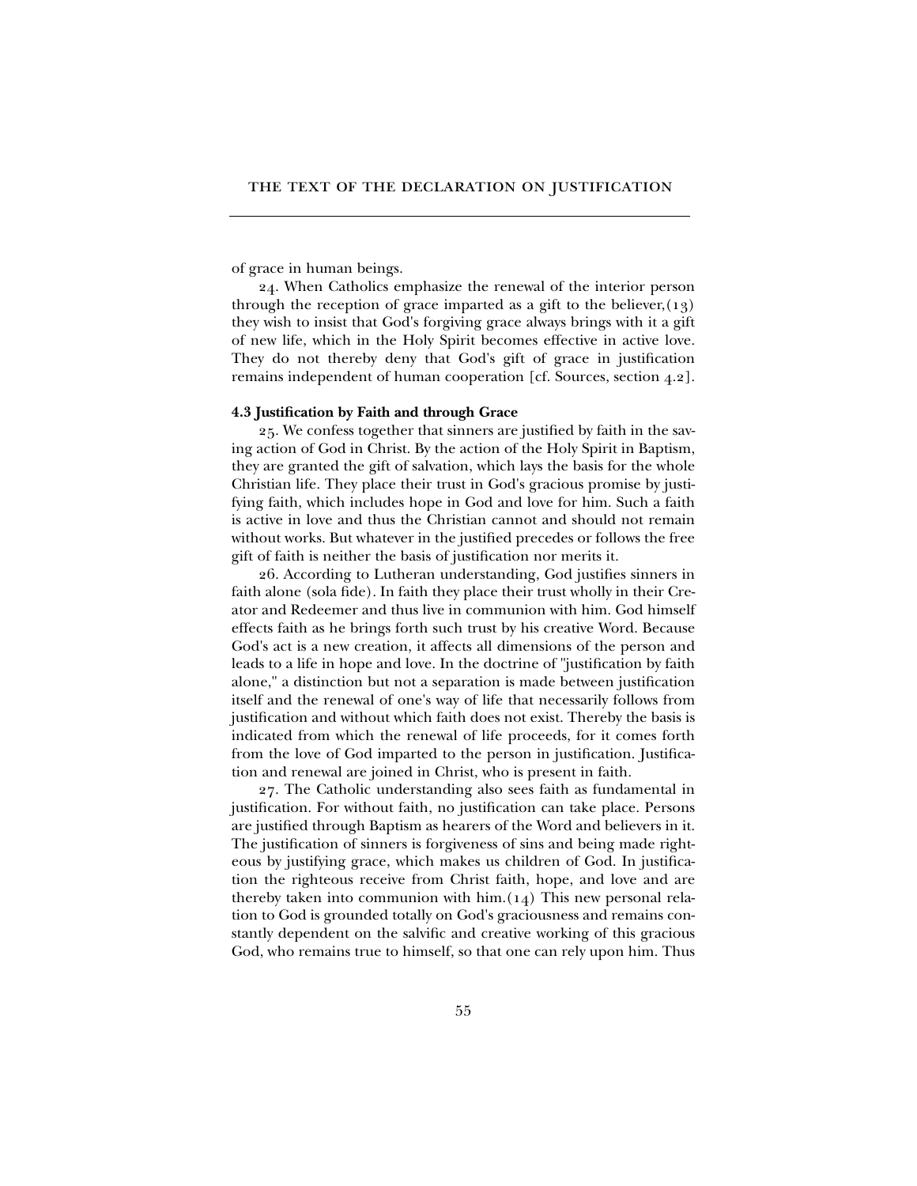of grace in human beings.

24. When Catholics emphasize the renewal of the interior person through the reception of grace imparted as a gift to the believer,(13) they wish to insist that God's forgiving grace always brings with it a gift of new life, which in the Holy Spirit becomes effective in active love. They do not thereby deny that God's gift of grace in justification remains independent of human cooperation [cf. Sources, section 4.2].

**4.3 Justification by Faith and through Grace**

25. We confess together that sinners are justified by faith in the saving action of God in Christ. By the action of the Holy Spirit in Baptism, they are granted the gift of salvation, which lays the basis for the whole Christian life. They place their trust in God's gracious promise by justifying faith, which includes hope in God and love for him. Such a faith is active in love and thus the Christian cannot and should not remain without works. But whatever in the justified precedes or follows the free gift of faith is neither the basis of justification nor merits it.

26. According to Lutheran understanding, God justifies sinners in faith alone (sola fide). In faith they place their trust wholly in their Creator and Redeemer and thus live in communion with him. God himself effects faith as he brings forth such trust by his creative Word. Because God's act is a new creation, it affects all dimensions of the person and leads to a life in hope and love. In the doctrine of "justification by faith alone," a distinction but not a separation is made between justification itself and the renewal of one's way of life that necessarily follows from justification and without which faith does not exist. Thereby the basis is indicated from which the renewal of life proceeds, for it comes forth from the love of God imparted to the person in justification. Justification and renewal are joined in Christ, who is present in faith.

27. The Catholic understanding also sees faith as fundamental in justification. For without faith, no justification can take place. Persons are justified through Baptism as hearers of the Word and believers in it. The justification of sinners is forgiveness of sins and being made righteous by justifying grace, which makes us children of God. In justification the righteous receive from Christ faith, hope, and love and are thereby taken into communion with him.(14) This new personal relation to God is grounded totally on God's graciousness and remains constantly dependent on the salvific and creative working of this gracious God, who remains true to himself, so that one can rely upon him. Thus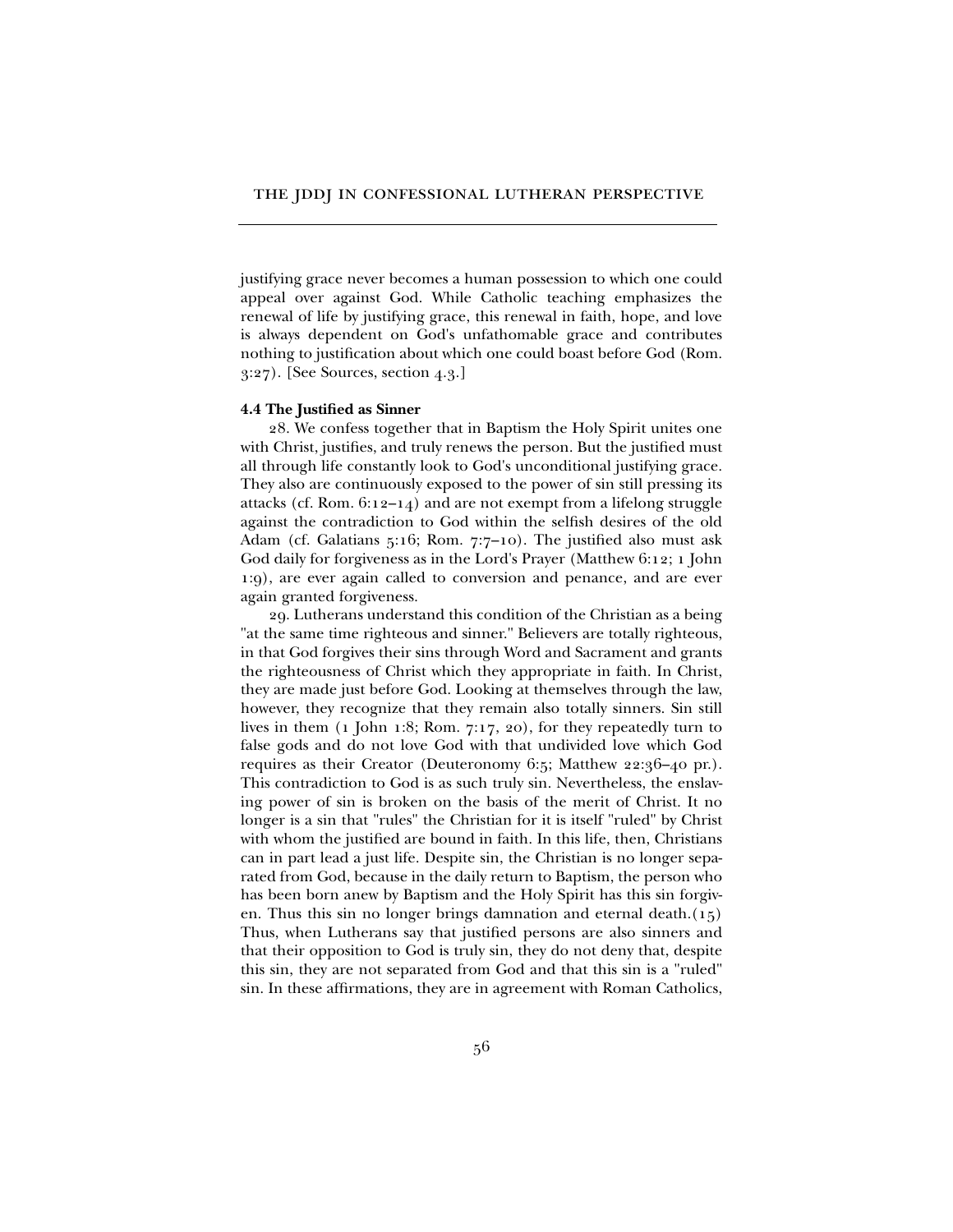justifying grace never becomes a human possession to which one could appeal over against God. While Catholic teaching emphasizes the renewal of life by justifying grace, this renewal in faith, hope, and love is always dependent on God's unfathomable grace and contributes nothing to justification about which one could boast before God (Rom. 3:27). [See Sources, section 4.3.]

**4.4 The Justified as Sinner**

28. We confess together that in Baptism the Holy Spirit unites one with Christ, justifies, and truly renews the person. But the justified must all through life constantly look to God's unconditional justifying grace. They also are continuously exposed to the power of sin still pressing its attacks (cf. Rom. 6:12–14) and are not exempt from a lifelong struggle against the contradiction to God within the selfish desires of the old Adam (cf. Galatians 5:16; Rom. 7:7–10). The justified also must ask God daily for forgiveness as in the Lord's Prayer (Matthew 6:12; 1 John 1:9), are ever again called to conversion and penance, and are ever again granted forgiveness.

29. Lutherans understand this condition of the Christian as a being "at the same time righteous and sinner." Believers are totally righteous, in that God forgives their sins through Word and Sacrament and grants the righteousness of Christ which they appropriate in faith. In Christ, they are made just before God. Looking at themselves through the law, however, they recognize that they remain also totally sinners. Sin still lives in them (1 John 1:8; Rom. 7:17, 20), for they repeatedly turn to false gods and do not love God with that undivided love which God requires as their Creator (Deuteronomy 6:5; Matthew 22:36–40 pr.). This contradiction to God is as such truly sin. Nevertheless, the enslaving power of sin is broken on the basis of the merit of Christ. It no longer is a sin that "rules" the Christian for it is itself "ruled" by Christ with whom the justified are bound in faith. In this life, then, Christians can in part lead a just life. Despite sin, the Christian is no longer separated from God, because in the daily return to Baptism, the person who has been born anew by Baptism and the Holy Spirit has this sin forgiven. Thus this sin no longer brings damnation and eternal death.(15) Thus, when Lutherans say that justified persons are also sinners and that their opposition to God is truly sin, they do not deny that, despite this sin, they are not separated from God and that this sin is a "ruled" sin. In these affirmations, they are in agreement with Roman Catholics,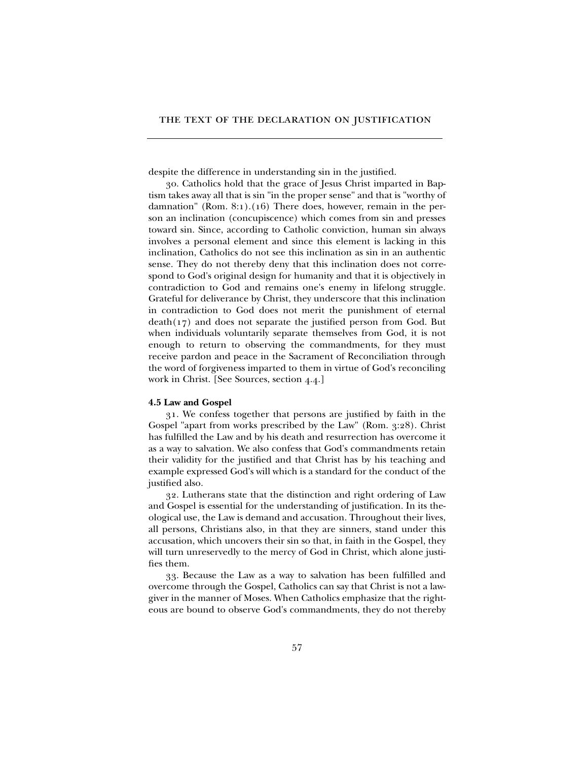despite the difference in understanding sin in the justified.

30. Catholics hold that the grace of Jesus Christ imparted in Baptism takes away all that is sin "in the proper sense" and that is "worthy of damnation" (Rom. 8:1).(16) There does, however, remain in the person an inclination (concupiscence) which comes from sin and presses toward sin. Since, according to Catholic conviction, human sin always involves a personal element and since this element is lacking in this inclination, Catholics do not see this inclination as sin in an authentic sense. They do not thereby deny that this inclination does not correspond to God's original design for humanity and that it is objectively in contradiction to God and remains one's enemy in lifelong struggle. Grateful for deliverance by Christ, they underscore that this inclination in contradiction to God does not merit the punishment of eternal death(17) and does not separate the justified person from God. But when individuals voluntarily separate themselves from God, it is not enough to return to observing the commandments, for they must receive pardon and peace in the Sacrament of Reconciliation through the word of forgiveness imparted to them in virtue of God's reconciling work in Christ. [See Sources, section 4.4.]

**4.5 Law and Gospel**

31. We confess together that persons are justified by faith in the Gospel "apart from works prescribed by the Law" (Rom. 3:28). Christ has fulfilled the Law and by his death and resurrection has overcome it as a way to salvation. We also confess that God's commandments retain their validity for the justified and that Christ has by his teaching and example expressed God's will which is a standard for the conduct of the justified also.

32. Lutherans state that the distinction and right ordering of Law and Gospel is essential for the understanding of justification. In its theological use, the Law is demand and accusation. Throughout their lives, all persons, Christians also, in that they are sinners, stand under this accusation, which uncovers their sin so that, in faith in the Gospel, they will turn unreservedly to the mercy of God in Christ, which alone justifies them.

33. Because the Law as a way to salvation has been fulfilled and overcome through the Gospel, Catholics can say that Christ is not a lawgiver in the manner of Moses. When Catholics emphasize that the righteous are bound to observe God's commandments, they do not thereby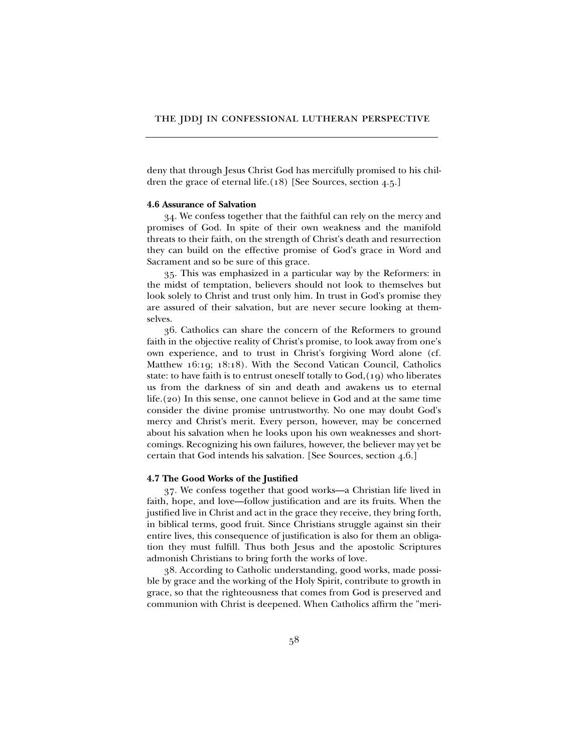deny that through Jesus Christ God has mercifully promised to his children the grace of eternal life.(18) [See Sources, section 4.5.]

**4.6 Assurance of Salvation**

34. We confess together that the faithful can rely on the mercy and promises of God. In spite of their own weakness and the manifold threats to their faith, on the strength of Christ's death and resurrection they can build on the effective promise of God's grace in Word and Sacrament and so be sure of this grace.

35. This was emphasized in a particular way by the Reformers: in the midst of temptation, believers should not look to themselves but look solely to Christ and trust only him. In trust in God's promise they are assured of their salvation, but are never secure looking at themselves.

36. Catholics can share the concern of the Reformers to ground faith in the objective reality of Christ's promise, to look away from one's own experience, and to trust in Christ's forgiving Word alone (cf. Matthew 16:19; 18:18). With the Second Vatican Council, Catholics state: to have faith is to entrust oneself totally to God,(19) who liberates us from the darkness of sin and death and awakens us to eternal life.(20) In this sense, one cannot believe in God and at the same time consider the divine promise untrustworthy. No one may doubt God's mercy and Christ's merit. Every person, however, may be concerned about his salvation when he looks upon his own weaknesses and shortcomings. Recognizing his own failures, however, the believer may yet be certain that God intends his salvation. [See Sources, section 4.6.]

**4.7 The Good Works of the Justified**

37. We confess together that good works—a Christian life lived in faith, hope, and love—follow justification and are its fruits. When the justified live in Christ and act in the grace they receive, they bring forth, in biblical terms, good fruit. Since Christians struggle against sin their entire lives, this consequence of justification is also for them an obligation they must fulfill. Thus both Jesus and the apostolic Scriptures admonish Christians to bring forth the works of love.

38. According to Catholic understanding, good works, made possible by grace and the working of the Holy Spirit, contribute to growth in grace, so that the righteousness that comes from God is preserved and communion with Christ is deepened. When Catholics affirm the "meri-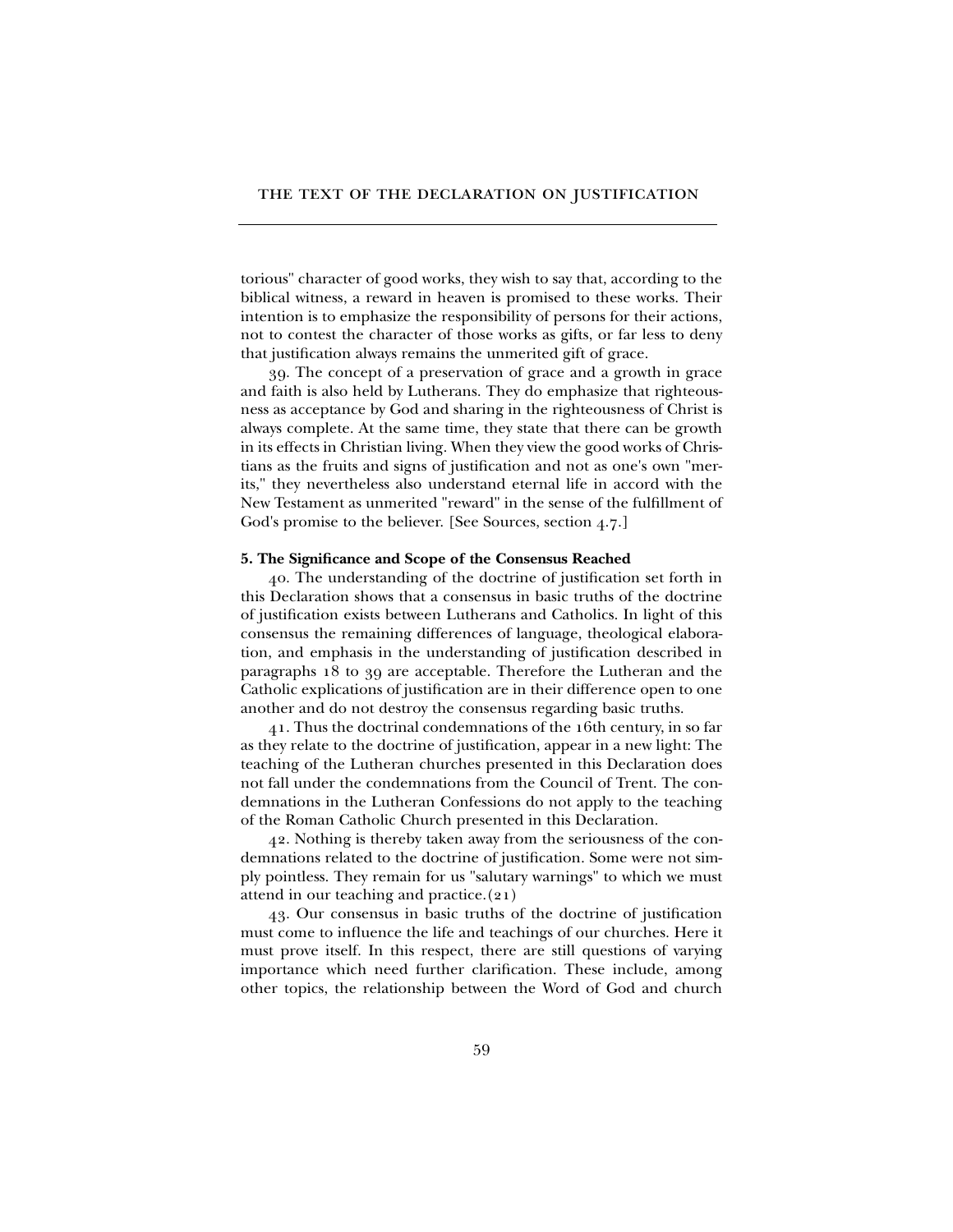torious" character of good works, they wish to say that, according to the biblical witness, a reward in heaven is promised to these works. Their intention is to emphasize the responsibility of persons for their actions, not to contest the character of those works as gifts, or far less to deny that justification always remains the unmerited gift of grace.

39. The concept of a preservation of grace and a growth in grace and faith is also held by Lutherans. They do emphasize that righteousness as acceptance by God and sharing in the righteousness of Christ is always complete. At the same time, they state that there can be growth in its effects in Christian living. When they view the good works of Christians as the fruits and signs of justification and not as one's own "merits," they nevertheless also understand eternal life in accord with the New Testament as unmerited "reward" in the sense of the fulfillment of God's promise to the believer. [See Sources, section 4.7.]

**5. The Significance and Scope of the Consensus Reached**

40. The understanding of the doctrine of justification set forth in this Declaration shows that a consensus in basic truths of the doctrine of justification exists between Lutherans and Catholics. In light of this consensus the remaining differences of language, theological elaboration, and emphasis in the understanding of justification described in paragraphs 18 to 39 are acceptable. Therefore the Lutheran and the Catholic explications of justification are in their difference open to one another and do not destroy the consensus regarding basic truths.

41. Thus the doctrinal condemnations of the 16th century, in so far as they relate to the doctrine of justification, appear in a new light: The teaching of the Lutheran churches presented in this Declaration does not fall under the condemnations from the Council of Trent. The condemnations in the Lutheran Confessions do not apply to the teaching of the Roman Catholic Church presented in this Declaration.

42. Nothing is thereby taken away from the seriousness of the condemnations related to the doctrine of justification. Some were not simply pointless. They remain for us "salutary warnings" to which we must attend in our teaching and practice.(21)

43. Our consensus in basic truths of the doctrine of justification must come to influence the life and teachings of our churches. Here it must prove itself. In this respect, there are still questions of varying importance which need further clarification. These include, among other topics, the relationship between the Word of God and church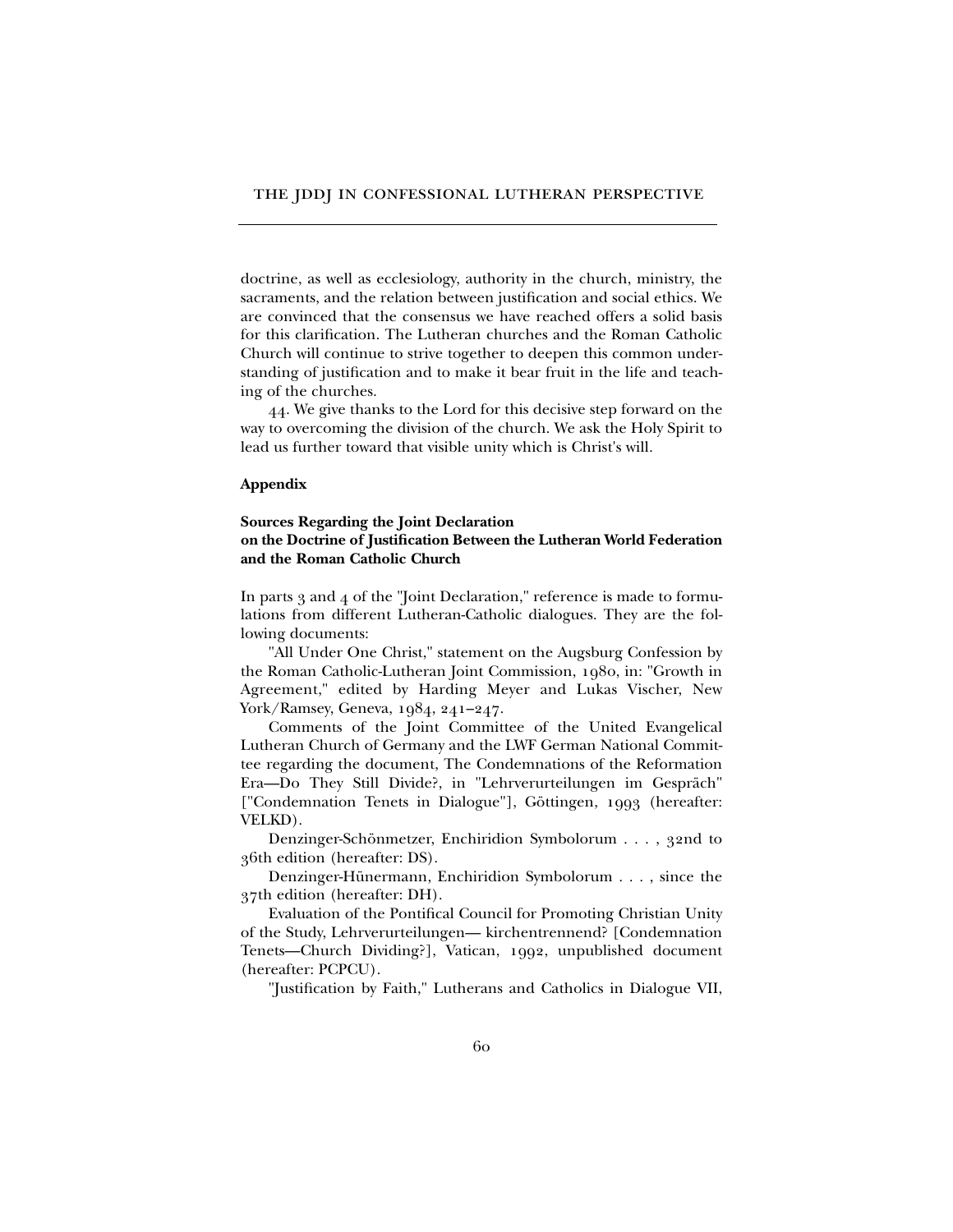doctrine, as well as ecclesiology, authority in the church, ministry, the sacraments, and the relation between justification and social ethics. We are convinced that the consensus we have reached offers a solid basis for this clarification. The Lutheran churches and the Roman Catholic Church will continue to strive together to deepen this common understanding of justification and to make it bear fruit in the life and teaching of the churches.

44. We give thanks to the Lord for this decisive step forward on the way to overcoming the division of the church. We ask the Holy Spirit to lead us further toward that visible unity which is Christ's will.

**Appendix**

**Sources Regarding the Joint Declaration on the Doctrine of Justification Between the Lutheran World Federation and the Roman Catholic Church**

In parts 3 and 4 of the "Joint Declaration," reference is made to formulations from different Lutheran-Catholic dialogues. They are the following documents:

"All Under One Christ," statement on the Augsburg Confession by the Roman Catholic-Lutheran Joint Commission, 1980, in: "Growth in Agreement," edited by Harding Meyer and Lukas Vischer, New York/Ramsey, Geneva, 1984, 241–247.

Comments of the Joint Committee of the United Evangelical Lutheran Church of Germany and the LWF German National Committee regarding the document, The Condemnations of the Reformation Era—Do They Still Divide?, in "Lehrverurteilungen im Gespräch" ["Condemnation Tenets in Dialogue"], Göttingen, 1993 (hereafter: VELKD).

Denzinger-Schönmetzer, Enchiridion Symbolorum . . . , 32nd to 36th edition (hereafter: DS).

Denzinger-Hünermann, Enchiridion Symbolorum . . . , since the 37th edition (hereafter: DH).

Evaluation of the Pontifical Council for Promoting Christian Unity of the Study, Lehrverurteilungen— kirchentrennend? [Condemnation Tenets—Church Dividing?], Vatican, 1992, unpublished document (hereafter: PCPCU).

"Justification by Faith," Lutherans and Catholics in Dialogue VII,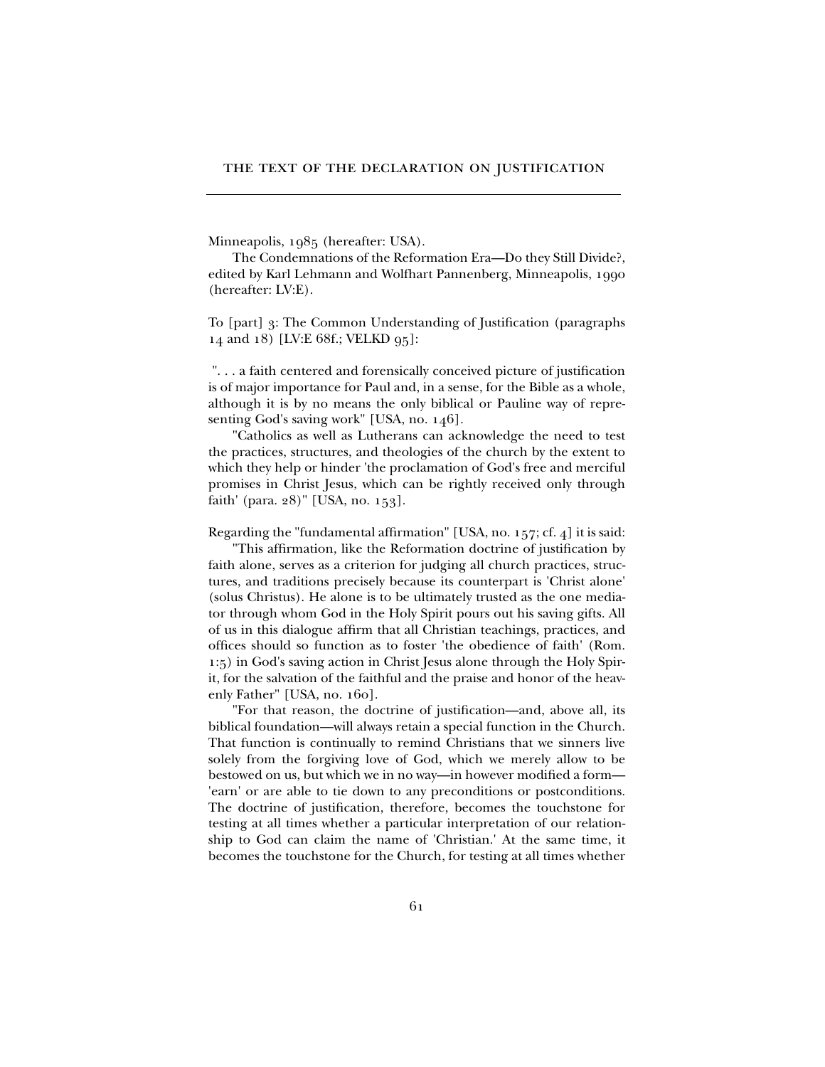Minneapolis, 1985 (hereafter: USA).

The Condemnations of the Reformation Era—Do they Still Divide?, edited by Karl Lehmann and Wolfhart Pannenberg, Minneapolis, 1990 (hereafter: LV:E).

To [part] 3: The Common Understanding of Justification (paragraphs 14 and 18) [LV:E 68f.; VELKD 95]:

". . . a faith centered and forensically conceived picture of justification is of major importance for Paul and, in a sense, for the Bible as a whole, although it is by no means the only biblical or Pauline way of representing God's saving work" [USA, no. 146].

"Catholics as well as Lutherans can acknowledge the need to test the practices, structures, and theologies of the church by the extent to which they help or hinder 'the proclamation of God's free and merciful promises in Christ Jesus, which can be rightly received only through faith' (para. 28)" [USA, no. 153].

Regarding the "fundamental affirmation" [USA, no. 157; cf. 4] it is said:

"This affirmation, like the Reformation doctrine of justification by faith alone, serves as a criterion for judging all church practices, structures, and traditions precisely because its counterpart is 'Christ alone' (solus Christus). He alone is to be ultimately trusted as the one mediator through whom God in the Holy Spirit pours out his saving gifts. All of us in this dialogue affirm that all Christian teachings, practices, and offices should so function as to foster 'the obedience of faith' (Rom. 1:5) in God's saving action in Christ Jesus alone through the Holy Spirit, for the salvation of the faithful and the praise and honor of the heavenly Father" [USA, no. 160].

"For that reason, the doctrine of justification—and, above all, its biblical foundation—will always retain a special function in the Church. That function is continually to remind Christians that we sinners live solely from the forgiving love of God, which we merely allow to be bestowed on us, but which we in no way—in however modified a form—'earn' or are able to tie down to any preconditions or postconditions. The doctrine of justification, therefore, becomes the touchstone for testing at all times whether a particular interpretation of our relationship to God can claim the name of 'Christian.' At the same time, it becomes the touchstone for the Church, for testing at all times whether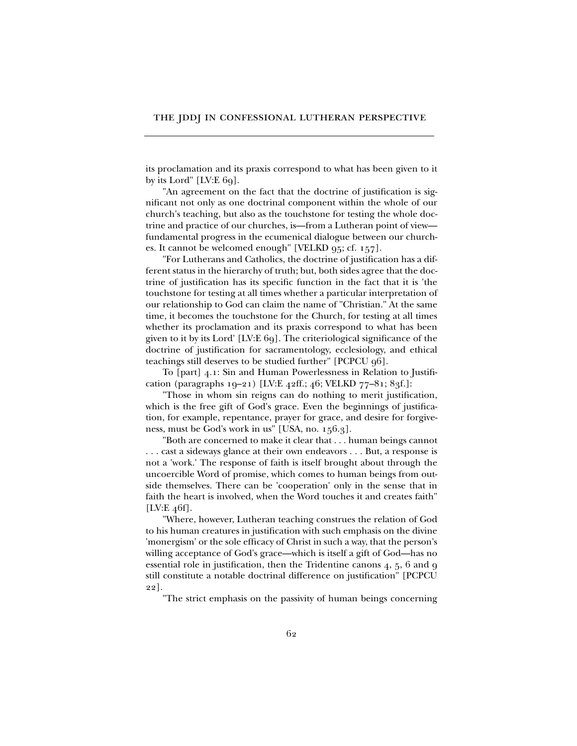its proclamation and its praxis correspond to what has been given to it by its Lord" [LV:E 69].

"An agreement on the fact that the doctrine of justification is significant not only as one doctrinal component within the whole of our church's teaching, but also as the touchstone for testing the whole doctrine and practice of our churches, is—from a Lutheran point of view—fundamental progress in the ecumenical dialogue between our churches. It cannot be welcomed enough" [VELKD 95; cf. 157].

"For Lutherans and Catholics, the doctrine of justification has a different status in the hierarchy of truth; but, both sides agree that the doctrine of justification has its specific function in the fact that it is 'the touchstone for testing at all times whether a particular interpretation of our relationship to God can claim the name of "Christian." At the same time, it becomes the touchstone for the Church, for testing at all times whether its proclamation and its praxis correspond to what has been given to it by its Lord' [LV:E 69]. The criteriological significance of the doctrine of justification for sacramentology, ecclesiology, and ethical teachings still deserves to be studied further" [PCPCU 96].

To [part] 4.1: Sin and Human Powerlessness in Relation to Justification (paragraphs 19–21) [LV:E 42ff.; 46; VELKD 77–81; 83f.]:

"Those in whom sin reigns can do nothing to merit justification, which is the free gift of God's grace. Even the beginnings of justification, for example, repentance, prayer for grace, and desire for forgiveness, must be God's work in us" [USA, no. 156.3].

"Both are concerned to make it clear that . . . human beings cannot . . . cast a sideways glance at their own endeavors . . . But, a response is not a 'work.' The response of faith is itself brought about through the uncoercible Word of promise, which comes to human beings from outside themselves. There can be 'cooperation' only in the sense that in faith the heart is involved, when the Word touches it and creates faith" [LV:E 46f].

"Where, however, Lutheran teaching construes the relation of God to his human creatures in justification with such emphasis on the divine 'monergism' or the sole efficacy of Christ in such a way, that the person's willing acceptance of God's grace—which is itself a gift of God—has no essential role in justification, then the Tridentine canons 4, 5, 6 and 9 still constitute a notable doctrinal difference on justification" [PCPCU 22].

"The strict emphasis on the passivity of human beings concerning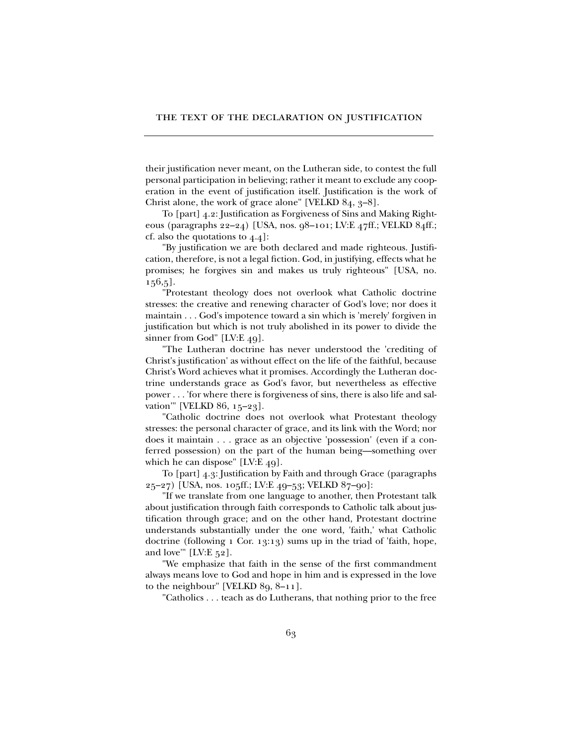their justification never meant, on the Lutheran side, to contest the full personal participation in believing; rather it meant to exclude any cooperation in the event of justification itself. Justification is the work of Christ alone, the work of grace alone" [VELKD 84, 3–8].

To [part] 4.2: Justification as Forgiveness of Sins and Making Righteous (paragraphs 22–24) [USA, nos. 98–101; LV:E 47ff.; VELKD 84ff.; cf. also the quotations to 4.4]:

"By justification we are both declared and made righteous. Justification, therefore, is not a legal fiction. God, in justifying, effects what he promises; he forgives sin and makes us truly righteous" [USA, no. 156,5].

"Protestant theology does not overlook what Catholic doctrine stresses: the creative and renewing character of God's love; nor does it maintain . . . God's impotence toward a sin which is 'merely' forgiven in justification but which is not truly abolished in its power to divide the sinner from God" [LV:E 49].

"The Lutheran doctrine has never understood the 'crediting of Christ's justification' as without effect on the life of the faithful, because Christ's Word achieves what it promises. Accordingly the Lutheran doctrine understands grace as God's favor, but nevertheless as effective power . . . 'for where there is forgiveness of sins, there is also life and salvation'" [VELKD 86, 15–23].

"Catholic doctrine does not overlook what Protestant theology stresses: the personal character of grace, and its link with the Word; nor does it maintain . . . grace as an objective 'possession' (even if a conferred possession) on the part of the human being—something over which he can dispose" [LV:E 49].

To [part] 4.3: Justification by Faith and through Grace (paragraphs 25–27) [USA, nos. 105ff.; LV:E 49–53; VELKD 87–90]:

"If we translate from one language to another, then Protestant talk about justification through faith corresponds to Catholic talk about justification through grace; and on the other hand, Protestant doctrine understands substantially under the one word, 'faith,' what Catholic doctrine (following 1 Cor. 13:13) sums up in the triad of 'faith, hope, and love'" [LV:E 52].

"We emphasize that faith in the sense of the first commandment always means love to God and hope in him and is expressed in the love to the neighbour" [VELKD 89, 8–11].

"Catholics . . . teach as do Lutherans, that nothing prior to the free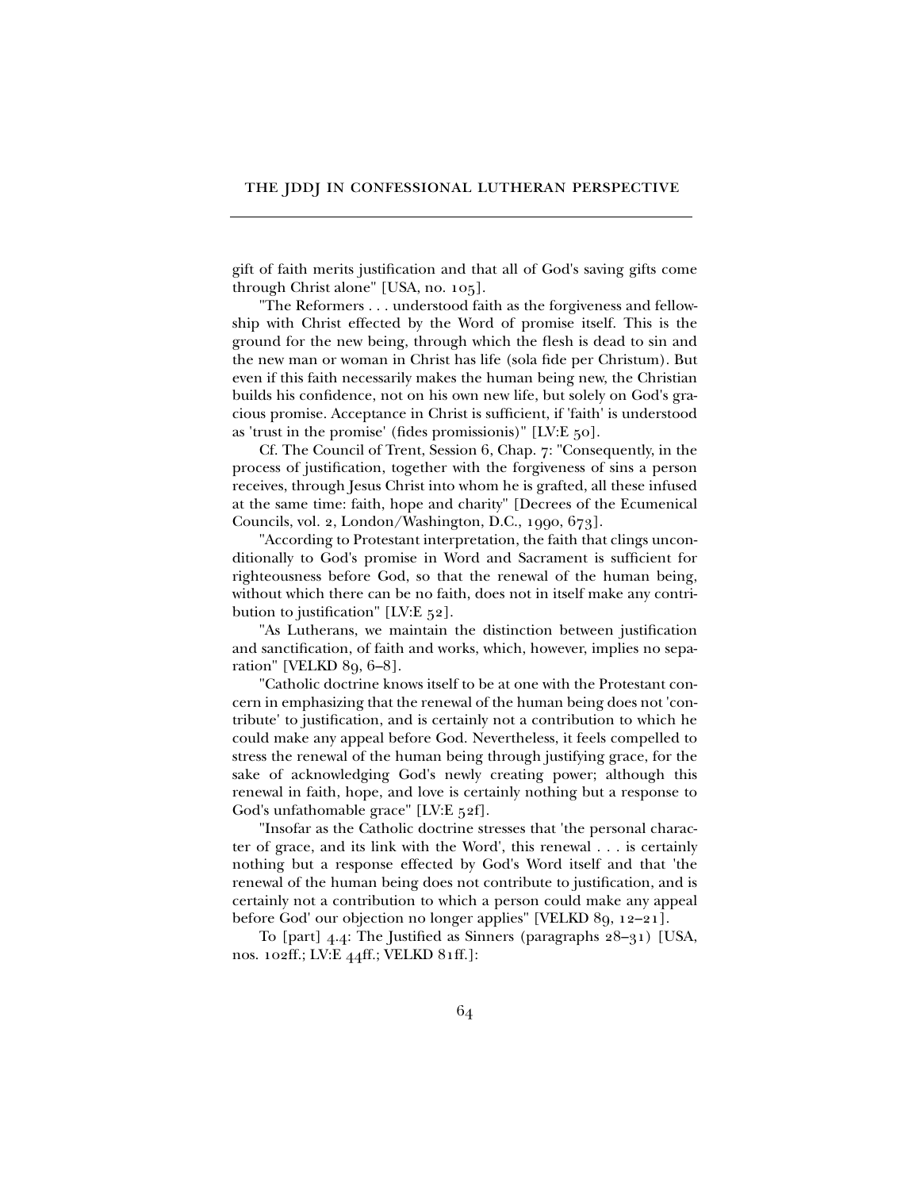gift of faith merits justification and that all of God's saving gifts come through Christ alone" [USA, no. 105].

"The Reformers . . . understood faith as the forgiveness and fellowship with Christ effected by the Word of promise itself. This is the ground for the new being, through which the flesh is dead to sin and the new man or woman in Christ has life (sola fide per Christum). But even if this faith necessarily makes the human being new, the Christian builds his confidence, not on his own new life, but solely on God's gracious promise. Acceptance in Christ is sufficient, if 'faith' is understood as 'trust in the promise' (fides promissionis)" [LV:E 50].

Cf. The Council of Trent, Session 6, Chap. 7: "Consequently, in the process of justification, together with the forgiveness of sins a person receives, through Jesus Christ into whom he is grafted, all these infused at the same time: faith, hope and charity" [Decrees of the Ecumenical Councils, vol. 2, London/Washington, D.C., 1990, 673].

"According to Protestant interpretation, the faith that clings unconditionally to God's promise in Word and Sacrament is sufficient for righteousness before God, so that the renewal of the human being, without which there can be no faith, does not in itself make any contribution to justification" [LV:E 52].

"As Lutherans, we maintain the distinction between justification and sanctification, of faith and works, which, however, implies no separation" [VELKD 89, 6–8].

"Catholic doctrine knows itself to be at one with the Protestant concern in emphasizing that the renewal of the human being does not 'contribute' to justification, and is certainly not a contribution to which he could make any appeal before God. Nevertheless, it feels compelled to stress the renewal of the human being through justifying grace, for the sake of acknowledging God's newly creating power; although this renewal in faith, hope, and love is certainly nothing but a response to God's unfathomable grace" [LV:E 52f].

"Insofar as the Catholic doctrine stresses that 'the personal character of grace, and its link with the Word', this renewal . . . is certainly nothing but a response effected by God's Word itself and that 'the renewal of the human being does not contribute to justification, and is certainly not a contribution to which a person could make any appeal before God' our objection no longer applies" [VELKD 89, 12–21].

To [part] 4.4: The Justified as Sinners (paragraphs 28–31) [USA, nos. 102ff.; LV:E 44ff.; VELKD 81ff.]: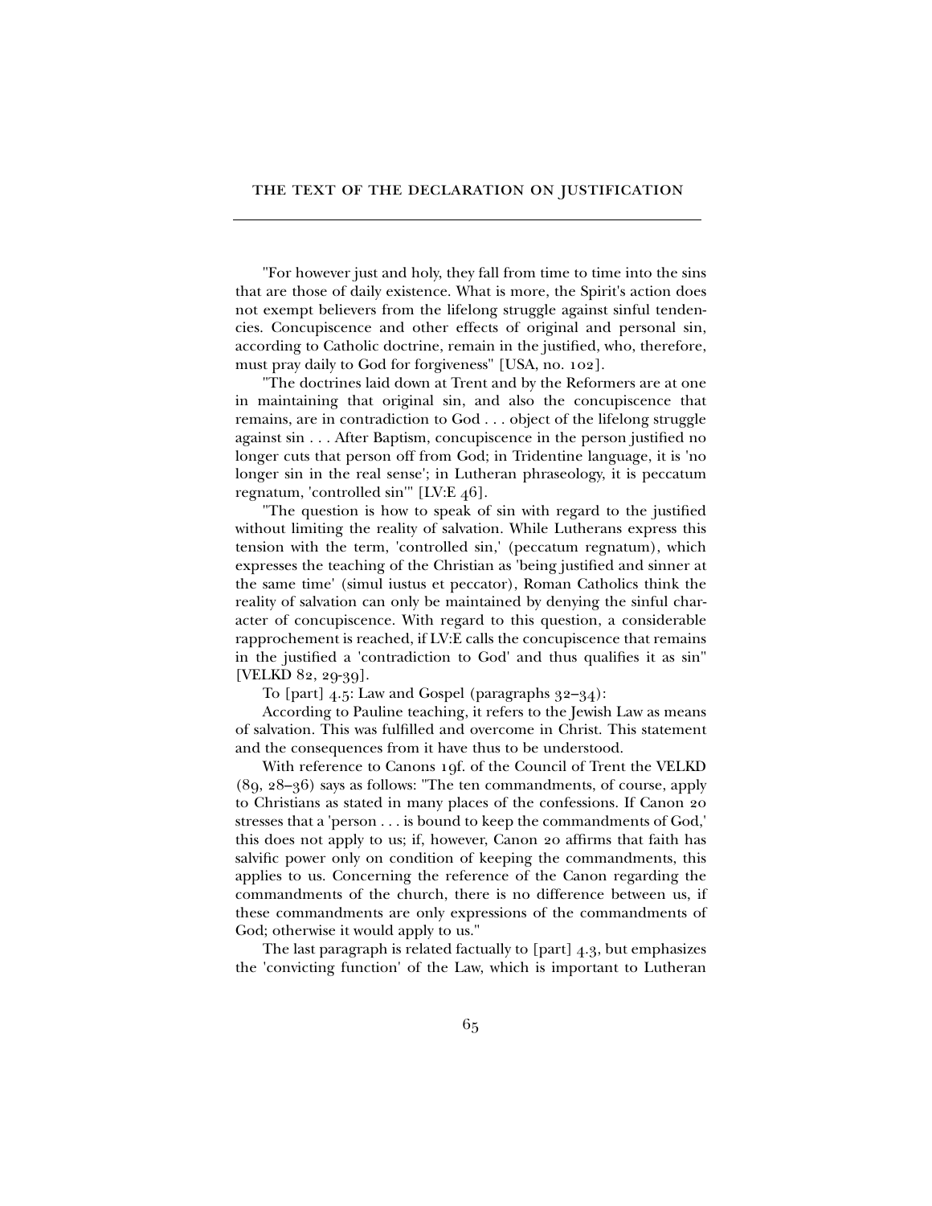"For however just and holy, they fall from time to time into the sins that are those of daily existence. What is more, the Spirit's action does not exempt believers from the lifelong struggle against sinful tendencies. Concupiscence and other effects of original and personal sin, according to Catholic doctrine, remain in the justified, who, therefore, must pray daily to God for forgiveness" [USA, no. 102].

"The doctrines laid down at Trent and by the Reformers are at one in maintaining that original sin, and also the concupiscence that remains, are in contradiction to God . . . object of the lifelong struggle against sin . . . After Baptism, concupiscence in the person justified no longer cuts that person off from God; in Tridentine language, it is 'no longer sin in the real sense'; in Lutheran phraseology, it is peccatum regnatum, 'controlled sin'" [LV:E 46].

"The question is how to speak of sin with regard to the justified without limiting the reality of salvation. While Lutherans express this tension with the term, 'controlled sin,' (peccatum regnatum), which expresses the teaching of the Christian as 'being justified and sinner at the same time' (simul iustus et peccator), Roman Catholics think the reality of salvation can only be maintained by denying the sinful character of concupiscence. With regard to this question, a considerable rapprochement is reached, if LV:E calls the concupiscence that remains in the justified a 'contradiction to God' and thus qualifies it as sin" [VELKD 82, 29-39].

To [part] 4.5: Law and Gospel (paragraphs 32–34):

According to Pauline teaching, it refers to the Jewish Law as means of salvation. This was fulfilled and overcome in Christ. This statement and the consequences from it have thus to be understood.

With reference to Canons 19f. of the Council of Trent the VELKD (89, 28–36) says as follows: "The ten commandments, of course, apply to Christians as stated in many places of the confessions. If Canon 20 stresses that a 'person . . . is bound to keep the commandments of God,' this does not apply to us; if, however, Canon 20 affirms that faith has salvific power only on condition of keeping the commandments, this applies to us. Concerning the reference of the Canon regarding the commandments of the church, there is no difference between us, if these commandments are only expressions of the commandments of God; otherwise it would apply to us."

The last paragraph is related factually to [part] 4.3, but emphasizes the 'convicting function' of the Law, which is important to Lutheran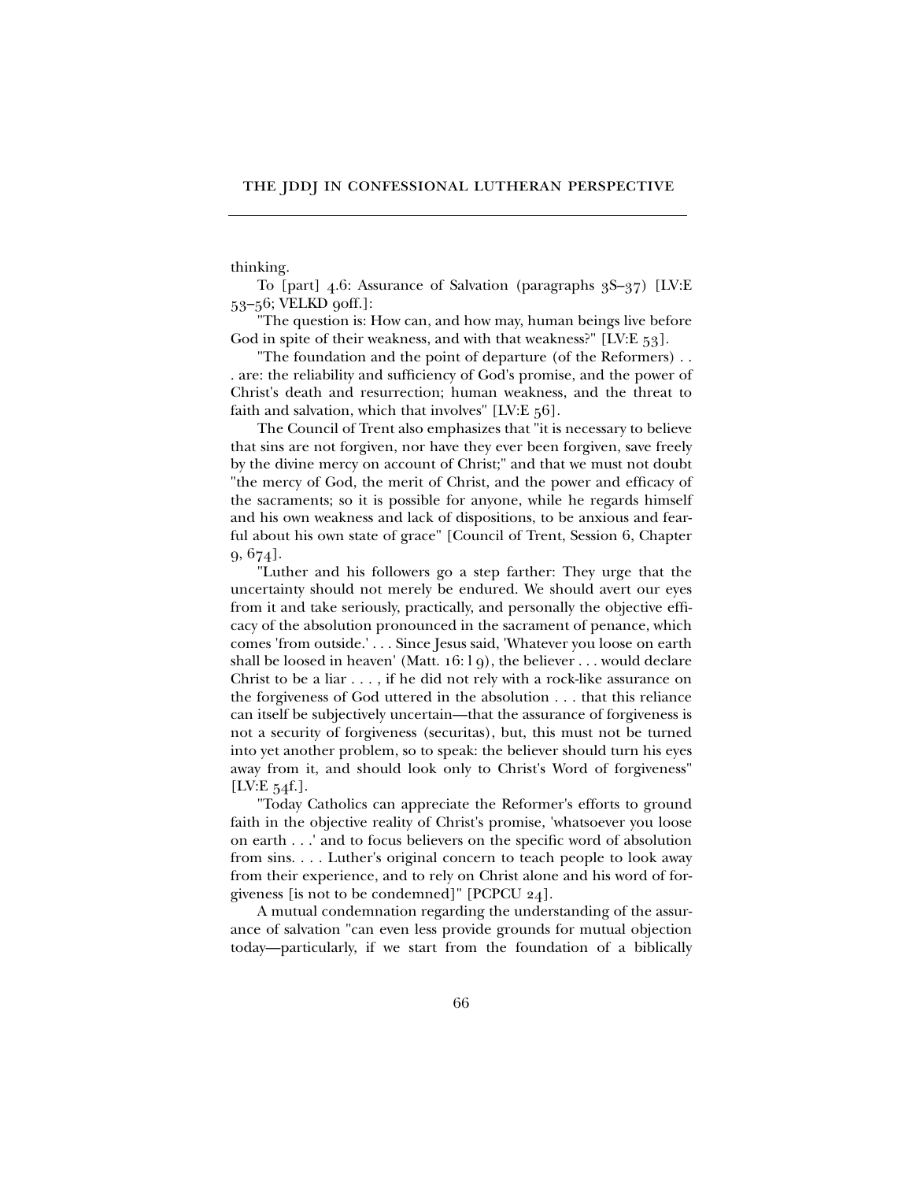thinking.

To [part] 4.6: Assurance of Salvation (paragraphs 3S–37) [LV:E 53–56; VELKD 90ff.]:

"The question is: How can, and how may, human beings live before God in spite of their weakness, and with that weakness?" [LV:E 53].

"The foundation and the point of departure (of the Reformers) . . . are: the reliability and sufficiency of God's promise, and the power of Christ's death and resurrection; human weakness, and the threat to faith and salvation, which that involves" [LV:E 56].

The Council of Trent also emphasizes that "it is necessary to believe that sins are not forgiven, nor have they ever been forgiven, save freely by the divine mercy on account of Christ;" and that we must not doubt "the mercy of God, the merit of Christ, and the power and efficacy of the sacraments; so it is possible for anyone, while he regards himself and his own weakness and lack of dispositions, to be anxious and fearful about his own state of grace" [Council of Trent, Session 6, Chapter 9, 674].

"Luther and his followers go a step farther: They urge that the uncertainty should not merely be endured. We should avert our eyes from it and take seriously, practically, and personally the objective efficacy of the absolution pronounced in the sacrament of penance, which comes 'from outside.' . . . Since Jesus said, 'Whatever you loose on earth shall be loosed in heaven' (Matt. 16: l 9), the believer . . . would declare Christ to be a liar . . . , if he did not rely with a rock-like assurance on the forgiveness of God uttered in the absolution . . . that this reliance can itself be subjectively uncertain—that the assurance of forgiveness is not a security of forgiveness (securitas), but, this must not be turned into yet another problem, so to speak: the believer should turn his eyes away from it, and should look only to Christ's Word of forgiveness" [LV:E 54f.].

"Today Catholics can appreciate the Reformer's efforts to ground faith in the objective reality of Christ's promise, 'whatsoever you loose on earth . . .' and to focus believers on the specific word of absolution from sins. . . . Luther's original concern to teach people to look away from their experience, and to rely on Christ alone and his word of forgiveness [is not to be condemned]" [PCPCU 24].

A mutual condemnation regarding the understanding of the assurance of salvation "can even less provide grounds for mutual objection today—particularly, if we start from the foundation of a biblically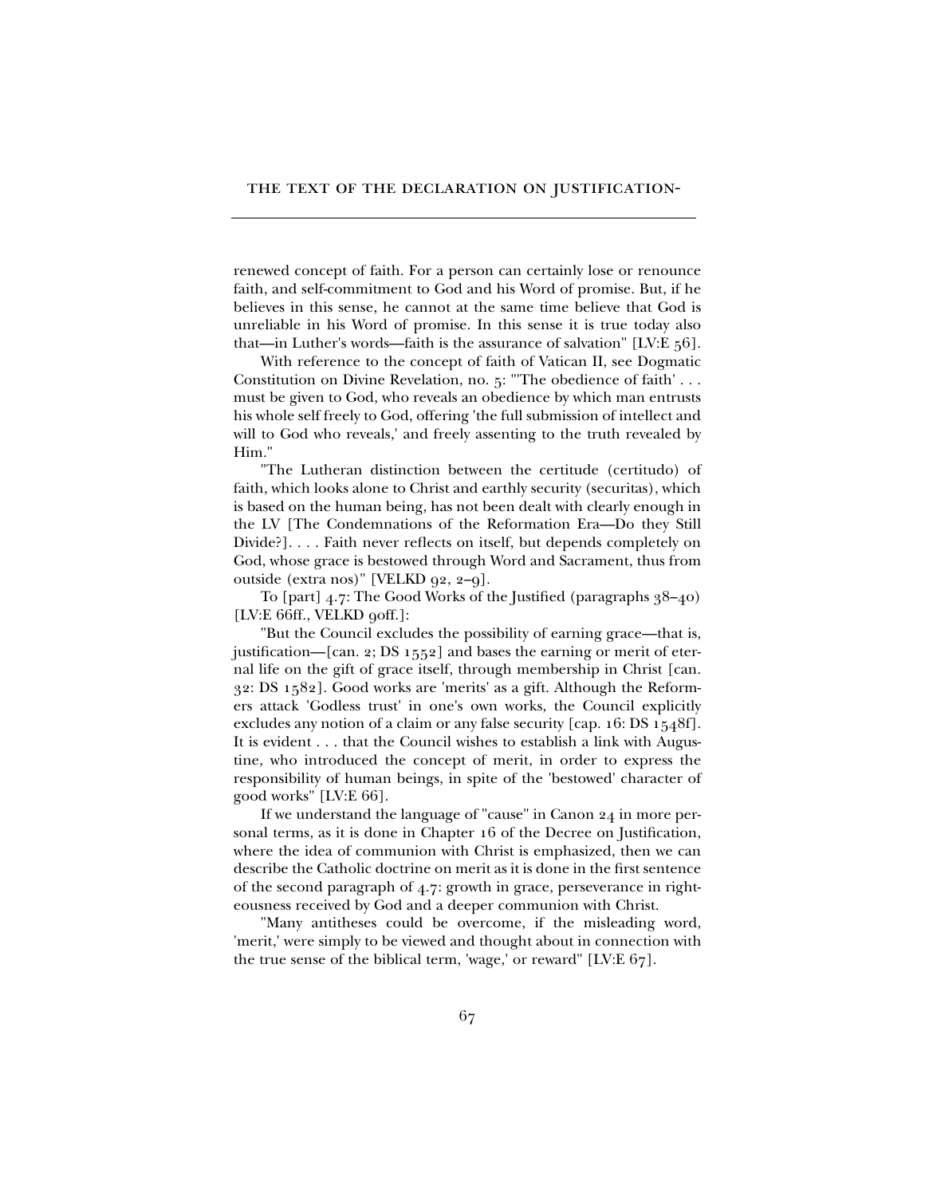renewed concept of faith. For a person can certainly lose or renounce faith, and self-commitment to God and his Word of promise. But, if he believes in this sense, he cannot at the same time believe that God is unreliable in his Word of promise. In this sense it is true today also that—in Luther's words—faith is the assurance of salvation" [LV:E 56].

With reference to the concept of faith of Vatican II, see Dogmatic Constitution on Divine Revelation, no. 5: "'The obedience of faith' . . . must be given to God, who reveals an obedience by which man entrusts his whole self freely to God, offering 'the full submission of intellect and will to God who reveals,' and freely assenting to the truth revealed by Him."

"The Lutheran distinction between the certitude (certitudo) of faith, which looks alone to Christ and earthly security (securitas), which is based on the human being, has not been dealt with clearly enough in the LV [The Condemnations of the Reformation Era—Do they Still Divide?]. . . . Faith never reflects on itself, but depends completely on God, whose grace is bestowed through Word and Sacrament, thus from outside (extra nos)" [VELKD 92, 2–9].

To [part] 4.7: The Good Works of the Justified (paragraphs 38–40) [LV:E 66ff., VELKD 90ff.]:

"But the Council excludes the possibility of earning grace—that is, justification—[can. 2; DS 1552] and bases the earning or merit of eternal life on the gift of grace itself, through membership in Christ [can. 32: DS 1582]. Good works are 'merits' as a gift. Although the Reformers attack 'Godless trust' in one's own works, the Council explicitly excludes any notion of a claim or any false security [cap. 16: DS 1548f]. It is evident . . . that the Council wishes to establish a link with Augustine, who introduced the concept of merit, in order to express the responsibility of human beings, in spite of the 'bestowed' character of good works" [LV:E 66].

If we understand the language of "cause" in Canon 24 in more personal terms, as it is done in Chapter 16 of the Decree on Justification, where the idea of communion with Christ is emphasized, then we can describe the Catholic doctrine on merit as it is done in the first sentence of the second paragraph of 4.7: growth in grace, perseverance in righteousness received by God and a deeper communion with Christ.

"Many antitheses could be overcome, if the misleading word, 'merit,' were simply to be viewed and thought about in connection with the true sense of the biblical term, 'wage,' or reward" [LV:E 67].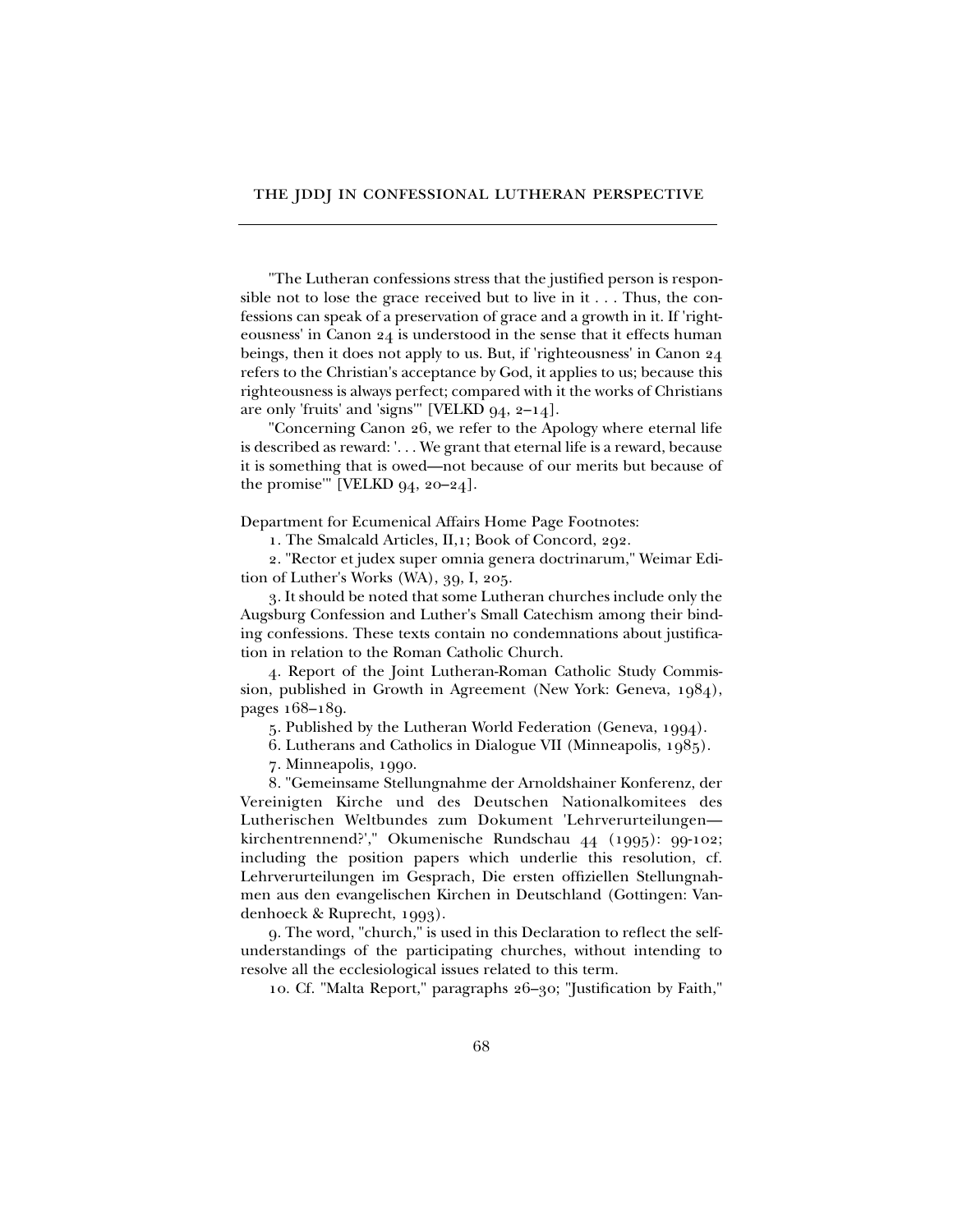"The Lutheran confessions stress that the justified person is responsible not to lose the grace received but to live in it . . . Thus, the confessions can speak of a preservation of grace and a growth in it. If 'righteousness' in Canon 24 is understood in the sense that it effects human beings, then it does not apply to us. But, if 'righteousness' in Canon 24 refers to the Christian's acceptance by God, it applies to us; because this righteousness is always perfect; compared with it the works of Christians are only 'fruits' and 'signs'" [VELKD 94, 2–14].

"Concerning Canon 26, we refer to the Apology where eternal life is described as reward: '. . . We grant that eternal life is a reward, because it is something that is owed—not because of our merits but because of the promise'" [VELKD 94, 20–24].

Department for Ecumenical Affairs Home Page Footnotes:

1. The Smalcald Articles, II,1; Book of Concord, 292.

2. "Rector et judex super omnia genera doctrinarum," Weimar Edition of Luther's Works (WA), 39, I, 205.

3. It should be noted that some Lutheran churches include only the Augsburg Confession and Luther's Small Catechism among their binding confessions. These texts contain no condemnations about justification in relation to the Roman Catholic Church.

4. Report of the Joint Lutheran-Roman Catholic Study Commission, published in Growth in Agreement (New York: Geneva, 1984), pages 168–189.

5. Published by the Lutheran World Federation (Geneva, 1994).

6. Lutherans and Catholics in Dialogue VII (Minneapolis, 1985).

7. Minneapolis, 1990.

8. "Gemeinsame Stellungnahme der Arnoldshainer Konferenz, der Vereinigten Kirche und des Deutschen Nationalkomitees des Lutherischen Weltbundes zum Dokument 'Lehrverurteilungen—kirchentrennend?'," Okumenische Rundschau 44 (1995): 99-102; including the position papers which underlie this resolution, cf. Lehrverurteilungen im Gesprach, Die ersten offiziellen Stellungnahmen aus den evangelischen Kirchen in Deutschland (Gottingen: Vandenhoeck & Ruprecht, 1993).

9. The word, "church," is used in this Declaration to reflect the self-understandings of the participating churches, without intending to resolve all the ecclesiological issues related to this term.

10. Cf. "Malta Report," paragraphs 26–30; "Justification by Faith,"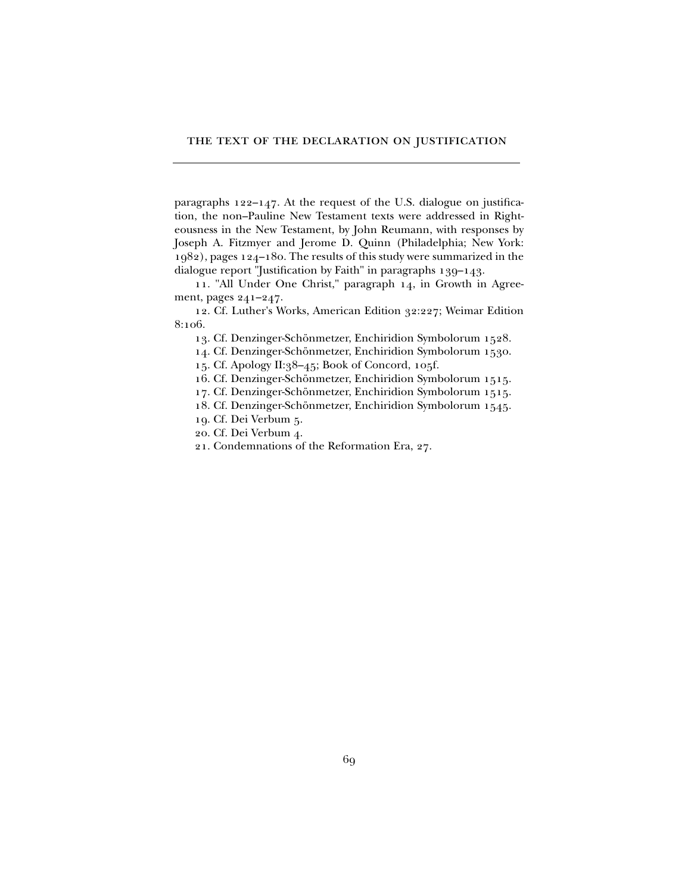paragraphs 122–147. At the request of the U.S. dialogue on justification, the non–Pauline New Testament texts were addressed in Righteousness in the New Testament, by John Reumann, with responses by Joseph A. Fitzmyer and Jerome D. Quinn (Philadelphia; New York: 1982), pages 124–180. The results of this study were summarized in the dialogue report "Justification by Faith" in paragraphs 139–143.

11. "All Under One Christ," paragraph 14, in Growth in Agreement, pages 241–247.

12. Cf. Luther's Works, American Edition 32:227; Weimar Edition 8:106.

13. Cf. Denzinger-Schönmetzer, Enchiridion Symbolorum 1528.

14. Cf. Denzinger-Schönmetzer, Enchiridion Symbolorum 1530.

15. Cf. Apology II:38–45; Book of Concord, 105f.

16. Cf. Denzinger-Schönmetzer, Enchiridion Symbolorum 1515.

17. Cf. Denzinger-Schönmetzer, Enchiridion Symbolorum 1515.

18. Cf. Denzinger-Schönmetzer, Enchiridion Symbolorum 1545.

19. Cf. Dei Verbum 5.

20. Cf. Dei Verbum 4.

21. Condemnations of the Reformation Era, 27.